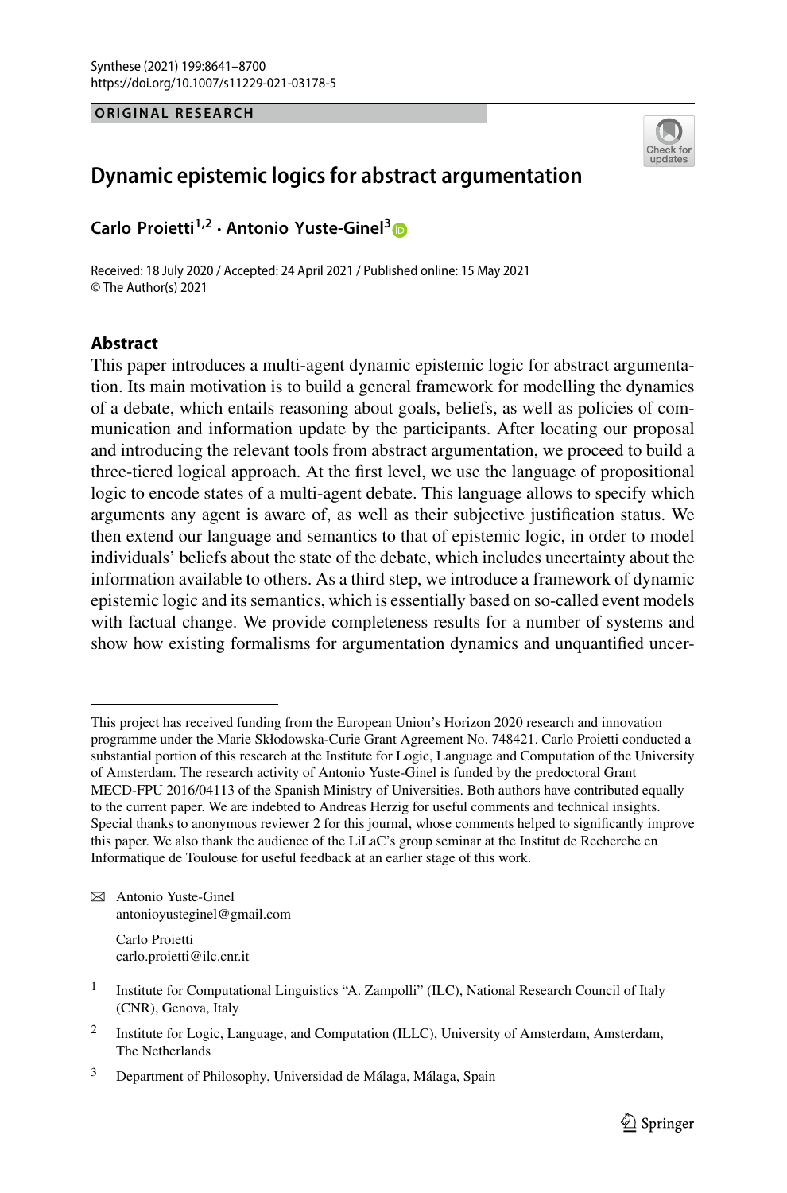ORIGINAL RESEARCH

# Dynamic epistemic logics for abstract argumentation

**Carlo Proietti[1,2] · Antonio Yuste-Ginel[3]**

Received: 18 July 2020 / Accepted: 24 April 2021 / Published online: 15 May 2021
© The Author(s) 2021

## Abstract

This paper introduces a multi-agent dynamic epistemic logic for abstract argumentation. Its main motivation is to build a general framework for modelling the dynamics of a debate, which entails reasoning about goals, beliefs, as well as policies of communication and information update by the participants. After locating our proposal and introducing the relevant tools from abstract argumentation, we proceed to build a three-tiered logical approach. At the first level, we use the language of propositional logic to encode states of a multi-agent debate. This language allows to specify which arguments any agent is aware of, as well as their subjective justification status. We then extend our language and semantics to that of epistemic logic, in order to model individuals' beliefs about the state of the debate, which includes uncertainty about the information available to others. As a third step, we introduce a framework of dynamic epistemic logic and its semantics, which is essentially based on so-called event models with factual change. We provide completeness results for a number of systems and show how existing formalisms for argumentation dynamics and unquantified uncer-

---

This project has received funding from the European Union's Horizon 2020 research and innovation programme under the Marie Skłodowska-Curie Grant Agreement No. 748421. Carlo Proietti conducted a substantial portion of this research at the Institute for Logic, Language and Computation of the University of Amsterdam. The research activity of Antonio Yuste-Ginel is funded by the predoctoral Grant MECD-FPU 2016/04113 of the Spanish Ministry of Universities. Both authors have contributed equally to the current paper. We are indebted to Andreas Herzig for useful comments and technical insights. Special thanks to anonymous reviewer 2 for this journal, whose comments helped to significantly improve this paper. We also thank the audience of the LiLaC's group seminar at the Institut de Recherche en Informatique de Toulouse for useful feedback at an earlier stage of this work.

✉ Antonio Yuste-Ginel
antonioyusteginel@gmail.com

Carlo Proietti
carlo.proietti@ilc.cnr.it

[1] Institute for Computational Linguistics "A. Zampolli" (ILC), National Research Council of Italy (CNR), Genova, Italy

[2] Institute for Logic, Language, and Computation (ILLC), University of Amsterdam, Amsterdam, The Netherlands

[3] Department of Philosophy, Universidad de Málaga, Málaga, Spain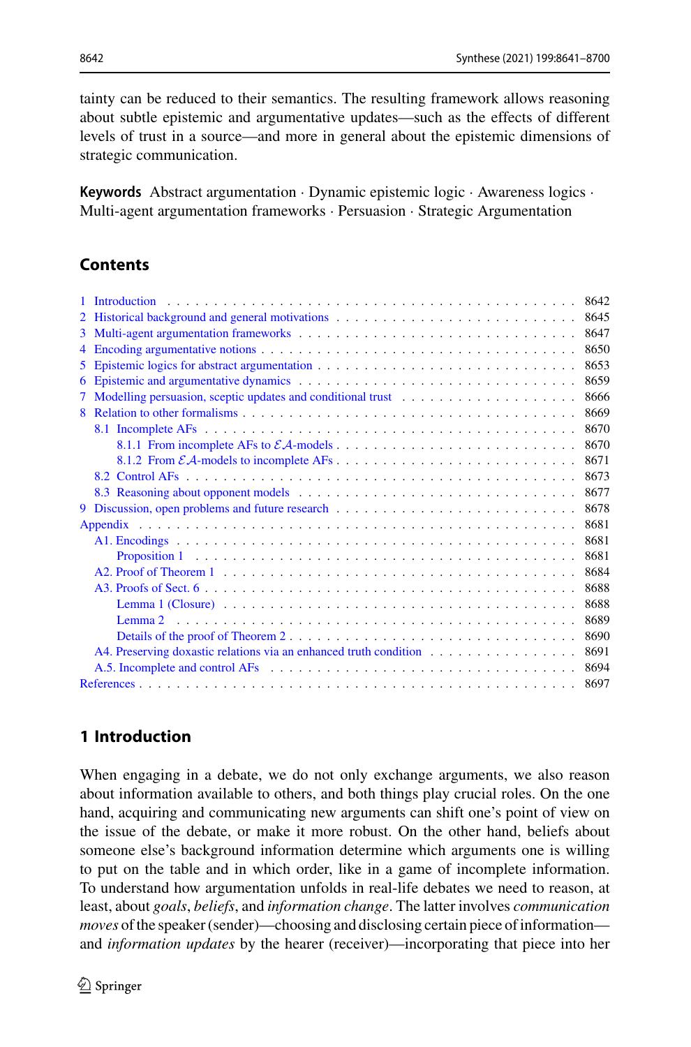tainty can be reduced to their semantics. The resulting framework allows reasoning about subtle epistemic and argumentative updates—such as the effects of different levels of trust in a source—and more in general about the epistemic dimensions of strategic communication.

**Keywords** Abstract argumentation · Dynamic epistemic logic · Awareness logics · Multi-agent argumentation frameworks · Persuasion · Strategic Argumentation

## Contents

- 1 Introduction . . . 8642
- 2 Historical background and general motivations . . . 8645
- 3 Multi-agent argumentation frameworks . . . 8647
- 4 Encoding argumentative notions . . . 8650
- 5 Epistemic logics for abstract argumentation . . . 8653
- 6 Epistemic and argumentative dynamics . . . 8659
- 7 Modelling persuasion, sceptic updates and conditional trust . . . 8666
- 8 Relation to other formalisms . . . 8669
  - 8.1 Incomplete AFs . . . 8670
    - 8.1.1 From incomplete AFs to $\mathcal{EA}$-models . . . 8670
    - 8.1.2 From $\mathcal{EA}$-models to incomplete AFs . . . 8671
  - 8.2 Control AFs . . . 8673
  - 8.3 Reasoning about opponent models . . . 8677
- 9 Discussion, open problems and future research . . . 8678
- Appendix . . . 8681
  - A1. Encodings . . . 8681
    - Proposition 1 . . . 8681
  - A2. Proof of Theorem 1 . . . 8684
  - A3. Proofs of Sect. 6 . . . 8688
    - Lemma 1 (Closure) . . . 8688
    - Lemma 2 . . . 8689
    - Details of the proof of Theorem 2 . . . 8690
  - A4. Preserving doxastic relations via an enhanced truth condition . . . 8691
  - A.5. Incomplete and control AFs . . . 8694
- References . . . 8697

## 1 Introduction

When engaging in a debate, we do not only exchange arguments, we also reason about information available to others, and both things play crucial roles. On the one hand, acquiring and communicating new arguments can shift one's point of view on the issue of the debate, or make it more robust. On the other hand, beliefs about someone else's background information determine which arguments one is willing to put on the table and in which order, like in a game of incomplete information. To understand how argumentation unfolds in real-life debates we need to reason, at least, about *goals*, *beliefs*, and *information change*. The latter involves *communication moves* of the speaker (sender)—choosing and disclosing certain piece of information—and *information updates* by the hearer (receiver)—incorporating that piece into her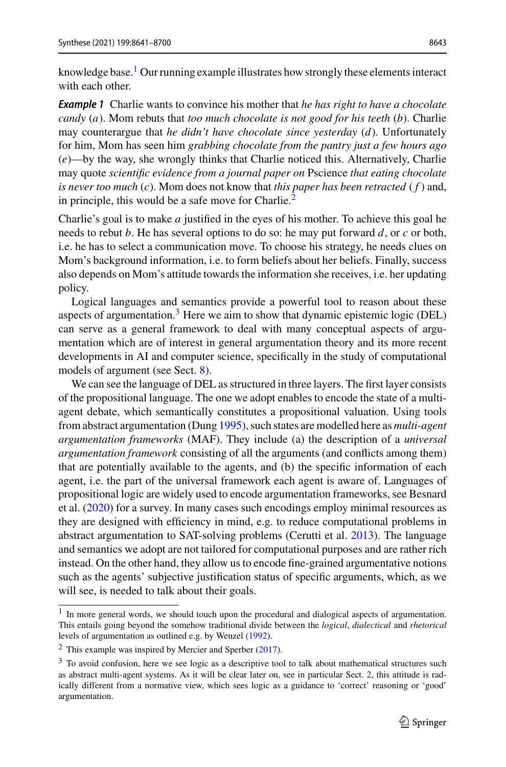knowledge base.[1] Our running example illustrates how strongly these elements interact with each other.

***Example 1*** Charlie wants to convince his mother that *he has right to have a chocolate candy* ($a$). Mom rebuts that *too much chocolate is not good for his teeth* ($b$). Charlie may counterargue that *he didn't have chocolate since yesterday* ($d$). Unfortunately for him, Mom has seen him *grabbing chocolate from the pantry just a few hours ago* ($e$)—by the way, she wrongly thinks that Charlie noticed this. Alternatively, Charlie may quote *scientific evidence from a journal paper on* Pscience *that eating chocolate is never too much* ($c$). Mom does not know that *this paper has been retracted* ($f$) and, in principle, this would be a safe move for Charlie.[2]

Charlie's goal is to make $a$ justified in the eyes of his mother. To achieve this goal he needs to rebut $b$. He has several options to do so: he may put forward $d$, or $c$ or both, i.e. he has to select a communication move. To choose his strategy, he needs clues on Mom's background information, i.e. to form beliefs about her beliefs. Finally, success also depends on Mom's attitude towards the information she receives, i.e. her updating policy.

Logical languages and semantics provide a powerful tool to reason about these aspects of argumentation.[3] Here we aim to show that dynamic epistemic logic (DEL) can serve as a general framework to deal with many conceptual aspects of argumentation which are of interest in general argumentation theory and its more recent developments in AI and computer science, specifically in the study of computational models of argument (see Sect. 8).

We can see the language of DEL as structured in three layers. The first layer consists of the propositional language. The one we adopt enables to encode the state of a multi-agent debate, which semantically constitutes a propositional valuation. Using tools from abstract argumentation (Dung 1995), such states are modelled here as *multi-agent argumentation frameworks* (MAF). They include (a) the description of a *universal argumentation framework* consisting of all the arguments (and conflicts among them) that are potentially available to the agents, and (b) the specific information of each agent, i.e. the part of the universal framework each agent is aware of. Languages of propositional logic are widely used to encode argumentation frameworks, see Besnard et al. (2020) for a survey. In many cases such encodings employ minimal resources as they are designed with efficiency in mind, e.g. to reduce computational problems in abstract argumentation to SAT-solving problems (Cerutti et al. 2013). The language and semantics we adopt are not tailored for computational purposes and are rather rich instead. On the other hand, they allow us to encode fine-grained argumentative notions such as the agents' subjective justification status of specific arguments, which, as we will see, is needed to talk about their goals.

---

[1] In more general words, we should touch upon the procedural and dialogical aspects of argumentation. This entails going beyond the somehow traditional divide between the *logical*, *dialectical* and *rhetorical* levels of argumentation as outlined e.g. by Wenzel (1992).

[2] This example was inspired by Mercier and Sperber (2017).

[3] To avoid confusion, here we see logic as a descriptive tool to talk about mathematical structures such as abstract multi-agent systems. As it will be clear later on, see in particular Sect. 2, this attitude is radically different from a normative view, which sees logic as a guidance to 'correct' reasoning or 'good' argumentation.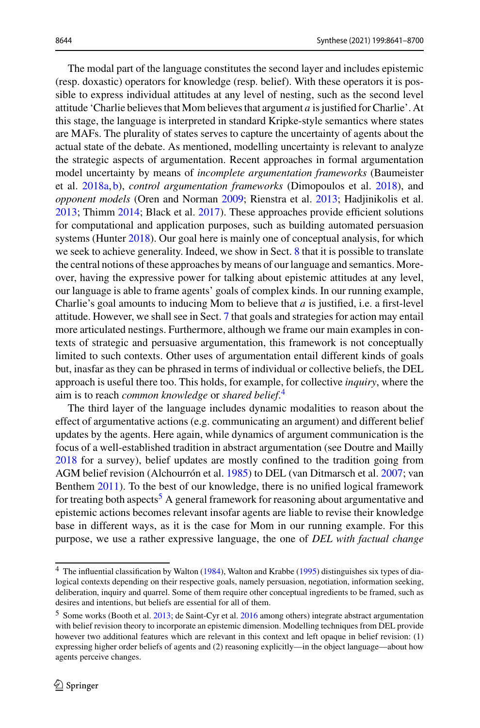The modal part of the language constitutes the second layer and includes epistemic (resp. doxastic) operators for knowledge (resp. belief). With these operators it is possible to express individual attitudes at any level of nesting, such as the second level attitude 'Charlie believes that Mom believes that argument $a$ is justified for Charlie'. At this stage, the language is interpreted in standard Kripke-style semantics where states are MAFs. The plurality of states serves to capture the uncertainty of agents about the actual state of the debate. As mentioned, modelling uncertainty is relevant to analyze the strategic aspects of argumentation. Recent approaches in formal argumentation model uncertainty by means of *incomplete argumentation frameworks* (Baumeister et al. 2018a, b), *control argumentation frameworks* (Dimopoulos et al. 2018), and *opponent models* (Oren and Norman 2009; Rienstra et al. 2013; Hadjinikolis et al. 2013; Thimm 2014; Black et al. 2017). These approaches provide efficient solutions for computational and application purposes, such as building automated persuasion systems (Hunter 2018). Our goal here is mainly one of conceptual analysis, for which we seek to achieve generality. Indeed, we show in Sect. 8 that it is possible to translate the central notions of these approaches by means of our language and semantics. Moreover, having the expressive power for talking about epistemic attitudes at any level, our language is able to frame agents' goals of complex kinds. In our running example, Charlie's goal amounts to inducing Mom to believe that $a$ is justified, i.e. a first-level attitude. However, we shall see in Sect. 7 that goals and strategies for action may entail more articulated nestings. Furthermore, although we frame our main examples in contexts of strategic and persuasive argumentation, this framework is not conceptually limited to such contexts. Other uses of argumentation entail different kinds of goals but, inasfar as they can be phrased in terms of individual or collective beliefs, the DEL approach is useful there too. This holds, for example, for collective *inquiry*, where the aim is to reach *common knowledge* or *shared belief*.[4]

The third layer of the language includes dynamic modalities to reason about the effect of argumentative actions (e.g. communicating an argument) and different belief updates by the agents. Here again, while dynamics of argument communication is the focus of a well-established tradition in abstract argumentation (see Doutre and Mailly 2018 for a survey), belief updates are mostly confined to the tradition going from AGM belief revision (Alchourrón et al. 1985) to DEL (van Ditmarsch et al. 2007; van Benthem 2011). To the best of our knowledge, there is no unified logical framework for treating both aspects[5] A general framework for reasoning about argumentative and epistemic actions becomes relevant insofar agents are liable to revise their knowledge base in different ways, as it is the case for Mom in our running example. For this purpose, we use a rather expressive language, the one of *DEL with factual change*

[4] The influential classification by Walton (1984), Walton and Krabbe (1995) distinguishes six types of dialogical contexts depending on their respective goals, namely persuasion, negotiation, information seeking, deliberation, inquiry and quarrel. Some of them require other conceptual ingredients to be framed, such as desires and intentions, but beliefs are essential for all of them.

[5] Some works (Booth et al. 2013; de Saint-Cyr et al. 2016 among others) integrate abstract argumentation with belief revision theory to incorporate an epistemic dimension. Modelling techniques from DEL provide however two additional features which are relevant in this context and left opaque in belief revision: (1) expressing higher order beliefs of agents and (2) reasoning explicitly—in the object language—about how agents perceive changes.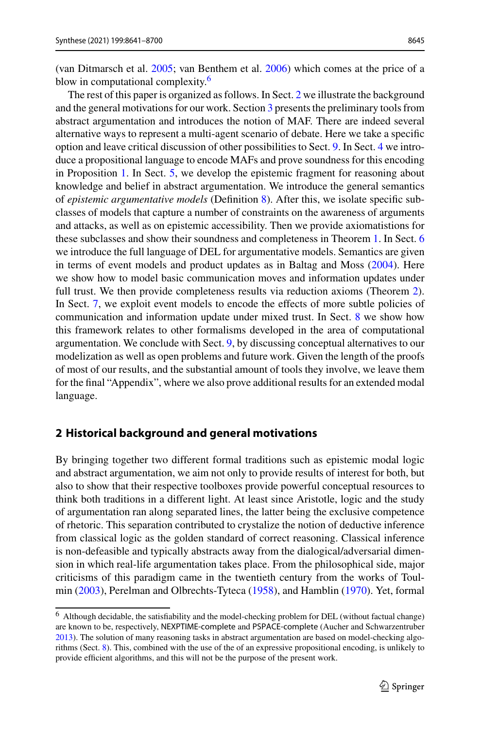(van Ditmarsch et al. 2005; van Benthem et al. 2006) which comes at the price of a blow in computational complexity.[6]

The rest of this paper is organized as follows. In Sect. 2 we illustrate the background and the general motivations for our work. Section 3 presents the preliminary tools from abstract argumentation and introduces the notion of MAF. There are indeed several alternative ways to represent a multi-agent scenario of debate. Here we take a specific option and leave critical discussion of other possibilities to Sect. 9. In Sect. 4 we introduce a propositional language to encode MAFs and prove soundness for this encoding in Proposition 1. In Sect. 5, we develop the epistemic fragment for reasoning about knowledge and belief in abstract argumentation. We introduce the general semantics of *epistemic argumentative models* (Definition 8). After this, we isolate specific subclasses of models that capture a number of constraints on the awareness of arguments and attacks, as well as on epistemic accessibility. Then we provide axiomatistions for these subclasses and show their soundness and completeness in Theorem 1. In Sect. 6 we introduce the full language of DEL for argumentative models. Semantics are given in terms of event models and product updates as in Baltag and Moss (2004). Here we show how to model basic communication moves and information updates under full trust. We then provide completeness results via reduction axioms (Theorem 2). In Sect. 7, we exploit event models to encode the effects of more subtle policies of communication and information update under mixed trust. In Sect. 8 we show how this framework relates to other formalisms developed in the area of computational argumentation. We conclude with Sect. 9, by discussing conceptual alternatives to our modelization as well as open problems and future work. Given the length of the proofs of most of our results, and the substantial amount of tools they involve, we leave them for the final "Appendix", where we also prove additional results for an extended modal language.

## 2 Historical background and general motivations

By bringing together two different formal traditions such as epistemic modal logic and abstract argumentation, we aim not only to provide results of interest for both, but also to show that their respective toolboxes provide powerful conceptual resources to think both traditions in a different light. At least since Aristotle, logic and the study of argumentation ran along separated lines, the latter being the exclusive competence of rhetoric. This separation contributed to crystalize the notion of deductive inference from classical logic as the golden standard of correct reasoning. Classical inference is non-defeasible and typically abstracts away from the dialogical/adversarial dimension in which real-life argumentation takes place. From the philosophical side, major criticisms of this paradigm came in the twentieth century from the works of Toulmin (2003), Perelman and Olbrechts-Tyteca (1958), and Hamblin (1970). Yet, formal

[6] Although decidable, the satisfiability and the model-checking problem for DEL (without factual change) are known to be, respectively, NEXPTIME-complete and PSPACE-complete (Aucher and Schwarzentruber 2013). The solution of many reasoning tasks in abstract argumentation are based on model-checking algorithms (Sect. 8). This, combined with the use of the of an expressive propositional encoding, is unlikely to provide efficient algorithms, and this will not be the purpose of the present work.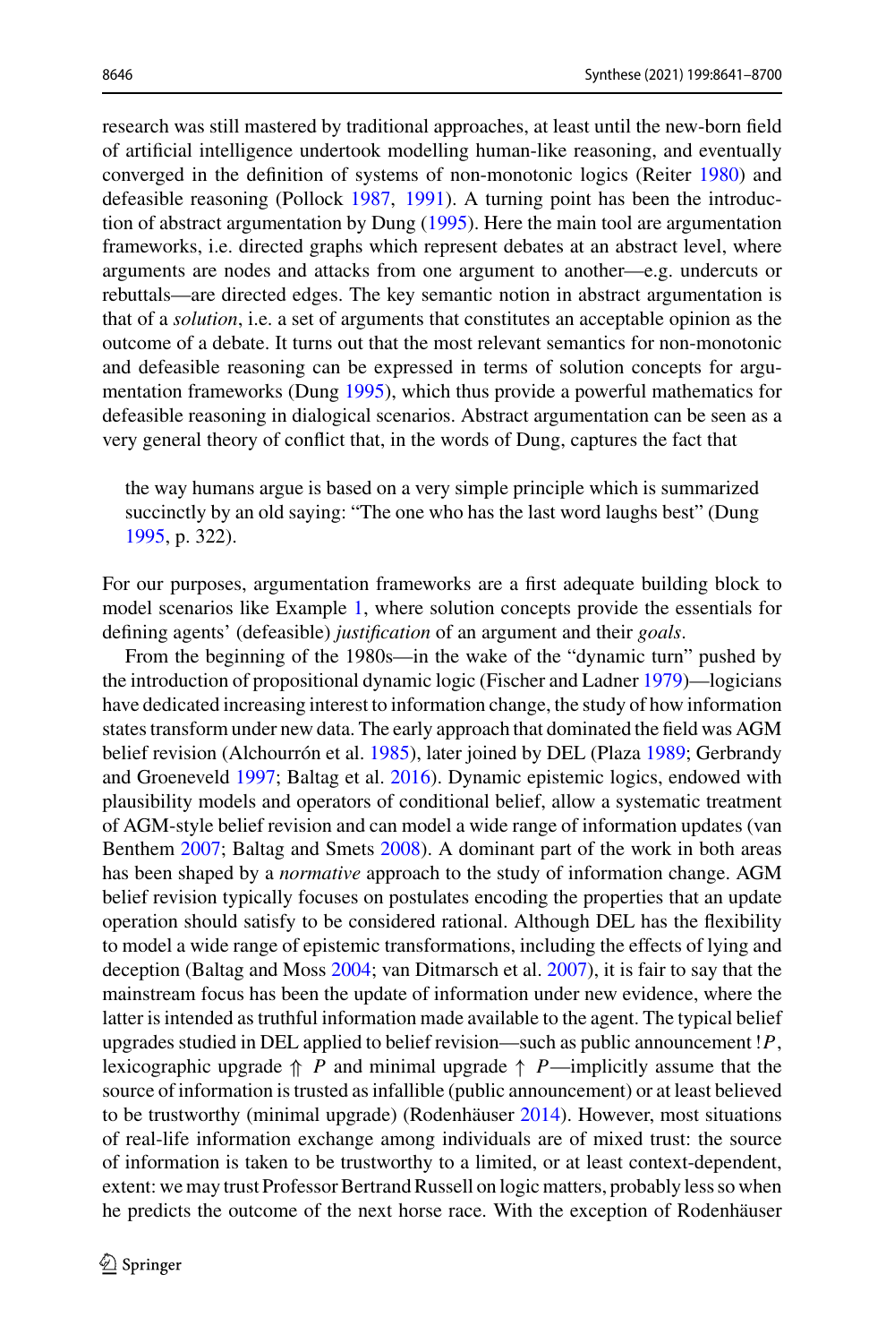research was still mastered by traditional approaches, at least until the new-born field of artificial intelligence undertook modelling human-like reasoning, and eventually converged in the definition of systems of non-monotonic logics (Reiter 1980) and defeasible reasoning (Pollock 1987, 1991). A turning point has been the introduction of abstract argumentation by Dung (1995). Here the main tool are argumentation frameworks, i.e. directed graphs which represent debates at an abstract level, where arguments are nodes and attacks from one argument to another—e.g. undercuts or rebuttals—are directed edges. The key semantic notion in abstract argumentation is that of a *solution*, i.e. a set of arguments that constitutes an acceptable opinion as the outcome of a debate. It turns out that the most relevant semantics for non-monotonic and defeasible reasoning can be expressed in terms of solution concepts for argumentation frameworks (Dung 1995), which thus provide a powerful mathematics for defeasible reasoning in dialogical scenarios. Abstract argumentation can be seen as a very general theory of conflict that, in the words of Dung, captures the fact that

> the way humans argue is based on a very simple principle which is summarized succinctly by an old saying: "The one who has the last word laughs best" (Dung 1995, p. 322).

For our purposes, argumentation frameworks are a first adequate building block to model scenarios like Example 1, where solution concepts provide the essentials for defining agents' (defeasible) *justification* of an argument and their *goals*.

From the beginning of the 1980s—in the wake of the "dynamic turn" pushed by the introduction of propositional dynamic logic (Fischer and Ladner 1979)—logicians have dedicated increasing interest to information change, the study of how information states transform under new data. The early approach that dominated the field was AGM belief revision (Alchourrón et al. 1985), later joined by DEL (Plaza 1989; Gerbrandy and Groeneveld 1997; Baltag et al. 2016). Dynamic epistemic logics, endowed with plausibility models and operators of conditional belief, allow a systematic treatment of AGM-style belief revision and can model a wide range of information updates (van Benthem 2007; Baltag and Smets 2008). A dominant part of the work in both areas has been shaped by a *normative* approach to the study of information change. AGM belief revision typically focuses on postulates encoding the properties that an update operation should satisfy to be considered rational. Although DEL has the flexibility to model a wide range of epistemic transformations, including the effects of lying and deception (Baltag and Moss 2004; van Ditmarsch et al. 2007), it is fair to say that the mainstream focus has been the update of information under new evidence, where the latter is intended as truthful information made available to the agent. The typical belief upgrades studied in DEL applied to belief revision—such as public announcement $!P$, lexicographic upgrade $\Uparrow P$ and minimal upgrade $\uparrow P$—implicitly assume that the source of information is trusted as infallible (public announcement) or at least believed to be trustworthy (minimal upgrade) (Rodenhäuser 2014). However, most situations of real-life information exchange among individuals are of mixed trust: the source of information is taken to be trustworthy to a limited, or at least context-dependent, extent: we may trust Professor Bertrand Russell on logic matters, probably less so when he predicts the outcome of the next horse race. With the exception of Rodenhäuser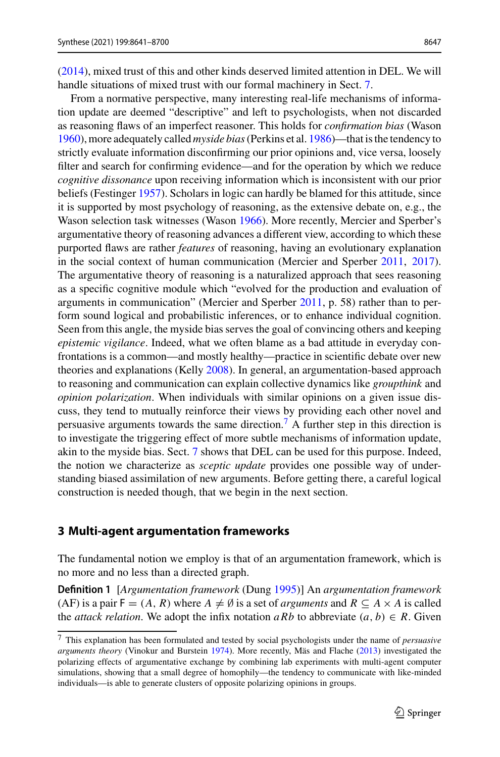(2014), mixed trust of this and other kinds deserved limited attention in DEL. We will handle situations of mixed trust with our formal machinery in Sect. 7.

From a normative perspective, many interesting real-life mechanisms of information update are deemed "descriptive" and left to psychologists, when not discarded as reasoning flaws of an imperfect reasoner. This holds for *confirmation bias* (Wason 1960), more adequately called *myside bias* (Perkins et al. 1986)—that is the tendency to strictly evaluate information disconfirming our prior opinions and, vice versa, loosely filter and search for confirming evidence—and for the operation by which we reduce *cognitive dissonance* upon receiving information which is inconsistent with our prior beliefs (Festinger 1957). Scholars in logic can hardly be blamed for this attitude, since it is supported by most psychology of reasoning, as the extensive debate on, e.g., the Wason selection task witnesses (Wason 1966). More recently, Mercier and Sperber's argumentative theory of reasoning advances a different view, according to which these purported flaws are rather *features* of reasoning, having an evolutionary explanation in the social context of human communication (Mercier and Sperber 2011, 2017). The argumentative theory of reasoning is a naturalized approach that sees reasoning as a specific cognitive module which "evolved for the production and evaluation of arguments in communication" (Mercier and Sperber 2011, p. 58) rather than to perform sound logical and probabilistic inferences, or to enhance individual cognition. Seen from this angle, the myside bias serves the goal of convincing others and keeping *epistemic vigilance*. Indeed, what we often blame as a bad attitude in everyday confrontations is a common—and mostly healthy—practice in scientific debate over new theories and explanations (Kelly 2008). In general, an argumentation-based approach to reasoning and communication can explain collective dynamics like *groupthink* and *opinion polarization*. When individuals with similar opinions on a given issue discuss, they tend to mutually reinforce their views by providing each other novel and persuasive arguments towards the same direction.[7] A further step in this direction is to investigate the triggering effect of more subtle mechanisms of information update, akin to the myside bias. Sect. 7 shows that DEL can be used for this purpose. Indeed, the notion we characterize as *sceptic update* provides one possible way of understanding biased assimilation of new arguments. Before getting there, a careful logical construction is needed though, that we begin in the next section.

## 3 Multi-agent argumentation frameworks

The fundamental notion we employ is that of an argumentation framework, which is no more and no less than a directed graph.

**Definition 1** [*Argumentation framework* (Dung 1995)] An *argumentation framework* (AF) is a pair $\mathsf{F} = (A, R)$ where $A \neq \emptyset$ is a set of *arguments* and $R \subseteq A \times A$ is called the *attack relation*. We adopt the infix notation $aRb$ to abbreviate $(a, b) \in R$. Given

---

[7] This explanation has been formulated and tested by social psychologists under the name of *persuasive arguments theory* (Vinokur and Burstein 1974). More recently, Mäs and Flache (2013) investigated the polarizing effects of argumentative exchange by combining lab experiments with multi-agent computer simulations, showing that a small degree of homophily—the tendency to communicate with like-minded individuals—is able to generate clusters of opposite polarizing opinions in groups.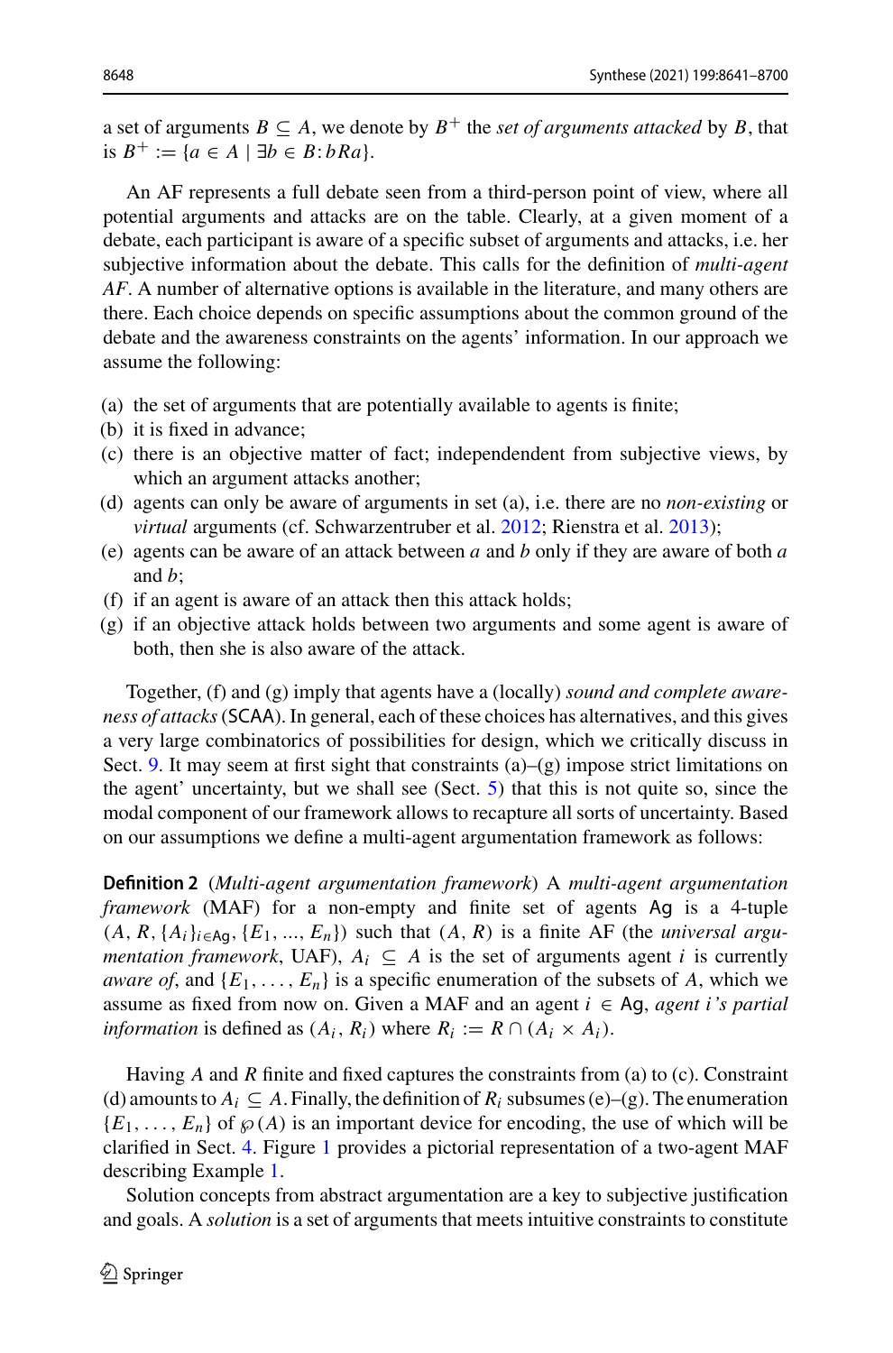a set of arguments $B \subseteq A$, we denote by $B^+$ the *set of arguments attacked* by $B$, that is $B^+ := \{a \in A \mid \exists b \in B : bRa\}$.

An AF represents a full debate seen from a third-person point of view, where all potential arguments and attacks are on the table. Clearly, at a given moment of a debate, each participant is aware of a specific subset of arguments and attacks, i.e. her subjective information about the debate. This calls for the definition of *multi-agent AF*. A number of alternative options is available in the literature, and many others are there. Each choice depends on specific assumptions about the common ground of the debate and the awareness constraints on the agents' information. In our approach we assume the following:

(a) the set of arguments that are potentially available to agents is finite;
(b) it is fixed in advance;
(c) there is an objective matter of fact; independendent from subjective views, by which an argument attacks another;
(d) agents can only be aware of arguments in set (a), i.e. there are no *non-existing* or *virtual* arguments (cf. Schwarzentruber et al. 2012; Rienstra et al. 2013);
(e) agents can be aware of an attack between $a$ and $b$ only if they are aware of both $a$ and $b$;
(f) if an agent is aware of an attack then this attack holds;
(g) if an objective attack holds between two arguments and some agent is aware of both, then she is also aware of the attack.

Together, (f) and (g) imply that agents have a (locally) *sound and complete awareness of attacks* (SCAA). In general, each of these choices has alternatives, and this gives a very large combinatorics of possibilities for design, which we critically discuss in Sect. 9. It may seem at first sight that constraints (a)–(g) impose strict limitations on the agent' uncertainty, but we shall see (Sect. 5) that this is not quite so, since the modal component of our framework allows to recapture all sorts of uncertainty. Based on our assumptions we define a multi-agent argumentation framework as follows:

**Definition 2** (*Multi-agent argumentation framework*) A *multi-agent argumentation framework* (MAF) for a non-empty and finite set of agents $\mathsf{Ag}$ is a 4-tuple $(A, R, \{A_i\}_{i \in \mathsf{Ag}}, \{E_1, ..., E_n\})$ such that $(A, R)$ is a finite AF (the *universal argumentation framework*, UAF), $A_i \subseteq A$ is the set of arguments agent $i$ is currently *aware of*, and $\{E_1, \ldots, E_n\}$ is a specific enumeration of the subsets of $A$, which we assume as fixed from now on. Given a MAF and an agent $i \in \mathsf{Ag}$, *agent i's partial information* is defined as $(A_i, R_i)$ where $R_i := R \cap (A_i \times A_i)$.

Having $A$ and $R$ finite and fixed captures the constraints from (a) to (c). Constraint (d) amounts to $A_i \subseteq A$. Finally, the definition of $R_i$ subsumes (e)–(g). The enumeration $\{E_1, \ldots, E_n\}$ of $\wp(A)$ is an important device for encoding, the use of which will be clarified in Sect. 4. Figure 1 provides a pictorial representation of a two-agent MAF describing Example 1.

Solution concepts from abstract argumentation are a key to subjective justification and goals. A *solution* is a set of arguments that meets intuitive constraints to constitute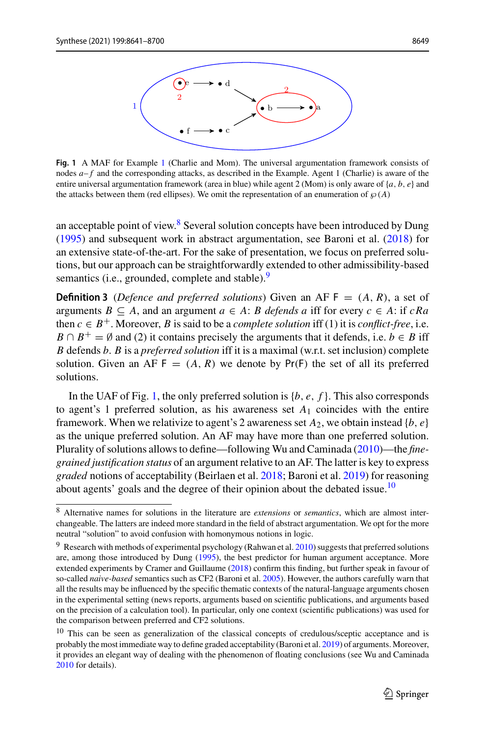**Fig. 1** A MAF for Example 1 (Charlie and Mom). The universal argumentation framework consists of nodes $a$–$f$ and the corresponding attacks, as described in the Example. Agent 1 (Charlie) is aware of the entire universal argumentation framework (area in blue) while agent 2 (Mom) is only aware of $\{a, b, e\}$ and the attacks between them (red ellipses). We omit the representation of an enumeration of $\wp(A)$

an acceptable point of view.[8] Several solution concepts have been introduced by Dung (1995) and subsequent work in abstract argumentation, see Baroni et al. (2018) for an extensive state-of-the-art. For the sake of presentation, we focus on preferred solutions, but our approach can be straightforwardly extended to other admissibility-based semantics (i.e., grounded, complete and stable).[9]

**Definition 3** (*Defence and preferred solutions*) Given an AF $\mathsf{F} = (A, R)$, a set of arguments $B \subseteq A$, and an argument $a \in A$: $B$ *defends* $a$ iff for every $c \in A$: if $cRa$ then $c \in B^+$. Moreover, $B$ is said to be a *complete solution* iff (1) it is *conflict-free*, i.e. $B \cap B^+ = \emptyset$ and (2) it contains precisely the arguments that it defends, i.e. $b \in B$ iff $B$ defends $b$. $B$ is a *preferred solution* iff it is a maximal (w.r.t. set inclusion) complete solution. Given an AF $\mathsf{F} = (A, R)$ we denote by $\mathsf{Pr}(\mathsf{F})$ the set of all its preferred solutions.

In the UAF of Fig. 1, the only preferred solution is $\{b, e, f\}$. This also corresponds to agent's 1 preferred solution, as his awareness set $A_1$ coincides with the entire framework. When we relativize to agent's 2 awareness set $A_2$, we obtain instead $\{b, e\}$ as the unique preferred solution. An AF may have more than one preferred solution. Plurality of solutions allows to define—following Wu and Caminada (2010)—the *fine-grained justification status* of an argument relative to an AF. The latter is key to express *graded* notions of acceptability (Beirlaen et al. 2018; Baroni et al. 2019) for reasoning about agents' goals and the degree of their opinion about the debated issue.[10]

---

[8] Alternative names for solutions in the literature are *extensions* or *semantics*, which are almost interchangeable. The latters are indeed more standard in the field of abstract argumentation. We opt for the more neutral "solution" to avoid confusion with homonymous notions in logic.

[9] Research with methods of experimental psychology (Rahwan et al. 2010) suggests that preferred solutions are, among those introduced by Dung (1995), the best predictor for human argument acceptance. More extended experiments by Cramer and Guillaume (2018) confirm this finding, but further speak in favour of so-called *naive-based* semantics such as CF2 (Baroni et al. 2005). However, the authors carefully warn that all the results may be influenced by the specific thematic contexts of the natural-language arguments chosen in the experimental setting (news reports, arguments based on scientific publications, and arguments based on the precision of a calculation tool). In particular, only one context (scientific publications) was used for the comparison between preferred and CF2 solutions.

[10] This can be seen as generalization of the classical concepts of credulous/sceptic acceptance and is probably the most immediate way to define graded acceptability (Baroni et al. 2019) of arguments. Moreover, it provides an elegant way of dealing with the phenomenon of floating conclusions (see Wu and Caminada 2010 for details).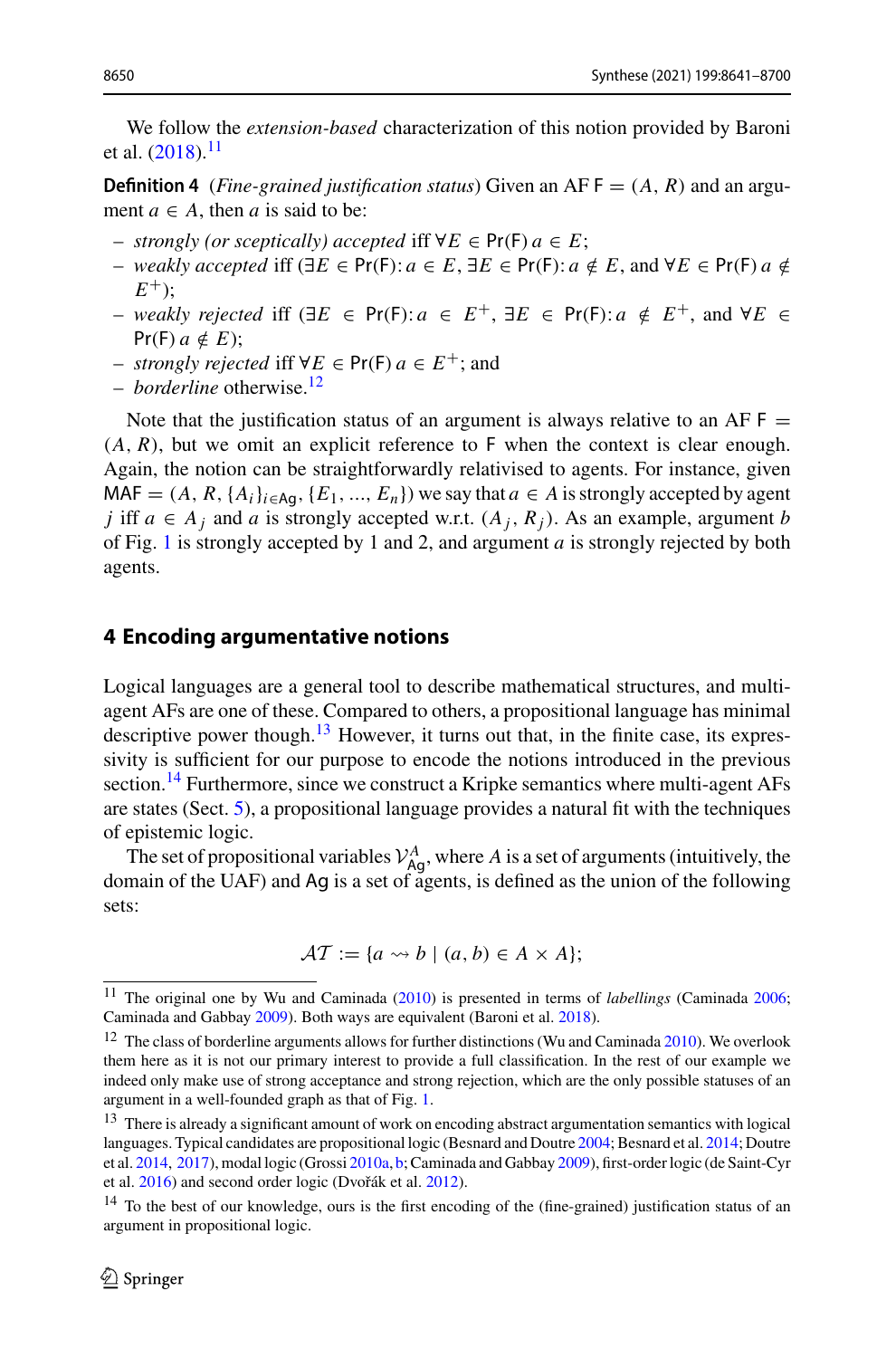We follow the *extension-based* characterization of this notion provided by Baroni et al. (2018).[11]

**Definition 4** (*Fine-grained justification status*) Given an AF $\mathsf{F} = (A, R)$ and an argument $a \in A$, then $a$ is said to be:

- *strongly (or sceptically) accepted* iff $\forall E \in \mathsf{Pr}(\mathsf{F})\, a \in E$;
- *weakly accepted* iff ($\exists E \in \mathsf{Pr}(\mathsf{F})\colon a \in E$, $\exists E \in \mathsf{Pr}(\mathsf{F})\colon a \notin E$, and $\forall E \in \mathsf{Pr}(\mathsf{F})\, a \notin E^{+}$);
- *weakly rejected* iff ($\exists E \in \mathsf{Pr}(\mathsf{F})\colon a \in E^{+}$, $\exists E \in \mathsf{Pr}(\mathsf{F})\colon a \notin E^{+}$, and $\forall E \in \mathsf{Pr}(\mathsf{F})\, a \notin E$);
- *strongly rejected* iff $\forall E \in \mathsf{Pr}(\mathsf{F})\, a \in E^{+}$; and
- *borderline* otherwise.[12]

Note that the justification status of an argument is always relative to an AF $\mathsf{F} = (A, R)$, but we omit an explicit reference to $\mathsf{F}$ when the context is clear enough. Again, the notion can be straightforwardly relativised to agents. For instance, given $\mathsf{MAF} = (A, R, \{A_i\}_{i \in \mathsf{Ag}}, \{E_1, ..., E_n\})$ we say that $a \in A$ is strongly accepted by agent $j$ iff $a \in A_j$ and $a$ is strongly accepted w.r.t. $(A_j, R_j)$. As an example, argument $b$ of Fig. 1 is strongly accepted by 1 and 2, and argument $a$ is strongly rejected by both agents.

## 4 Encoding argumentative notions

Logical languages are a general tool to describe mathematical structures, and multi-agent AFs are one of these. Compared to others, a propositional language has minimal descriptive power though.[13] However, it turns out that, in the finite case, its expressivity is sufficient for our purpose to encode the notions introduced in the previous section.[14] Furthermore, since we construct a Kripke semantics where multi-agent AFs are states (Sect. 5), a propositional language provides a natural fit with the techniques of epistemic logic.

The set of propositional variables $\mathcal{V}^{A}_{\mathsf{Ag}}$, where $A$ is a set of arguments (intuitively, the domain of the UAF) and $\mathsf{Ag}$ is a set of agents, is defined as the union of the following sets:

$$\mathcal{AT} := \{a \rightsquigarrow b \mid (a, b) \in A \times A\};$$

[11] The original one by Wu and Caminada (2010) is presented in terms of *labellings* (Caminada 2006; Caminada and Gabbay 2009). Both ways are equivalent (Baroni et al. 2018).

[12] The class of borderline arguments allows for further distinctions (Wu and Caminada 2010). We overlook them here as it is not our primary interest to provide a full classification. In the rest of our example we indeed only make use of strong acceptance and strong rejection, which are the only possible statuses of an argument in a well-founded graph as that of Fig. 1.

[13] There is already a significant amount of work on encoding abstract argumentation semantics with logical languages. Typical candidates are propositional logic (Besnard and Doutre 2004; Besnard et al. 2014; Doutre et al. 2014, 2017), modal logic (Grossi 2010a, b; Caminada and Gabbay 2009), first-order logic (de Saint-Cyr et al. 2016) and second order logic (Dvořák et al. 2012).

[14] To the best of our knowledge, ours is the first encoding of the (fine-grained) justification status of an argument in propositional logic.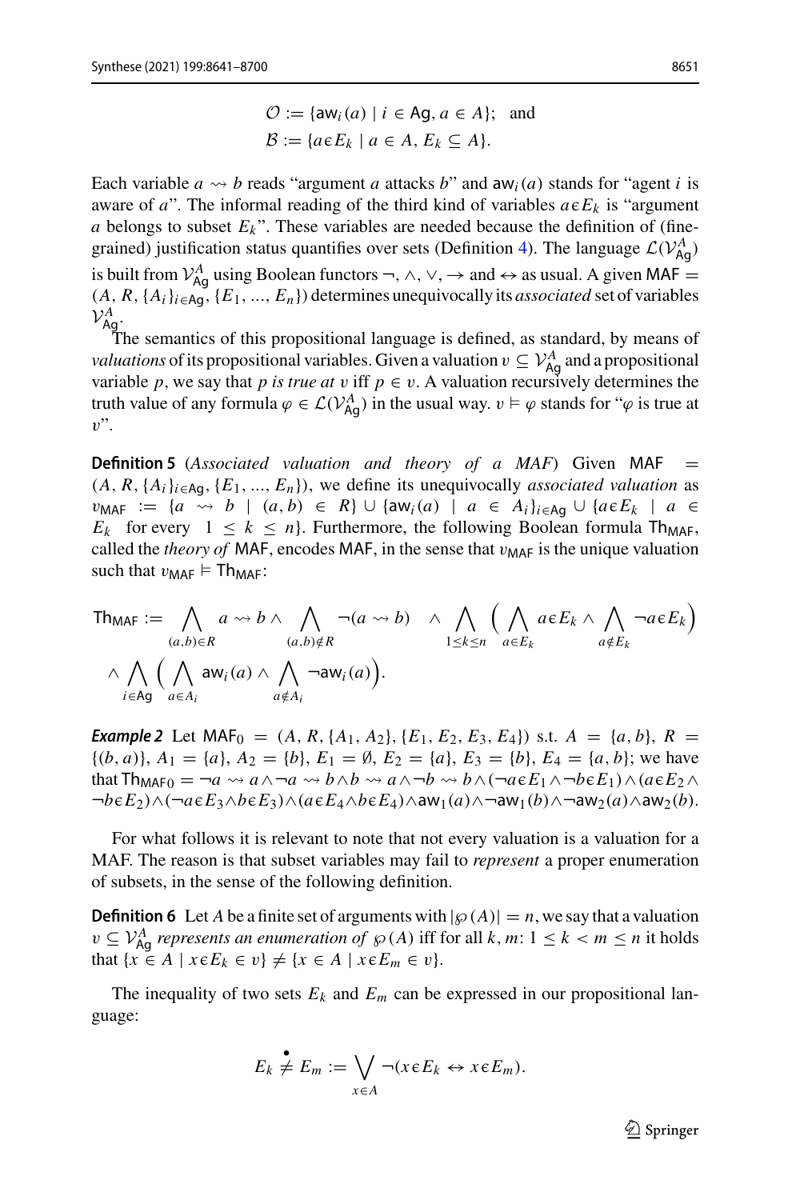$$\mathcal{O} := \{\mathsf{aw}_i(a) \mid i \in \mathsf{Ag}, a \in A\}; \quad \text{and}$$
$$\mathcal{B} := \{a \epsilon E_k \mid a \in A, E_k \subseteq A\}.$$

Each variable $a \rightsquigarrow b$ reads "argument $a$ attacks $b$" and $\mathsf{aw}_i(a)$ stands for "agent $i$ is aware of $a$". The informal reading of the third kind of variables $a \epsilon E_k$ is "argument $a$ belongs to subset $E_k$". These variables are needed because the definition of (fine-grained) justification status quantifies over sets (Definition 4). The language $\mathcal{L}(\mathcal{V}^A_{\mathsf{Ag}})$ is built from $\mathcal{V}^A_{\mathsf{Ag}}$ using Boolean functors $\neg, \wedge, \vee, \rightarrow$ and $\leftrightarrow$ as usual. A given $\mathsf{MAF} = (A, R, \{A_i\}_{i \in \mathsf{Ag}}, \{E_1, ..., E_n\})$ determines unequivocally its *associated* set of variables $\mathcal{V}^A_{\mathsf{Ag}}$.

The semantics of this propositional language is defined, as standard, by means of *valuations* of its propositional variables. Given a valuation $v \subseteq \mathcal{V}^A_{\mathsf{Ag}}$ and a propositional variable $p$, we say that *$p$ is true at $v$* iff $p \in v$. A valuation recursively determines the truth value of any formula $\varphi \in \mathcal{L}(\mathcal{V}^A_{\mathsf{Ag}})$ in the usual way. $v \vDash \varphi$ stands for "$\varphi$ is true at $v$".

**Definition 5** (*Associated valuation and theory of a MAF*) Given $\mathsf{MAF} = (A, R, \{A_i\}_{i \in \mathsf{Ag}}, \{E_1, ..., E_n\})$, we define its unequivocally *associated valuation* as $v_{\mathsf{MAF}} := \{a \rightsquigarrow b \mid (a, b) \in R\} \cup \{\mathsf{aw}_i(a) \mid a \in A_i\}_{i \in \mathsf{Ag}} \cup \{a \epsilon E_k \mid a \in E_k \text{ for every } 1 \leq k \leq n\}$. Furthermore, the following Boolean formula $\mathsf{Th}_{\mathsf{MAF}}$, called the *theory of* $\mathsf{MAF}$, encodes $\mathsf{MAF}$, in the sense that $v_{\mathsf{MAF}}$ is the unique valuation such that $v_{\mathsf{MAF}} \vDash \mathsf{Th}_{\mathsf{MAF}}$:

$$\mathsf{Th}_{\mathsf{MAF}} := \bigwedge_{(a,b) \in R} a \rightsquigarrow b \wedge \bigwedge_{(a,b) \notin R} \neg(a \rightsquigarrow b) \quad \wedge \bigwedge_{1 \leq k \leq n} \Big( \bigwedge_{a \in E_k} a \epsilon E_k \wedge \bigwedge_{a \notin E_k} \neg a \epsilon E_k \Big)$$
$$\wedge \bigwedge_{i \in \mathsf{Ag}} \Big( \bigwedge_{a \in A_i} \mathsf{aw}_i(a) \wedge \bigwedge_{a \notin A_i} \neg \mathsf{aw}_i(a) \Big).$$

***Example 2*** Let $\mathsf{MAF}_0 = (A, R, \{A_1, A_2\}, \{E_1, E_2, E_3, E_4\})$ s.t. $A = \{a, b\}$, $R = \{(b, a)\}$, $A_1 = \{a\}$, $A_2 = \{b\}$, $E_1 = \emptyset$, $E_2 = \{a\}$, $E_3 = \{b\}$, $E_4 = \{a, b\}$; we have that $\mathsf{Th}_{\mathsf{MAF}0} = \neg a \rightsquigarrow a \wedge \neg a \rightsquigarrow b \wedge b \rightsquigarrow a \wedge \neg b \rightsquigarrow b \wedge (\neg a \epsilon E_1 \wedge \neg b \epsilon E_1) \wedge (a \epsilon E_2 \wedge \neg b \epsilon E_2) \wedge (\neg a \epsilon E_3 \wedge b \epsilon E_3) \wedge (a \epsilon E_4 \wedge b \epsilon E_4) \wedge \mathsf{aw}_1(a) \wedge \neg \mathsf{aw}_1(b) \wedge \neg \mathsf{aw}_2(a) \wedge \mathsf{aw}_2(b)$.

For what follows it is relevant to note that not every valuation is a valuation for a MAF. The reason is that subset variables may fail to *represent* a proper enumeration of subsets, in the sense of the following definition.

**Definition 6** Let $A$ be a finite set of arguments with $|\wp(A)| = n$, we say that a valuation $v \subseteq \mathcal{V}^A_{\mathsf{Ag}}$ *represents an enumeration of* $\wp(A)$ iff for all $k, m$: $1 \leq k < m \leq n$ it holds that $\{x \in A \mid x \epsilon E_k \in v\} \neq \{x \in A \mid x \epsilon E_m \in v\}$.

The inequality of two sets $E_k$ and $E_m$ can be expressed in our propositional language:

$$E_k \overset{\bullet}{\neq} E_m := \bigvee_{x \in A} \neg(x \epsilon E_k \leftrightarrow x \epsilon E_m).$$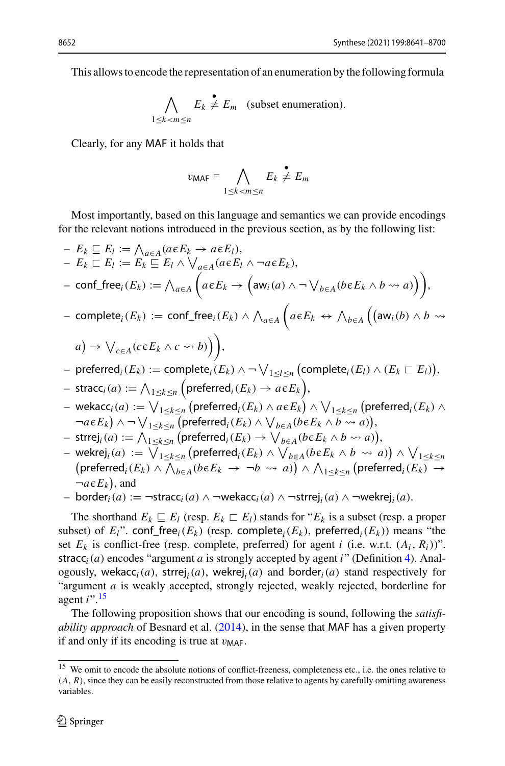This allows to encode the representation of an enumeration by the following formula

$$\bigwedge_{1 \leq k < m \leq n} E_k \stackrel{\bullet}{\neq} E_m \quad \text{(subset enumeration).}$$

Clearly, for any $\mathsf{MAF}$ it holds that

$$v_{\mathsf{MAF}} \vDash \bigwedge_{1 \leq k < m \leq n} E_k \stackrel{\bullet}{\neq} E_m$$

Most importantly, based on this language and semantics we can provide encodings for the relevant notions introduced in the previous section, as by the following list:

- $E_k \sqsubseteq E_l := \bigwedge_{a \in A} (a \epsilon E_k \rightarrow a \epsilon E_l)$,
- $E_k \sqsubset E_l := E_k \sqsubseteq E_l \wedge \bigvee_{a \in A} (a \epsilon E_l \wedge \neg a \epsilon E_k)$,
- $\mathsf{conf\_free}_i(E_k) := \bigwedge_{a \in A} \Big( a \epsilon E_k \rightarrow \Big( \mathsf{aw}_i(a) \wedge \neg \bigvee_{b \in A} (b \epsilon E_k \wedge b \rightsquigarrow a) \Big) \Big)$,
- $\mathsf{complete}_i(E_k) := \mathsf{conf\_free}_i(E_k) \wedge \bigwedge_{a \in A} \Big( a \epsilon E_k \leftrightarrow \bigwedge_{b \in A} \Big( \big( \mathsf{aw}_i(b) \wedge b \rightsquigarrow a \big) \rightarrow \bigvee_{c \in A} (c \epsilon E_k \wedge c \rightsquigarrow b) \Big) \Big)$,
- $\mathsf{preferred}_i(E_k) := \mathsf{complete}_i(E_k) \wedge \neg \bigvee_{1 \leq l \leq n} \big( \mathsf{complete}_i(E_l) \wedge (E_k \sqsubset E_l) \big)$,
- $\mathsf{stracc}_i(a) := \bigwedge_{1 \leq k \leq n} \big( \mathsf{preferred}_i(E_k) \rightarrow a \epsilon E_k \big)$,
- $\mathsf{wekacc}_i(a) := \bigvee_{1 \leq k \leq n} \big( \mathsf{preferred}_i(E_k) \wedge a \epsilon E_k \big) \wedge \bigvee_{1 \leq k \leq n} \big( \mathsf{preferred}_i(E_k) \wedge \neg a \epsilon E_k \big) \wedge \neg \bigvee_{1 \leq k \leq n} \big( \mathsf{preferred}_i(E_k) \wedge \bigvee_{b \in A} (b \epsilon E_k \wedge b \rightsquigarrow a) \big)$,
- $\mathsf{strej}_i(a) := \bigwedge_{1 \leq k \leq n} \big( \mathsf{preferred}_i(E_k) \rightarrow \bigvee_{b \in A} (b \epsilon E_k \wedge b \rightsquigarrow a) \big)$,
- $\mathsf{wekrej}_i(a) := \bigvee_{1 \leq k \leq n} \big( \mathsf{preferred}_i(E_k) \wedge \bigvee_{b \in A} (b \epsilon E_k \wedge b \rightsquigarrow a) \big) \wedge \bigvee_{1 \leq k \leq n} \big( \mathsf{preferred}_i(E_k) \wedge \bigwedge_{b \in A} (b \epsilon E_k \rightarrow \neg b \rightsquigarrow a) \big) \wedge \bigwedge_{1 \leq k \leq n} \big( \mathsf{preferred}_i(E_k) \rightarrow \neg a \epsilon E_k \big)$, and
- $\mathsf{border}_i(a) := \neg \mathsf{stracc}_i(a) \wedge \neg \mathsf{wekacc}_i(a) \wedge \neg \mathsf{strej}_i(a) \wedge \neg \mathsf{wekrej}_i(a)$.

The shorthand $E_k \sqsubseteq E_l$ (resp. $E_k \sqsubset E_l$) stands for "$E_k$ is a subset (resp. a proper subset) of $E_l$". $\mathsf{conf\_free}_i(E_k)$ (resp. $\mathsf{complete}_i(E_k)$, $\mathsf{preferred}_i(E_k)$) means "the set $E_k$ is conflict-free (resp. complete, preferred) for agent $i$ (i.e. w.r.t. $(A_i, R_i)$)". $\mathsf{stracc}_i(a)$ encodes "argument $a$ is strongly accepted by agent $i$" (Definition 4). Analogously, $\mathsf{wekacc}_i(a)$, $\mathsf{strej}_i(a)$, $\mathsf{wekrej}_i(a)$ and $\mathsf{border}_i(a)$ stand respectively for "argument $a$ is weakly accepted, strongly rejected, weakly rejected, borderline for agent $i$".[15]

The following proposition shows that our encoding is sound, following the *satisfiability approach* of Besnard et al. (2014), in the sense that $\mathsf{MAF}$ has a given property if and only if its encoding is true at $v_{\mathsf{MAF}}$.

[15] We omit to encode the absolute notions of conflict-freeness, completeness etc., i.e. the ones relative to $(A, R)$, since they can be easily reconstructed from those relative to agents by carefully omitting awareness variables.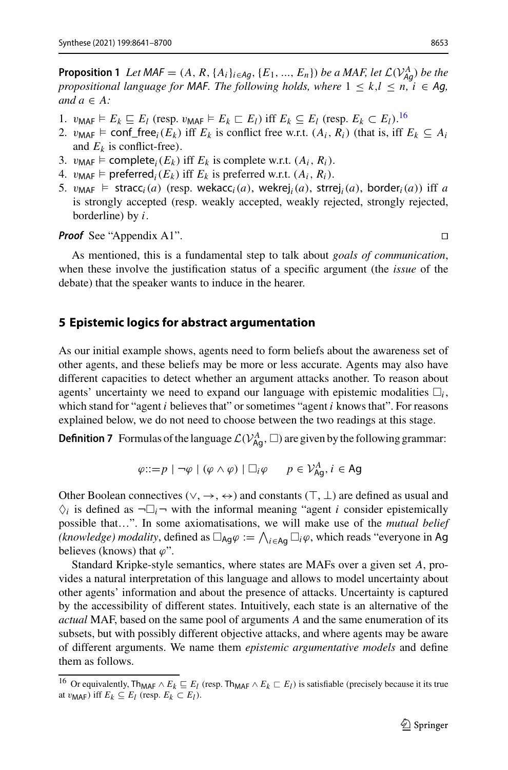**Proposition 1** *Let* $\mathsf{MAF} = (A, R, \{A_i\}_{i \in \mathsf{Ag}}, \{E_1, ..., E_n\})$ *be a MAF, let* $\mathcal{L}(\mathcal{V}^A_{\mathsf{Ag}})$ *be the propositional language for* MAF. *The following holds, where* $1 \leq k, l \leq n$, $i \in \mathsf{Ag}$, *and* $a \in A$:

1. $v_{\mathsf{MAF}} \vDash E_k \sqsubseteq E_l$ (resp. $v_{\mathsf{MAF}} \vDash E_k \sqsubset E_l$) iff $E_k \subseteq E_l$ (resp. $E_k \subset E_l$).[16]
2. $v_{\mathsf{MAF}} \vDash \mathsf{conf\_free}_i(E_k)$ iff $E_k$ is conflict free w.r.t. $(A_i, R_i)$ (that is, iff $E_k \subseteq A_i$ and $E_k$ is conflict-free).
3. $v_{\mathsf{MAF}} \vDash \mathsf{complete}_i(E_k)$ iff $E_k$ is complete w.r.t. $(A_i, R_i)$.
4. $v_{\mathsf{MAF}} \vDash \mathsf{preferred}_i(E_k)$ iff $E_k$ is preferred w.r.t. $(A_i, R_i)$.
5. $v_{\mathsf{MAF}} \vDash \mathsf{stracc}_i(a)$ (resp. $\mathsf{wekacc}_i(a)$, $\mathsf{wekrej}_i(a)$, $\mathsf{strrej}_i(a)$, $\mathsf{border}_i(a)$) iff $a$ is strongly accepted (resp. weakly accepted, weakly rejected, strongly rejected, borderline) by $i$.

***Proof*** See "Appendix A1". □

As mentioned, this is a fundamental step to talk about *goals of communication*, when these involve the justification status of a specific argument (the *issue* of the debate) that the speaker wants to induce in the hearer.

## 5 Epistemic logics for abstract argumentation

As our initial example shows, agents need to form beliefs about the awareness set of other agents, and these beliefs may be more or less accurate. Agents may also have different capacities to detect whether an argument attacks another. To reason about agents' uncertainty we need to expand our language with epistemic modalities $\Box_i$, which stand for "agent $i$ believes that" or sometimes "agent $i$ knows that". For reasons explained below, we do not need to choose between the two readings at this stage.

**Definition 7** Formulas of the language $\mathcal{L}(\mathcal{V}^A_{\mathsf{Ag}}, \Box)$ are given by the following grammar:

$$\varphi ::= p \mid \neg\varphi \mid (\varphi \wedge \varphi) \mid \Box_i \varphi \qquad p \in \mathcal{V}^A_{\mathsf{Ag}}, i \in \mathsf{Ag}$$

Other Boolean connectives ($\vee, \rightarrow, \leftrightarrow$) and constants ($\top$, $\bot$) are defined as usual and $\Diamond_i$ is defined as $\neg\Box_i\neg$ with the informal meaning "agent $i$ consider epistemically possible that…". In some axiomatisations, we will make use of the *mutual belief (knowledge) modality*, defined as $\Box_{\mathsf{Ag}}\varphi := \bigwedge_{i \in \mathsf{Ag}} \Box_i \varphi$, which reads "everyone in Ag believes (knows) that $\varphi$".

Standard Kripke-style semantics, where states are MAFs over a given set $A$, provides a natural interpretation of this language and allows to model uncertainty about other agents' information and about the presence of attacks. Uncertainty is captured by the accessibility of different states. Intuitively, each state is an alternative of the *actual* MAF, based on the same pool of arguments $A$ and the same enumeration of its subsets, but with possibly different objective attacks, and where agents may be aware of different arguments. We name them *epistemic argumentative models* and define them as follows.

[16] Or equivalently, $\mathsf{Th}_{\mathsf{MAF}} \wedge E_k \sqsubseteq E_l$ (resp. $\mathsf{Th}_{\mathsf{MAF}} \wedge E_k \sqsubset E_l$) is satisfiable (precisely because it its true at $v_{\mathsf{MAF}}$) iff $E_k \subseteq E_l$ (resp. $E_k \subset E_l$).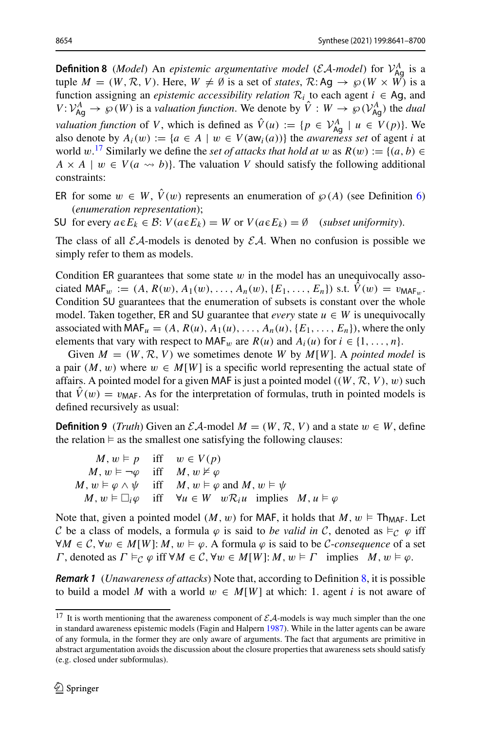**Definition 8** (*Model*) An *epistemic argumentative model* ($\mathcal{EA}$-*model*) for $\mathcal{V}^A_{\mathsf{Ag}}$ is a tuple $M = (W, \mathcal{R}, V)$. Here, $W \neq \emptyset$ is a set of *states*, $\mathcal{R}\colon \mathsf{Ag} \to \wp(W \times W)$ is a function assigning an *epistemic accessibility relation* $\mathcal{R}_i$ to each agent $i \in \mathsf{Ag}$, and $V\colon \mathcal{V}^A_{\mathsf{Ag}} \to \wp(W)$ is a *valuation function*. We denote by $\hat{V} : W \to \wp(\mathcal{V}^A_{\mathsf{Ag}})$ the *dual valuation function* of $V$, which is defined as $\hat{V}(u) := \{p \in \mathcal{V}^A_{\mathsf{Ag}} \mid u \in V(p)\}$. We also denote by $A_i(w) := \{a \in A \mid w \in V(\mathsf{aw}_i(a))\}$ the *awareness set* of agent $i$ at world $w$.[17] Similarly we define the *set of attacks that hold at* $w$ as $R(w) := \{(a, b) \in A \times A \mid w \in V(a \rightsquigarrow b)\}$. The valuation $V$ should satisfy the following additional constraints:

- ER for some $w \in W$, $\hat{V}(w)$ represents an enumeration of $\wp(A)$ (see Definition 6) (*enumeration representation*);
- SU for every $a \epsilon E_k \in \mathcal{B}$: $V(a \epsilon E_k) = W$ or $V(a \epsilon E_k) = \emptyset$ (*subset uniformity*).

The class of all $\mathcal{EA}$-models is denoted by $\mathcal{EA}$. When no confusion is possible we simply refer to them as models.

Condition ER guarantees that some state $w$ in the model has an unequivocally associated $\mathsf{MAF}_w := (A, R(w), A_1(w), \ldots, A_n(w), \{E_1, \ldots, E_n\})$ s.t. $\hat{V}(w) = \upsilon_{\mathsf{MAF}_w}$. Condition SU guarantees that the enumeration of subsets is constant over the whole model. Taken together, ER and SU guarantee that *every* state $u \in W$ is unequivocally associated with $\mathsf{MAF}_u = (A, R(u), A_1(u), \ldots, A_n(u), \{E_1, \ldots, E_n\})$, where the only elements that vary with respect to $\mathsf{MAF}_w$ are $R(u)$ and $A_i(u)$ for $i \in \{1, \ldots, n\}$.

Given $M = (W, \mathcal{R}, V)$ we sometimes denote $W$ by $M[W]$. A *pointed model* is a pair $(M, w)$ where $w \in M[W]$ is a specific world representing the actual state of affairs. A pointed model for a given $\mathsf{MAF}$ is just a pointed model $((W, \mathcal{R}, V), w)$ such that $\hat{V}(w) = \upsilon_{\mathsf{MAF}}$. As for the interpretation of formulas, truth in pointed models is defined recursively as usual:

**Definition 9** (*Truth*) Given an $\mathcal{EA}$-model $M = (W, \mathcal{R}, V)$ and a state $w \in W$, define the relation $\vDash$ as the smallest one satisfying the following clauses:

$$
\begin{array}{rcl}
M, w \vDash p & \text{iff} & w \in V(p) \\
M, w \vDash \neg\varphi & \text{iff} & M, w \nvDash \varphi \\
M, w \vDash \varphi \wedge \psi & \text{iff} & M, w \vDash \varphi \text{ and } M, w \vDash \psi \\
M, w \vDash \Box_i \varphi & \text{iff} & \forall u \in W \quad w\mathcal{R}_i u \quad \text{implies} \quad M, u \vDash \varphi
\end{array}
$$

Note that, given a pointed model $(M, w)$ for $\mathsf{MAF}$, it holds that $M, w \vDash \mathsf{Th}_{\mathsf{MAF}}$. Let $\mathcal{C}$ be a class of models, a formula $\varphi$ is said to *be valid in* $\mathcal{C}$, denoted as $\vDash_{\mathcal{C}} \varphi$ iff $\forall M \in \mathcal{C}, \forall w \in M[W]\colon M, w \vDash \varphi$. A formula $\varphi$ is said to be $\mathcal{C}$-*consequence* of a set $\Gamma$, denoted as $\Gamma \vDash_{\mathcal{C}} \varphi$ iff $\forall M \in \mathcal{C}, \forall w \in M[W]\colon M, w \vDash \Gamma$ implies $M, w \vDash \varphi$.

***Remark 1*** (*Unawareness of attacks*) Note that, according to Definition 8, it is possible to build a model $M$ with a world $w \in M[W]$ at which: 1. agent $i$ is not aware of

[17] It is worth mentioning that the awareness component of $\mathcal{EA}$-models is way much simpler than the one in standard awareness epistemic models (Fagin and Halpern 1987). While in the latter agents can be aware of any formula, in the former they are only aware of arguments. The fact that arguments are primitive in abstract argumentation avoids the discussion about the closure properties that awareness sets should satisfy (e.g. closed under subformulas).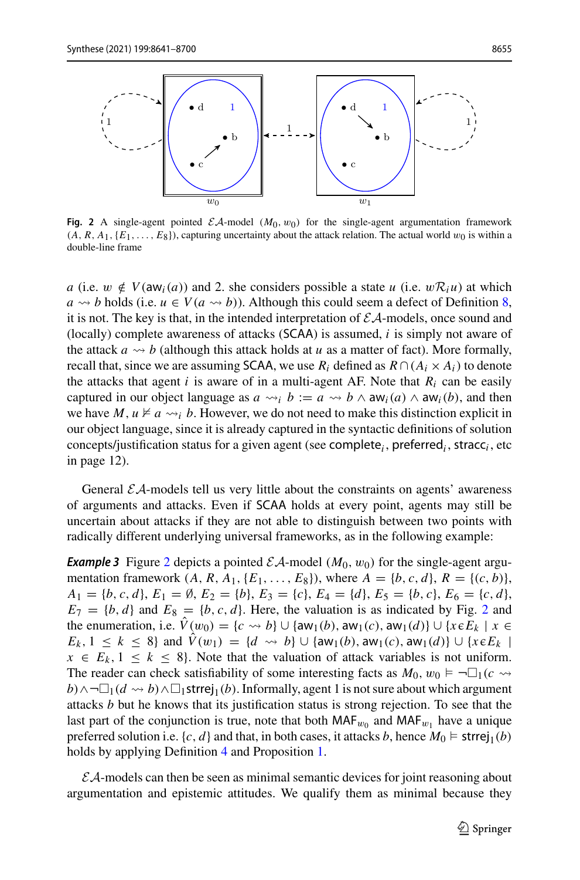**Fig. 2** A single-agent pointed $\mathcal{EA}$-model $(M_0, w_0)$ for the single-agent argumentation framework $(A, R, A_1, \{E_1, \ldots, E_8\})$, capturing uncertainty about the attack relation. The actual world $w_0$ is within a double-line frame

$a$ (i.e. $w \notin V(\mathsf{aw}_i(a))$ and 2. she considers possible a state $u$ (i.e. $w\mathcal{R}_i u$) at which $a \rightsquigarrow b$ holds (i.e. $u \in V(a \rightsquigarrow b)$). Although this could seem a defect of Definition 8, it is not. The key is that, in the intended interpretation of $\mathcal{EA}$-models, once sound and (locally) complete awareness of attacks (SCAA) is assumed, $i$ is simply not aware of the attack $a \rightsquigarrow b$ (although this attack holds at $u$ as a matter of fact). More formally, recall that, since we are assuming SCAA, we use $R_i$ defined as $R \cap (A_i \times A_i)$ to denote the attacks that agent $i$ is aware of in a multi-agent AF. Note that $R_i$ can be easily captured in our object language as $a \rightsquigarrow_i b := a \rightsquigarrow b \wedge \mathsf{aw}_i(a) \wedge \mathsf{aw}_i(b)$, and then we have $M, u \nvDash a \rightsquigarrow_i b$. However, we do not need to make this distinction explicit in our object language, since it is already captured in the syntactic definitions of solution concepts/justification status for a given agent (see $\mathsf{complete}_i$, $\mathsf{preferred}_i$, $\mathsf{stracc}_i$, etc in page 12).

General $\mathcal{EA}$-models tell us very little about the constraints on agents' awareness of arguments and attacks. Even if SCAA holds at every point, agents may still be uncertain about attacks if they are not able to distinguish between two points with radically different underlying universal frameworks, as in the following example:

***Example 3*** Figure 2 depicts a pointed $\mathcal{EA}$-model $(M_0, w_0)$ for the single-agent argumentation framework $(A, R, A_1, \{E_1, \ldots, E_8\})$, where $A = \{b, c, d\}$, $R = \{(c, b)\}$, $A_1 = \{b, c, d\}$, $E_1 = \emptyset$, $E_2 = \{b\}$, $E_3 = \{c\}$, $E_4 = \{d\}$, $E_5 = \{b, c\}$, $E_6 = \{c, d\}$, $E_7 = \{b, d\}$ and $E_8 = \{b, c, d\}$. Here, the valuation is as indicated by Fig. 2 and the enumeration, i.e. $\hat{V}(w_0) = \{c \rightsquigarrow b\} \cup \{\mathsf{aw}_1(b), \mathsf{aw}_1(c), \mathsf{aw}_1(d)\} \cup \{x \epsilon E_k \mid x \in E_k, 1 \leq k \leq 8\}$ and $\hat{V}(w_1) = \{d \rightsquigarrow b\} \cup \{\mathsf{aw}_1(b), \mathsf{aw}_1(c), \mathsf{aw}_1(d)\} \cup \{x \epsilon E_k \mid x \in E_k, 1 \leq k \leq 8\}$. Note that the valuation of attack variables is not uniform. The reader can check satisfiability of some interesting facts as $M_0, w_0 \vDash \neg\Box_1(c \rightsquigarrow b) \wedge \neg\Box_1(d \rightsquigarrow b) \wedge \Box_1 \mathsf{strej}_1(b)$. Informally, agent 1 is not sure about which argument attacks $b$ but he knows that its justification status is strong rejection. To see that the last part of the conjunction is true, note that both $\mathsf{MAF}_{w_0}$ and $\mathsf{MAF}_{w_1}$ have a unique preferred solution i.e. $\{c, d\}$ and that, in both cases, it attacks $b$, hence $M_0 \vDash \mathsf{strej}_1(b)$ holds by applying Definition 4 and Proposition 1.

$\mathcal{EA}$-models can then be seen as minimal semantic devices for joint reasoning about argumentation and epistemic attitudes. We qualify them as minimal because they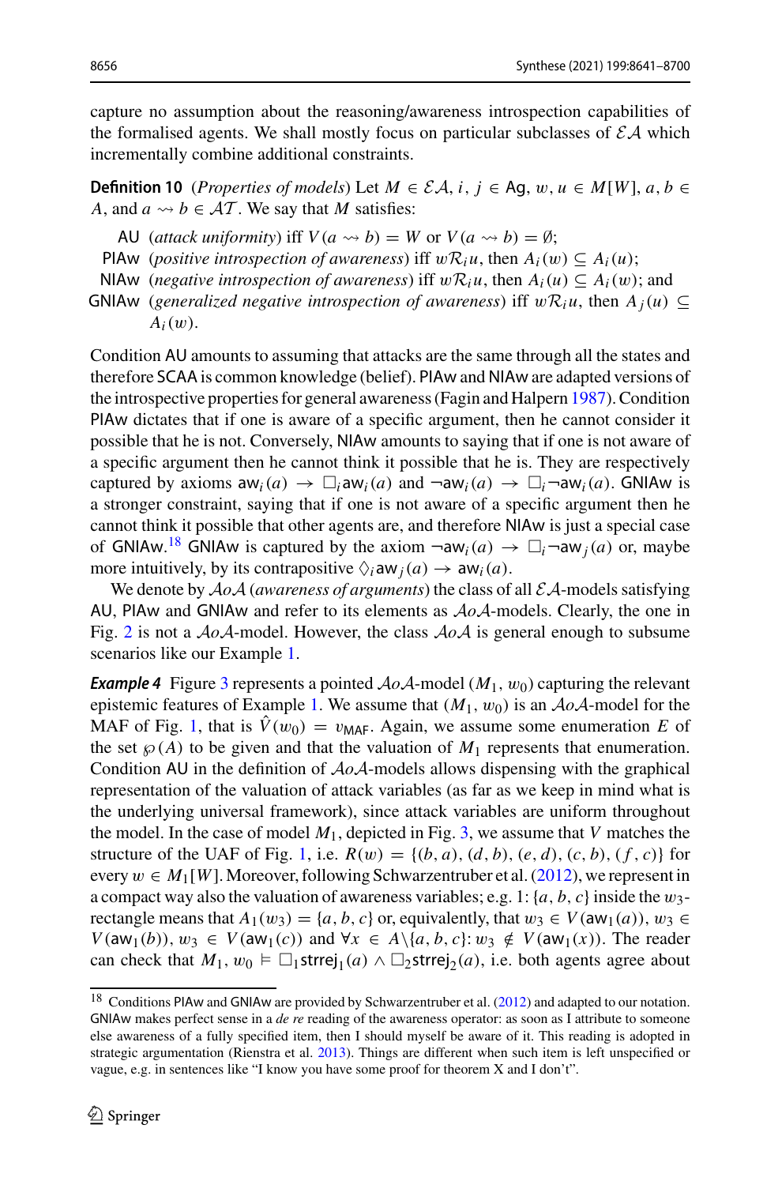capture no assumption about the reasoning/awareness introspection capabilities of the formalised agents. We shall mostly focus on particular subclasses of $\mathcal{EA}$ which incrementally combine additional constraints.

**Definition 10** (*Properties of models*) Let $M \in \mathcal{EA}$, $i, j \in \mathsf{Ag}$, $w, u \in M[W]$, $a, b \in A$, and $a \rightsquigarrow b \in \mathcal{AT}$. We say that $M$ satisfies:

- AU (*attack uniformity*) iff $V(a \rightsquigarrow b) = W$ or $V(a \rightsquigarrow b) = \emptyset$;
- PIAw (*positive introspection of awareness*) iff $w\mathcal{R}_i u$, then $A_i(w) \subseteq A_i(u)$;
- NIAw (*negative introspection of awareness*) iff $w\mathcal{R}_i u$, then $A_i(u) \subseteq A_i(w)$; and
- GNIAw (*generalized negative introspection of awareness*) iff $w\mathcal{R}_i u$, then $A_j(u) \subseteq A_i(w)$.

Condition AU amounts to assuming that attacks are the same through all the states and therefore SCAA is common knowledge (belief). PIAw and NIAw are adapted versions of the introspective properties for general awareness (Fagin and Halpern 1987). Condition PIAw dictates that if one is aware of a specific argument, then he cannot consider it possible that he is not. Conversely, NIAw amounts to saying that if one is not aware of a specific argument then he cannot think it possible that he is. They are respectively captured by axioms $\mathsf{aw}_i(a) \rightarrow \Box_i \mathsf{aw}_i(a)$ and $\neg\mathsf{aw}_i(a) \rightarrow \Box_i \neg\mathsf{aw}_i(a)$. GNIAw is a stronger constraint, saying that if one is not aware of a specific argument then he cannot think it possible that other agents are, and therefore NIAw is just a special case of GNIAw.[18] GNIAw is captured by the axiom $\neg\mathsf{aw}_i(a) \rightarrow \Box_i \neg\mathsf{aw}_j(a)$ or, maybe more intuitively, by its contrapositive $\Diamond_i \mathsf{aw}_j(a) \rightarrow \mathsf{aw}_i(a)$.

We denote by $\mathcal{A}o\mathcal{A}$ (*awareness of arguments*) the class of all $\mathcal{EA}$-models satisfying AU, PIAw and GNIAw and refer to its elements as $\mathcal{A}o\mathcal{A}$-models. Clearly, the one in Fig. 2 is not a $\mathcal{A}o\mathcal{A}$-model. However, the class $\mathcal{A}o\mathcal{A}$ is general enough to subsume scenarios like our Example 1.

***Example 4*** Figure 3 represents a pointed $\mathcal{A}o\mathcal{A}$-model $(M_1, w_0)$ capturing the relevant epistemic features of Example 1. We assume that $(M_1, w_0)$ is an $\mathcal{A}o\mathcal{A}$-model for the MAF of Fig. 1, that is $\hat{V}(w_0) = v_{\mathsf{MAF}}$. Again, we assume some enumeration $E$ of the set $\wp(A)$ to be given and that the valuation of $M_1$ represents that enumeration. Condition AU in the definition of $\mathcal{A}o\mathcal{A}$-models allows dispensing with the graphical representation of the valuation of attack variables (as far as we keep in mind what is the underlying universal framework), since attack variables are uniform throughout the model. In the case of model $M_1$, depicted in Fig. 3, we assume that $V$ matches the structure of the UAF of Fig. 1, i.e. $R(w) = \{(b, a), (d, b), (e, d), (c, b), (f, c)\}$ for every $w \in M_1[W]$. Moreover, following Schwarzentruber et al. (2012), we represent in a compact way also the valuation of awareness variables; e.g. $1{:}\,\{a, b, c\}$ inside the $w_3$-rectangle means that $A_1(w_3) = \{a, b, c\}$ or, equivalently, that $w_3 \in V(\mathsf{aw}_1(a))$, $w_3 \in V(\mathsf{aw}_1(b))$, $w_3 \in V(\mathsf{aw}_1(c))$ and $\forall x \in A\backslash\{a, b, c\}{:}\, w_3 \notin V(\mathsf{aw}_1(x))$. The reader can check that $M_1, w_0 \vDash \Box_1 \mathsf{strej}_1(a) \wedge \Box_2 \mathsf{strej}_2(a)$, i.e. both agents agree about

[18] Conditions PIAw and GNIAw are provided by Schwarzentruber et al. (2012) and adapted to our notation. GNIAw makes perfect sense in a *de re* reading of the awareness operator: as soon as I attribute to someone else awareness of a fully specified item, then I should myself be aware of it. This reading is adopted in strategic argumentation (Rienstra et al. 2013). Things are different when such item is left unspecified or vague, e.g. in sentences like "I know you have some proof for theorem X and I don't".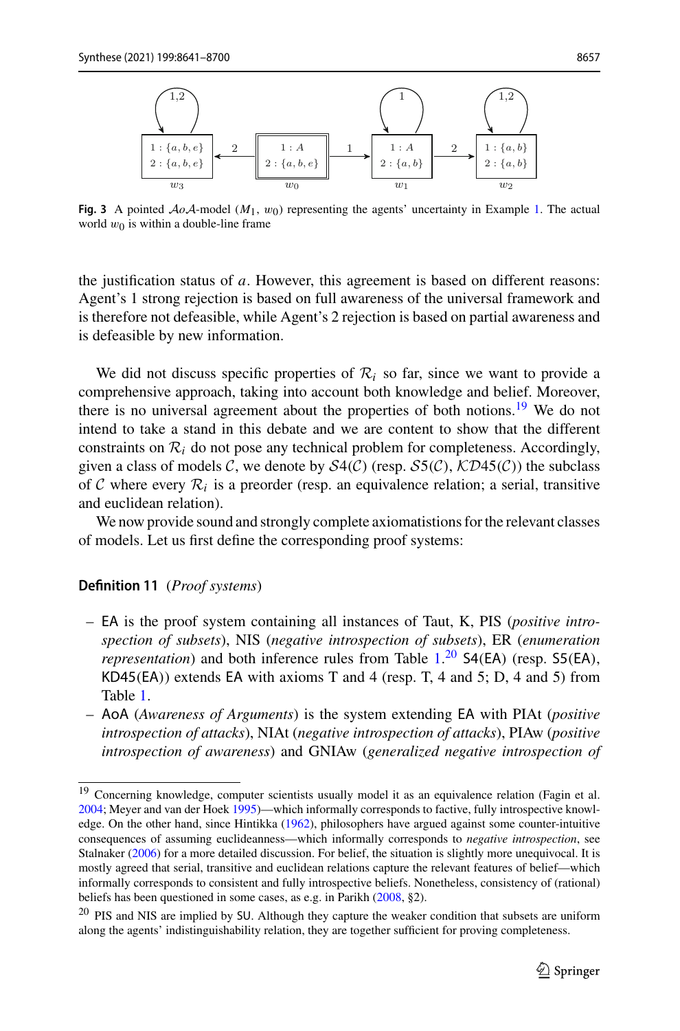**Fig. 3** A pointed $\mathcal{A}o\mathcal{A}$-model $(M_1, w_0)$ representing the agents' uncertainty in Example 1. The actual world $w_0$ is within a double-line frame

the justification status of $a$. However, this agreement is based on different reasons: Agent's 1 strong rejection is based on full awareness of the universal framework and is therefore not defeasible, while Agent's 2 rejection is based on partial awareness and is defeasible by new information.

We did not discuss specific properties of $\mathcal{R}_i$ so far, since we want to provide a comprehensive approach, taking into account both knowledge and belief. Moreover, there is no universal agreement about the properties of both notions.[19] We do not intend to take a stand in this debate and we are content to show that the different constraints on $\mathcal{R}_i$ do not pose any technical problem for completeness. Accordingly, given a class of models $\mathcal{C}$, we denote by $\mathcal{S}4(\mathcal{C})$ (resp. $\mathcal{S}5(\mathcal{C})$, $\mathcal{KD}45(\mathcal{C})$) the subclass of $\mathcal{C}$ where every $\mathcal{R}_i$ is a preorder (resp. an equivalence relation; a serial, transitive and euclidean relation).

We now provide sound and strongly complete axiomatistions for the relevant classes of models. Let us first define the corresponding proof systems:

**Definition 11** (*Proof systems*)

- EA is the proof system containing all instances of Taut, K, PIS (*positive introspection of subsets*), NIS (*negative introspection of subsets*), ER (*enumeration representation*) and both inference rules from Table 1.[20] S4(EA) (resp. S5(EA), KD45(EA)) extends EA with axioms T and 4 (resp. T, 4 and 5; D, 4 and 5) from Table 1.
- AoA (*Awareness of Arguments*) is the system extending EA with PIAt (*positive introspection of attacks*), NIAt (*negative introspection of attacks*), PIAw (*positive introspection of awareness*) and GNIAw (*generalized negative introspection of*

[19] Concerning knowledge, computer scientists usually model it as an equivalence relation (Fagin et al. 2004; Meyer and van der Hoek 1995)—which informally corresponds to factive, fully introspective knowledge. On the other hand, since Hintikka (1962), philosophers have argued against some counter-intuitive consequences of assuming euclideanness—which informally corresponds to *negative introspection*, see Stalnaker (2006) for a more detailed discussion. For belief, the situation is slightly more unequivocal. It is mostly agreed that serial, transitive and euclidean relations capture the relevant features of belief—which informally corresponds to consistent and fully introspective beliefs. Nonetheless, consistency of (rational) beliefs has been questioned in some cases, as e.g. in Parikh (2008, §2).

[20] PIS and NIS are implied by SU. Although they capture the weaker condition that subsets are uniform along the agents' indistinguishability relation, they are together sufficient for proving completeness.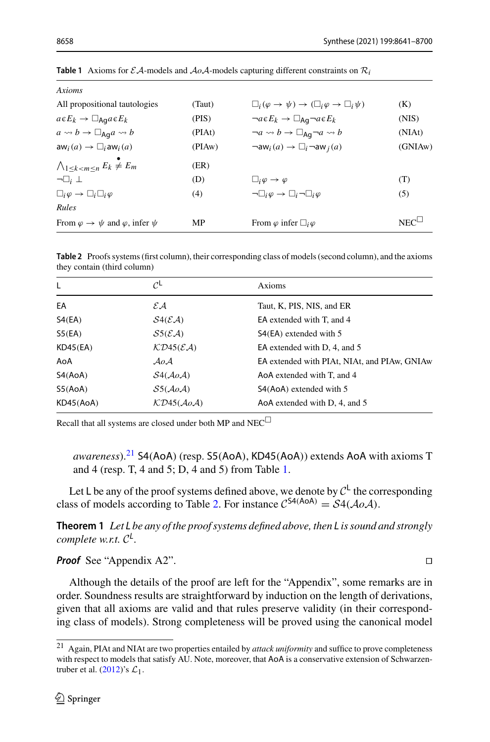**Table 1** Axioms for $\mathcal{EA}$-models and $\mathcal{AoA}$-models capturing different constraints on $\mathcal{R}_i$

| *Axioms* | | | |
|---|---|---|---|
| All propositional tautologies | (Taut) | $\Box_i(\varphi \to \psi) \to (\Box_i\varphi \to \Box_i\psi)$ | (K) |
| $a \epsilon E_k \to \Box_{\mathsf{Ag}} a \epsilon E_k$ | (PIS) | $\neg a \epsilon E_k \to \Box_{\mathsf{Ag}} \neg a \epsilon E_k$ | (NIS) |
| $a \rightsquigarrow b \to \Box_{\mathsf{Ag}} a \rightsquigarrow b$ | (PIAt) | $\neg a \rightsquigarrow b \to \Box_{\mathsf{Ag}} \neg a \rightsquigarrow b$ | (NIAt) |
| $\mathsf{aw}_i(a) \to \Box_i \mathsf{aw}_i(a)$ | (PIAw) | $\neg \mathsf{aw}_i(a) \to \Box_i \neg \mathsf{aw}_j(a)$ | (GNIAw) |
| $\bigwedge_{1 \leq k < m \leq n} E_k \overset{\bullet}{\neq} E_m$ | (ER) | | |
| $\neg\Box_i \bot$ | (D) | $\Box_i \varphi \to \varphi$ | (T) |
| $\Box_i \varphi \to \Box_i \Box_i \varphi$ | (4) | $\neg\Box_i \varphi \to \Box_i \neg\Box_i \varphi$ | (5) |
| *Rules* | | | |
| From $\varphi \to \psi$ and $\varphi$, infer $\psi$ | MP | From $\varphi$ infer $\Box_i \varphi$ | $\mathrm{NEC}^{\Box}$ |

**Table 2** Proofs systems (first column), their corresponding class of models (second column), and the axioms they contain (third column)

| L | $\mathcal{C}^{\mathsf{L}}$ | Axioms |
|---|---|---|
| EA | $\mathcal{EA}$ | Taut, K, PIS, NIS, and ER |
| S4(EA) | $\mathcal{S}4(\mathcal{EA})$ | EA extended with T, and 4 |
| S5(EA) | $\mathcal{S}5(\mathcal{EA})$ | S4(EA) extended with 5 |
| KD45(EA) | $\mathcal{KD}45(\mathcal{EA})$ | EA extended with D, 4, and 5 |
| AoA | $\mathcal{AoA}$ | EA extended with PIAt, NIAt, and PIAw, GNIAw |
| S4(AoA) | $\mathcal{S}4(\mathcal{AoA})$ | AoA extended with T, and 4 |
| S5(AoA) | $\mathcal{S}5(\mathcal{AoA})$ | S4(AoA) extended with 5 |
| KD45(AoA) | $\mathcal{KD}45(\mathcal{AoA})$ | AoA extended with D, 4, and 5 |

Recall that all systems are closed under both MP and $\mathrm{NEC}^{\Box}$

*awareness*).[21] S4(AoA) (resp. S5(AoA), KD45(AoA)) extends AoA with axioms T and 4 (resp. T, 4 and 5; D, 4 and 5) from Table 1.

Let L be any of the proof systems defined above, we denote by $\mathcal{C}^{\mathsf{L}}$ the corresponding class of models according to Table 2. For instance $\mathcal{C}^{\mathsf{S4(AoA)}} = \mathcal{S}4(\mathcal{AoA})$.

**Theorem 1** *Let L be any of the proof systems defined above, then L is sound and strongly complete w.r.t.* $\mathcal{C}^{\mathsf{L}}$.

***Proof*** See "Appendix A2". □

Although the details of the proof are left for the "Appendix", some remarks are in order. Soundness results are straightforward by induction on the length of derivations, given that all axioms are valid and that rules preserve validity (in their corresponding class of models). Strong completeness will be proved using the canonical model

[21] Again, PIAt and NIAt are two properties entailed by *attack uniformity* and suffice to prove completeness with respect to models that satisfy AU. Note, moreover, that AoA is a conservative extension of Schwarzentruber et al. (2012)'s $\mathcal{L}_1$.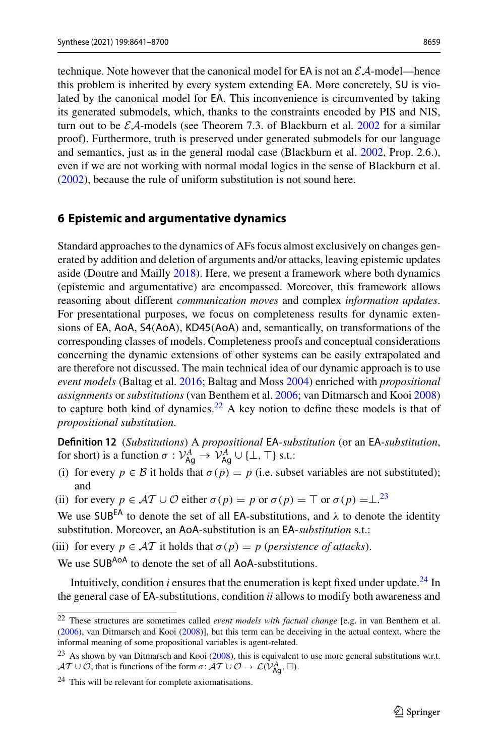technique. Note however that the canonical model for EA is not an $\mathcal{EA}$-model—hence this problem is inherited by every system extending EA. More concretely, SU is violated by the canonical model for EA. This inconvenience is circumvented by taking its generated submodels, which, thanks to the constraints encoded by PIS and NIS, turn out to be $\mathcal{EA}$-models (see Theorem 7.3. of Blackburn et al. 2002 for a similar proof). Furthermore, truth is preserved under generated submodels for our language and semantics, just as in the general modal case (Blackburn et al. 2002, Prop. 2.6.), even if we are not working with normal modal logics in the sense of Blackburn et al. (2002), because the rule of uniform substitution is not sound here.

## 6 Epistemic and argumentative dynamics

Standard approaches to the dynamics of AFs focus almost exclusively on changes generated by addition and deletion of arguments and/or attacks, leaving epistemic updates aside (Doutre and Mailly 2018). Here, we present a framework where both dynamics (epistemic and argumentative) are encompassed. Moreover, this framework allows reasoning about different *communication moves* and complex *information updates*. For presentational purposes, we focus on completeness results for dynamic extensions of EA, AoA, S4(AoA), KD45(AoA) and, semantically, on transformations of the corresponding classes of models. Completeness proofs and conceptual considerations concerning the dynamic extensions of other systems can be easily extrapolated and are therefore not discussed. The main technical idea of our dynamic approach is to use *event models* (Baltag et al. 2016; Baltag and Moss 2004) enriched with *propositional assignments* or *substitutions* (van Benthem et al. 2006; van Ditmarsch and Kooi 2008) to capture both kind of dynamics.[22] A key notion to define these models is that of *propositional substitution*.

**Definition 12** (*Substitutions*) A *propositional* EA-*substitution* (or an EA-*substitution*, for short) is a function $\sigma : \mathcal{V}^{A}_{\mathsf{Ag}} \to \mathcal{V}^{A}_{\mathsf{Ag}} \cup \{\bot, \top\}$ s.t.:

(i) for every $p \in \mathcal{B}$ it holds that $\sigma(p) = p$ (i.e. subset variables are not substituted); and

(ii) for every $p \in \mathcal{AT} \cup \mathcal{O}$ either $\sigma(p) = p$ or $\sigma(p) = \top$ or $\sigma(p) = \bot$.[23]

We use $\mathsf{SUB}^{\mathsf{EA}}$ to denote the set of all EA-substitutions, and $\lambda$ to denote the identity substitution. Moreover, an AoA-substitution is an EA-*substitution* s.t.:

(iii) for every $p \in \mathcal{AT}$ it holds that $\sigma(p) = p$ (*persistence of attacks*).

We use $\mathsf{SUB}^{\mathsf{AoA}}$ to denote the set of all AoA-substitutions.

Intuitively, condition *i* ensures that the enumeration is kept fixed under update.[24] In the general case of EA-substitutions, condition *ii* allows to modify both awareness and

[22] These structures are sometimes called *event models with factual change* [e.g. in van Benthem et al. (2006), van Ditmarsch and Kooi (2008)], but this term can be deceiving in the actual context, where the informal meaning of some propositional variables is agent-related.

[23] As shown by van Ditmarsch and Kooi (2008), this is equivalent to use more general substitutions w.r.t. $\mathcal{AT} \cup \mathcal{O}$, that is functions of the form $\sigma : \mathcal{AT} \cup \mathcal{O} \to \mathcal{L}(\mathcal{V}^{A}_{\mathsf{Ag}}, \Box)$.

[24] This will be relevant for complete axiomatisations.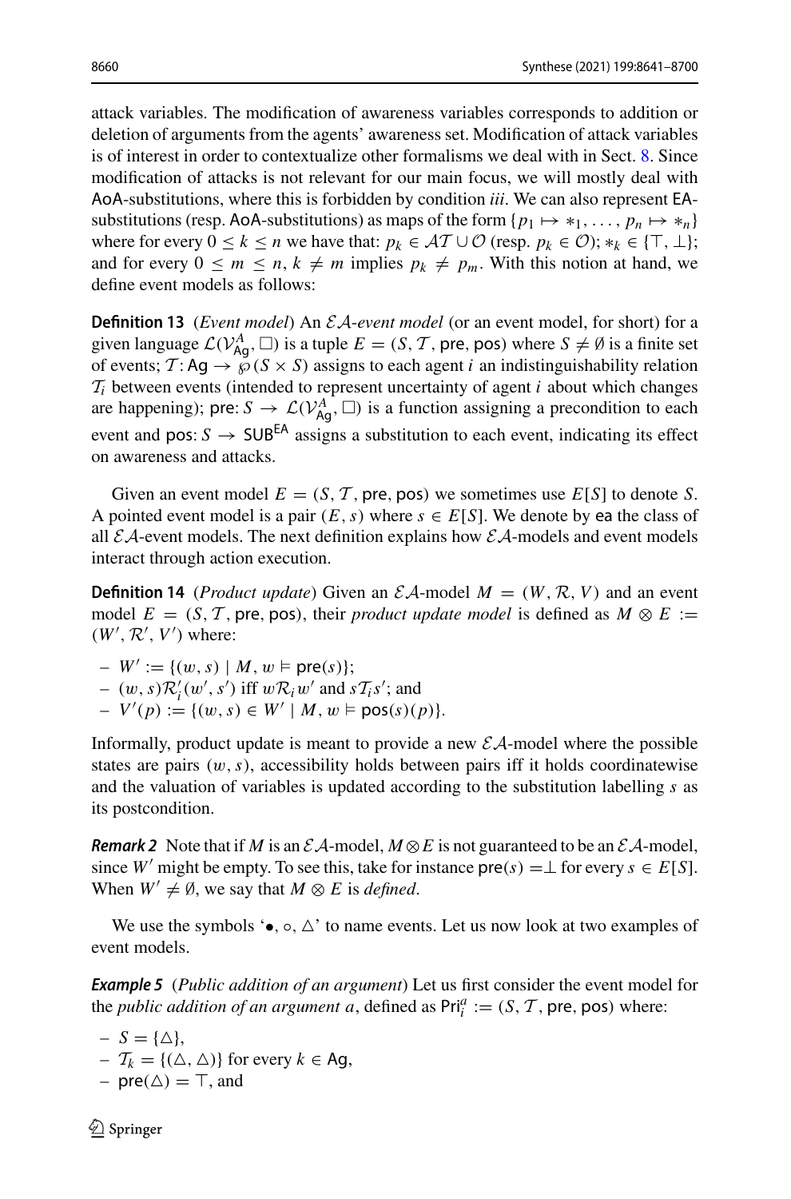attack variables. The modification of awareness variables corresponds to addition or deletion of arguments from the agents' awareness set. Modification of attack variables is of interest in order to contextualize other formalisms we deal with in Sect. 8. Since modification of attacks is not relevant for our main focus, we will mostly deal with AoA-substitutions, where this is forbidden by condition *iii*. We can also represent EA-substitutions (resp. AoA-substitutions) as maps of the form $\{p_1 \mapsto *_1, \ldots, p_n \mapsto *_n\}$ where for every $0 \leq k \leq n$ we have that: $p_k \in \mathcal{AT} \cup \mathcal{O}$ (resp. $p_k \in \mathcal{O}$); $*_k \in \{\top, \bot\}$; and for every $0 \leq m \leq n$, $k \neq m$ implies $p_k \neq p_m$. With this notion at hand, we define event models as follows:

**Definition 13** (*Event model*) An $\mathcal{EA}$-*event model* (or an event model, for short) for a given language $\mathcal{L}(\mathcal{V}^A_{\mathsf{Ag}}, \Box)$ is a tuple $E = (S, \mathcal{T}, \mathsf{pre}, \mathsf{pos})$ where $S \neq \emptyset$ is a finite set of events; $\mathcal{T}\colon \mathsf{Ag} \to \wp(S \times S)$ assigns to each agent $i$ an indistinguishability relation $\mathcal{T}_i$ between events (intended to represent uncertainty of agent $i$ about which changes are happening); $\mathsf{pre}\colon S \to \mathcal{L}(\mathcal{V}^A_{\mathsf{Ag}}, \Box)$ is a function assigning a precondition to each event and $\mathsf{pos}\colon S \to \mathsf{SUB}^{\mathsf{EA}}$ assigns a substitution to each event, indicating its effect on awareness and attacks.

Given an event model $E = (S, \mathcal{T}, \mathsf{pre}, \mathsf{pos})$ we sometimes use $E[S]$ to denote $S$. A pointed event model is a pair $(E, s)$ where $s \in E[S]$. We denote by $\mathsf{ea}$ the class of all $\mathcal{EA}$-event models. The next definition explains how $\mathcal{EA}$-models and event models interact through action execution.

**Definition 14** (*Product update*) Given an $\mathcal{EA}$-model $M = (W, \mathcal{R}, V)$ and an event model $E = (S, \mathcal{T}, \mathsf{pre}, \mathsf{pos})$, their *product update model* is defined as $M \otimes E := (W', \mathcal{R}', V')$ where:

- $W' := \{(w, s) \mid M, w \vDash \mathsf{pre}(s)\}$;
- $(w, s)\mathcal{R}'_i(w', s')$ iff $w\mathcal{R}_i w'$ and $s\mathcal{T}_i s'$; and
- $V'(p) := \{(w, s) \in W' \mid M, w \vDash \mathsf{pos}(s)(p)\}$.

Informally, product update is meant to provide a new $\mathcal{EA}$-model where the possible states are pairs $(w, s)$, accessibility holds between pairs iff it holds coordinatewise and the valuation of variables is updated according to the substitution labelling $s$ as its postcondition.

***Remark 2*** Note that if $M$ is an $\mathcal{EA}$-model, $M \otimes E$ is not guaranteed to be an $\mathcal{EA}$-model, since $W'$ might be empty. To see this, take for instance $\mathsf{pre}(s) = \bot$ for every $s \in E[S]$. When $W' \neq \emptyset$, we say that $M \otimes E$ is *defined*.

We use the symbols '$\bullet, \circ, \triangle$' to name events. Let us now look at two examples of event models.

***Example 5*** (*Public addition of an argument*) Let us first consider the event model for the *public addition of an argument a*, defined as $\mathsf{Pri}^a_i := (S, \mathcal{T}, \mathsf{pre}, \mathsf{pos})$ where:

- $S = \{\triangle\}$,
- $\mathcal{T}_k = \{(\triangle, \triangle)\}$ for every $k \in \mathsf{Ag}$,
- $\mathsf{pre}(\triangle) = \top$, and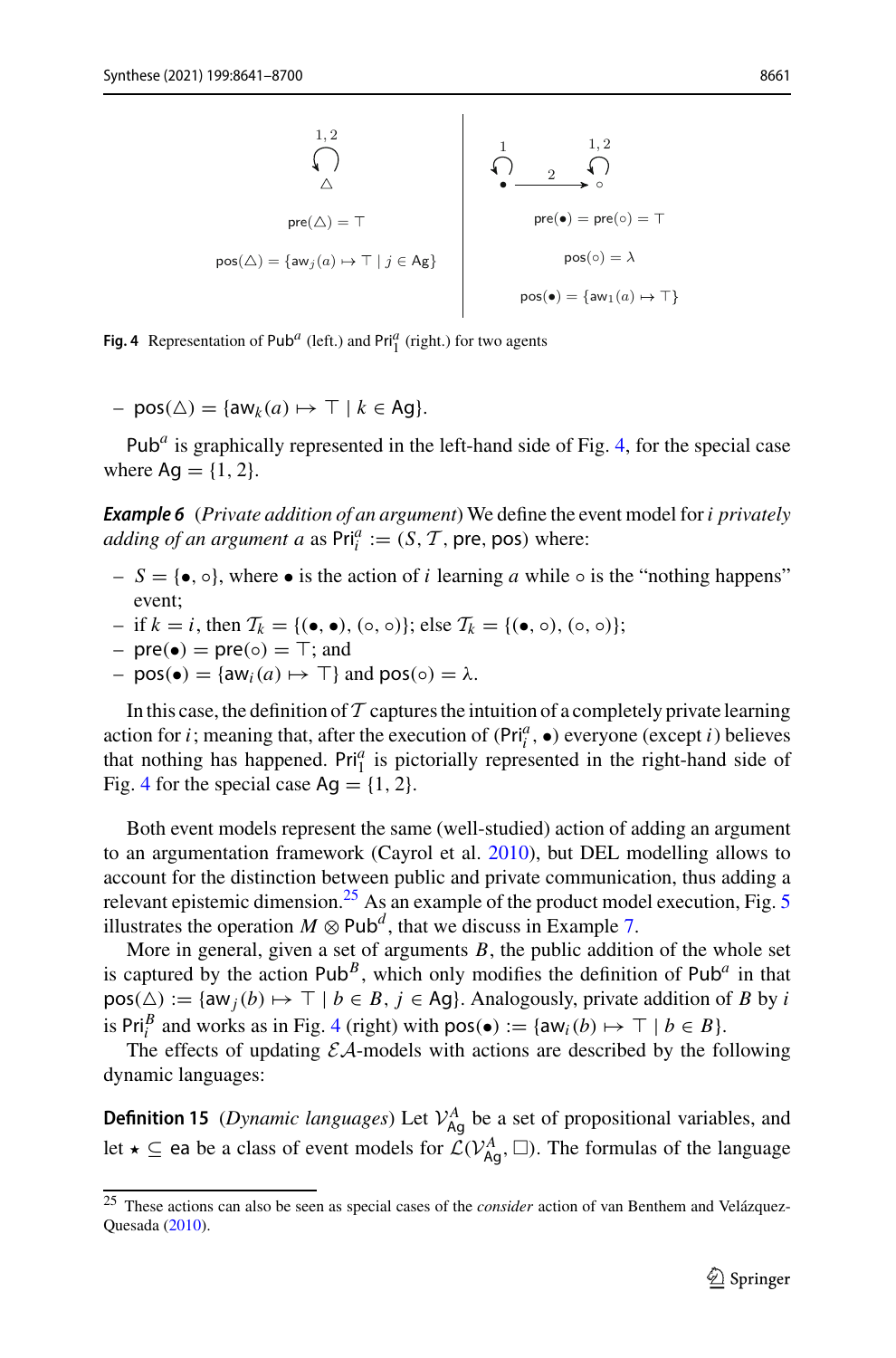$\mathsf{pre}(\triangle) = \top$

$\mathsf{pos}(\triangle) = \{\mathsf{aw}_j(a) \mapsto \top \mid j \in \mathsf{Ag}\}$

$\mathsf{pre}(\bullet) = \mathsf{pre}(\circ) = \top$

$\mathsf{pos}(\circ) = \lambda$

$\mathsf{pos}(\bullet) = \{\mathsf{aw}_1(a) \mapsto \top\}$

**Fig. 4** Representation of $\mathsf{Pub}^a$ (left.) and $\mathsf{Pri}_1^a$ (right.) for two agents

– $\mathsf{pos}(\triangle) = \{\mathsf{aw}_k(a) \mapsto \top \mid k \in \mathsf{Ag}\}$.

$\mathsf{Pub}^a$ is graphically represented in the left-hand side of Fig. 4, for the special case where $\mathsf{Ag} = \{1, 2\}$.

***Example 6*** (*Private addition of an argument*) We define the event model for *i privately adding of an argument a* as $\mathsf{Pri}_i^a := (S, \mathcal{T}, \mathsf{pre}, \mathsf{pos})$ where:

– $S = \{\bullet, \circ\}$, where $\bullet$ is the action of $i$ learning $a$ while $\circ$ is the "nothing happens" event;
– if $k = i$, then $\mathcal{T}_k = \{(\bullet, \bullet), (\circ, \circ)\}$; else $\mathcal{T}_k = \{(\bullet, \circ), (\circ, \circ)\}$;
– $\mathsf{pre}(\bullet) = \mathsf{pre}(\circ) = \top$; and
– $\mathsf{pos}(\bullet) = \{\mathsf{aw}_i(a) \mapsto \top\}$ and $\mathsf{pos}(\circ) = \lambda$.

In this case, the definition of $\mathcal{T}$ captures the intuition of a completely private learning action for $i$; meaning that, after the execution of $(\mathsf{Pri}_i^a, \bullet)$ everyone (except $i$) believes that nothing has happened. $\mathsf{Pri}_1^a$ is pictorially represented in the right-hand side of Fig. 4 for the special case $\mathsf{Ag} = \{1, 2\}$.

Both event models represent the same (well-studied) action of adding an argument to an argumentation framework (Cayrol et al. 2010), but DEL modelling allows to account for the distinction between public and private communication, thus adding a relevant epistemic dimension.[25] As an example of the product model execution, Fig. 5 illustrates the operation $M \otimes \mathsf{Pub}^d$, that we discuss in Example 7.

More in general, given a set of arguments $B$, the public addition of the whole set is captured by the action $\mathsf{Pub}^B$, which only modifies the definition of $\mathsf{Pub}^a$ in that $\mathsf{pos}(\triangle) := \{\mathsf{aw}_j(b) \mapsto \top \mid b \in B, j \in \mathsf{Ag}\}$. Analogously, private addition of $B$ by $i$ is $\mathsf{Pri}_i^B$ and works as in Fig. 4 (right) with $\mathsf{pos}(\bullet) := \{\mathsf{aw}_i(b) \mapsto \top \mid b \in B\}$.

The effects of updating $\mathcal{EA}$-models with actions are described by the following dynamic languages:

**Definition 15** (*Dynamic languages*) Let $\mathcal{V}_{\mathsf{Ag}}^A$ be a set of propositional variables, and let $\star \subseteq \mathsf{ea}$ be a class of event models for $\mathcal{L}(\mathcal{V}_{\mathsf{Ag}}^A, \Box)$. The formulas of the language

[25] These actions can also be seen as special cases of the *consider* action of van Benthem and Velázquez-Quesada (2010).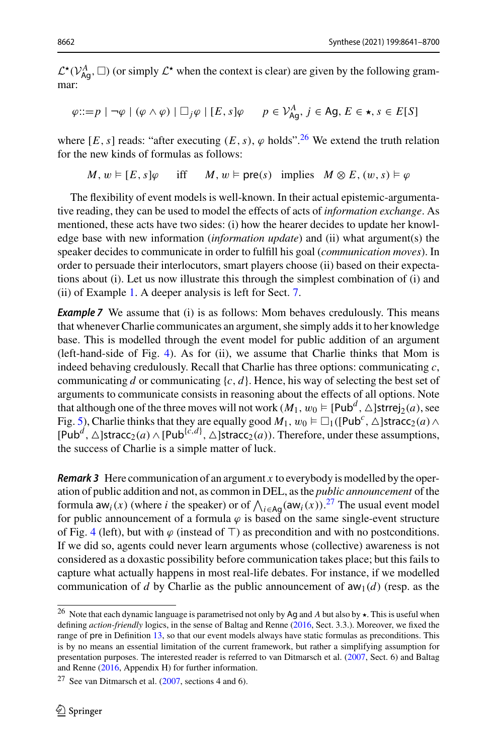$\mathcal{L}^{\star}(\mathcal{V}^{A}_{\mathsf{Ag}}, \Box)$ (or simply $\mathcal{L}^{\star}$ when the context is clear) are given by the following grammar:

$$\varphi ::= p \mid \neg\varphi \mid (\varphi \wedge \varphi) \mid \Box_j \varphi \mid [E, s]\varphi \qquad p \in \mathcal{V}^{A}_{\mathsf{Ag}}, \, j \in \mathsf{Ag}, \, E \in \star, \, s \in E[S]$$

where $[E, s]$ reads: "after executing $(E, s)$, $\varphi$ holds".[26] We extend the truth relation for the new kinds of formulas as follows:

$$M, w \vDash [E, s]\varphi \quad \text{iff} \quad M, w \vDash \mathsf{pre}(s) \;\text{ implies }\; M \otimes E, (w, s) \vDash \varphi$$

The flexibility of event models is well-known. In their actual epistemic-argumentative reading, they can be used to model the effects of acts of *information exchange*. As mentioned, these acts have two sides: (i) how the hearer decides to update her knowledge base with new information (*information update*) and (ii) what argument(s) the speaker decides to communicate in order to fulfill his goal (*communication moves*). In order to persuade their interlocutors, smart players choose (ii) based on their expectations about (i). Let us now illustrate this through the simplest combination of (i) and (ii) of Example 1. A deeper analysis is left for Sect. 7.

***Example 7*** We assume that (i) is as follows: Mom behaves credulously. This means that whenever Charlie communicates an argument, she simply adds it to her knowledge base. This is modelled through the event model for public addition of an argument (left-hand-side of Fig. 4). As for (ii), we assume that Charlie thinks that Mom is indeed behaving credulously. Recall that Charlie has three options: communicating $c$, communicating $d$ or communicating $\{c, d\}$. Hence, his way of selecting the best set of arguments to communicate consists in reasoning about the effects of all options. Note that although one of the three moves will not work ($M_1, w_0 \vDash [\mathsf{Pub}^{d}, \triangle]\mathsf{strej}_2(a)$, see Fig. 5), Charlie thinks that they are equally good $M_1, w_0 \vDash \Box_1([\mathsf{Pub}^{c}, \triangle]\mathsf{stracc}_2(a) \wedge [\mathsf{Pub}^{d}, \triangle]\mathsf{stracc}_2(a) \wedge [\mathsf{Pub}^{\{c,d\}}, \triangle]\mathsf{stracc}_2(a))$. Therefore, under these assumptions, the success of Charlie is a simple matter of luck.

***Remark 3*** Here communication of an argument $x$ to everybody is modelled by the operation of public addition and not, as common in DEL, as the *public announcement* of the formula $\mathsf{aw}_i(x)$ (where $i$ the speaker) or of $\bigwedge_{i \in \mathsf{Ag}}(\mathsf{aw}_i(x))$.[27] The usual event model for public announcement of a formula $\varphi$ is based on the same single-event structure of Fig. 4 (left), but with $\varphi$ (instead of $\top$) as precondition and with no postconditions. If we did so, agents could never learn arguments whose (collective) awareness is not considered as a doxastic possibility before communication takes place; but this fails to capture what actually happens in most real-life debates. For instance, if we modelled communication of $d$ by Charlie as the public announcement of $\mathsf{aw}_1(d)$ (resp. as the

---

[26] Note that each dynamic language is parametrised not only by $\mathsf{Ag}$ and $A$ but also by $\star$. This is useful when defining *action-friendly* logics, in the sense of Baltag and Renne (2016, Sect. 3.3.). Moreover, we fixed the range of $\mathsf{pre}$ in Definition 13, so that our event models always have static formulas as preconditions. This is by no means an essential limitation of the current framework, but rather a simplifying assumption for presentation purposes. The interested reader is referred to van Ditmarsch et al. (2007, Sect. 6) and Baltag and Renne (2016, Appendix H) for further information.

[27] See van Ditmarsch et al. (2007, sections 4 and 6).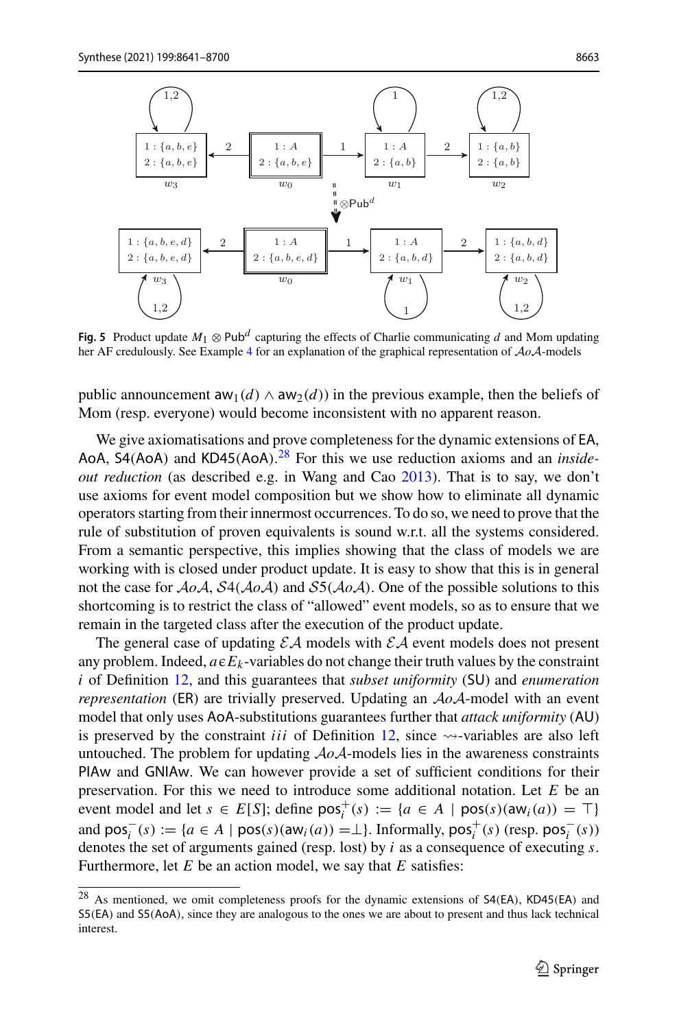**Fig. 5** Product update $M_1 \otimes \mathsf{Pub}^d$ capturing the effects of Charlie communicating $d$ and Mom updating her AF credulously. See Example 4 for an explanation of the graphical representation of $\mathcal{A}o\mathcal{A}$-models

public announcement $\mathsf{aw}_1(d) \wedge \mathsf{aw}_2(d))$ in the previous example, then the beliefs of Mom (resp. everyone) would become inconsistent with no apparent reason.

We give axiomatisations and prove completeness for the dynamic extensions of EA, AoA, S4(AoA) and KD45(AoA).[28] For this we use reduction axioms and an *inside-out reduction* (as described e.g. in Wang and Cao 2013). That is to say, we don't use axioms for event model composition but we show how to eliminate all dynamic operators starting from their innermost occurrences. To do so, we need to prove that the rule of substitution of proven equivalents is sound w.r.t. all the systems considered. From a semantic perspective, this implies showing that the class of models we are working with is closed under product update. It is easy to show that this is in general not the case for $\mathcal{A}o\mathcal{A}$, $\mathcal{S}4(\mathcal{A}o\mathcal{A})$ and $\mathcal{S}5(\mathcal{A}o\mathcal{A})$. One of the possible solutions to this shortcoming is to restrict the class of "allowed" event models, so as to ensure that we remain in the targeted class after the execution of the product update.

The general case of updating $\mathcal{EA}$ models with $\mathcal{EA}$ event models does not present any problem. Indeed, $a \in E_k$-variables do not change their truth values by the constraint $i$ of Definition 12, and this guarantees that *subset uniformity* (SU) and *enumeration representation* (ER) are trivially preserved. Updating an $\mathcal{A}o\mathcal{A}$-model with an event model that only uses AoA-substitutions guarantees further that *attack uniformity* (AU) is preserved by the constraint $iii$ of Definition 12, since $\rightsquigarrow$-variables are also left untouched. The problem for updating $\mathcal{A}o\mathcal{A}$-models lies in the awareness constraints PIAw and GNIAw. We can however provide a set of sufficient conditions for their preservation. For this we need to introduce some additional notation. Let $E$ be an event model and let $s \in E[S]$; define $\mathsf{pos}_i^+(s) := \{a \in A \mid \mathsf{pos}(s)(\mathsf{aw}_i(a)) = \top\}$ and $\mathsf{pos}_i^-(s) := \{a \in A \mid \mathsf{pos}(s)(\mathsf{aw}_i(a)) = \bot\}$. Informally, $\mathsf{pos}_i^+(s)$ (resp. $\mathsf{pos}_i^-(s)$) denotes the set of arguments gained (resp. lost) by $i$ as a consequence of executing $s$. Furthermore, let $E$ be an action model, we say that $E$ satisfies:

[28] As mentioned, we omit completeness proofs for the dynamic extensions of S4(EA), KD45(EA) and S5(EA) and S5(AoA), since they are analogous to the ones we are about to present and thus lack technical interest.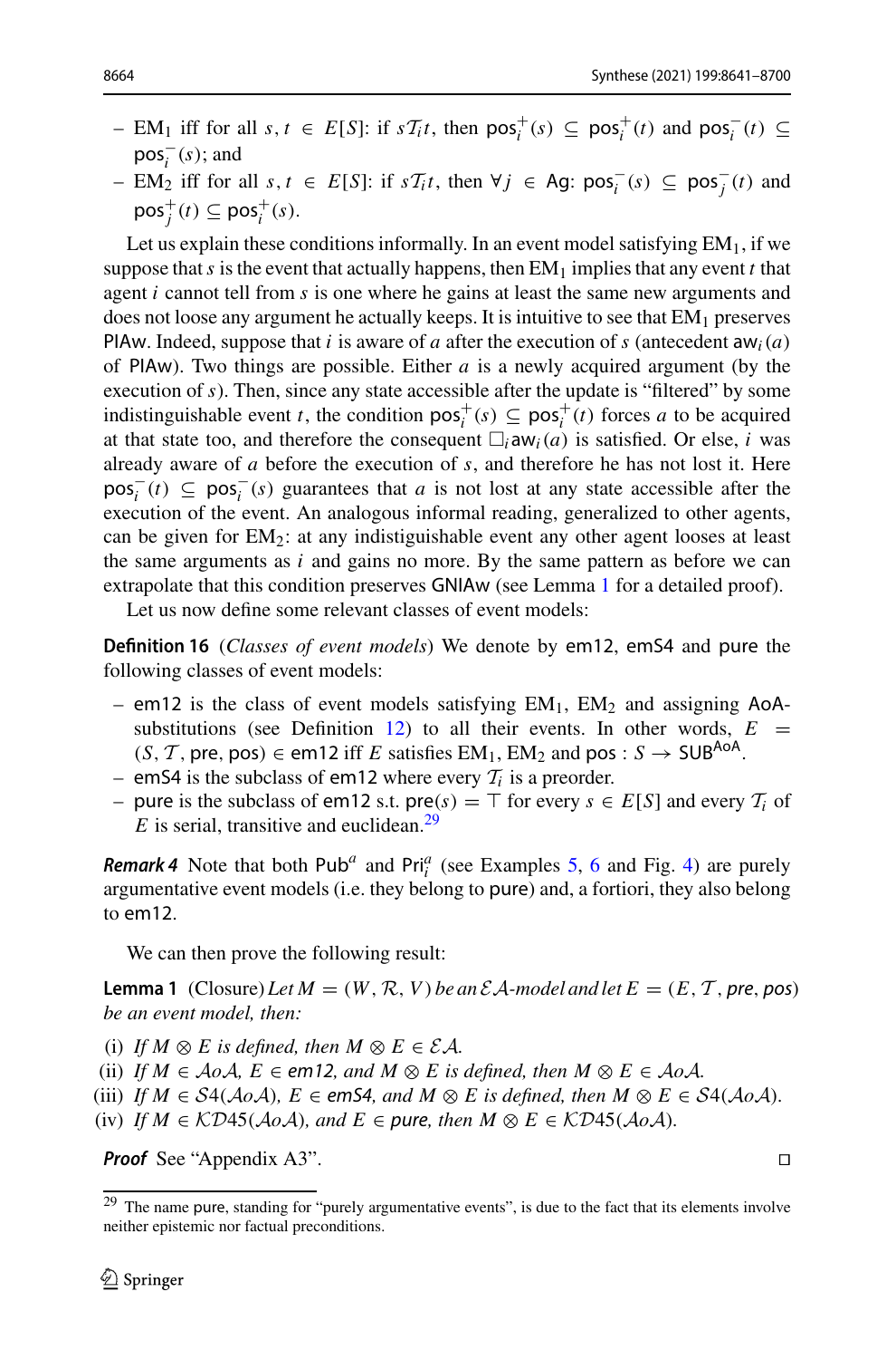- $\text{EM}_1$ iff for all $s, t \in E[S]$: if $s\mathcal{T}_i t$, then $\mathsf{pos}_i^+(s) \subseteq \mathsf{pos}_i^+(t)$ and $\mathsf{pos}_i^-(t) \subseteq \mathsf{pos}_i^-(s)$; and
- $\text{EM}_2$ iff for all $s, t \in E[S]$: if $s\mathcal{T}_i t$, then $\forall j \in \mathsf{Ag}$: $\mathsf{pos}_i^-(s) \subseteq \mathsf{pos}_j^-(t)$ and $\mathsf{pos}_j^+(t) \subseteq \mathsf{pos}_i^+(s)$.

Let us explain these conditions informally. In an event model satisfying $\text{EM}_1$, if we suppose that $s$ is the event that actually happens, then $\text{EM}_1$ implies that any event $t$ that agent $i$ cannot tell from $s$ is one where he gains at least the same new arguments and does not loose any argument he actually keeps. It is intuitive to see that $\text{EM}_1$ preserves PIAw. Indeed, suppose that $i$ is aware of $a$ after the execution of $s$ (antecedent $\mathsf{aw}_i(a)$ of PIAw). Two things are possible. Either $a$ is a newly acquired argument (by the execution of $s$). Then, since any state accessible after the update is "filtered" by some indistinguishable event $t$, the condition $\mathsf{pos}_i^+(s) \subseteq \mathsf{pos}_i^+(t)$ forces $a$ to be acquired at that state too, and therefore the consequent $\Box_i \mathsf{aw}_i(a)$ is satisfied. Or else, $i$ was already aware of $a$ before the execution of $s$, and therefore he has not lost it. Here $\mathsf{pos}_i^-(t) \subseteq \mathsf{pos}_i^-(s)$ guarantees that $a$ is not lost at any state accessible after the execution of the event. An analogous informal reading, generalized to other agents, can be given for $\text{EM}_2$: at any indistinguishable event any other agent looses at least the same arguments as $i$ and gains no more. By the same pattern as before we can extrapolate that this condition preserves GNIAw (see Lemma 1 for a detailed proof).

Let us now define some relevant classes of event models:

**Definition 16** (*Classes of event models*) We denote by em12, emS4 and pure the following classes of event models:

- em12 is the class of event models satisfying $\text{EM}_1$, $\text{EM}_2$ and assigning AoA-substitutions (see Definition 12) to all their events. In other words, $E = (S, \mathcal{T}, \mathsf{pre}, \mathsf{pos}) \in \mathsf{em12}$ iff $E$ satisfies $\text{EM}_1$, $\text{EM}_2$ and $\mathsf{pos} : S \to \mathsf{SUB}^{\mathsf{AoA}}$.
- emS4 is the subclass of em12 where every $\mathcal{T}_i$ is a preorder.
- pure is the subclass of em12 s.t. $\mathsf{pre}(s) = \top$ for every $s \in E[S]$ and every $\mathcal{T}_i$ of $E$ is serial, transitive and euclidean.[29]

***Remark 4*** Note that both $\mathsf{Pub}^a$ and $\mathsf{Pri}_i^a$ (see Examples 5, 6 and Fig. 4) are purely argumentative event models (i.e. they belong to pure) and, a fortiori, they also belong to em12.

We can then prove the following result:

**Lemma 1** (Closure) *Let $M = (W, \mathcal{R}, V)$ be an $\mathcal{EA}$-model and let $E = (E, \mathcal{T}, \mathsf{pre}, \mathsf{pos})$ be an event model, then:*

(i) *If $M \otimes E$ is defined, then $M \otimes E \in \mathcal{EA}$.*
(ii) *If $M \in \mathcal{AoA}$, $E \in \mathsf{em12}$, and $M \otimes E$ is defined, then $M \otimes E \in \mathcal{AoA}$.*
(iii) *If $M \in \mathcal{S}4(\mathcal{AoA})$, $E \in \mathsf{emS4}$, and $M \otimes E$ is defined, then $M \otimes E \in \mathcal{S}4(\mathcal{AoA})$.*
(iv) *If $M \in \mathcal{KD}45(\mathcal{AoA})$, and $E \in \mathsf{pure}$, then $M \otimes E \in \mathcal{KD}45(\mathcal{AoA})$.*

***Proof*** See "Appendix A3". □

[29] The name pure, standing for "purely argumentative events", is due to the fact that its elements involve neither epistemic nor factual preconditions.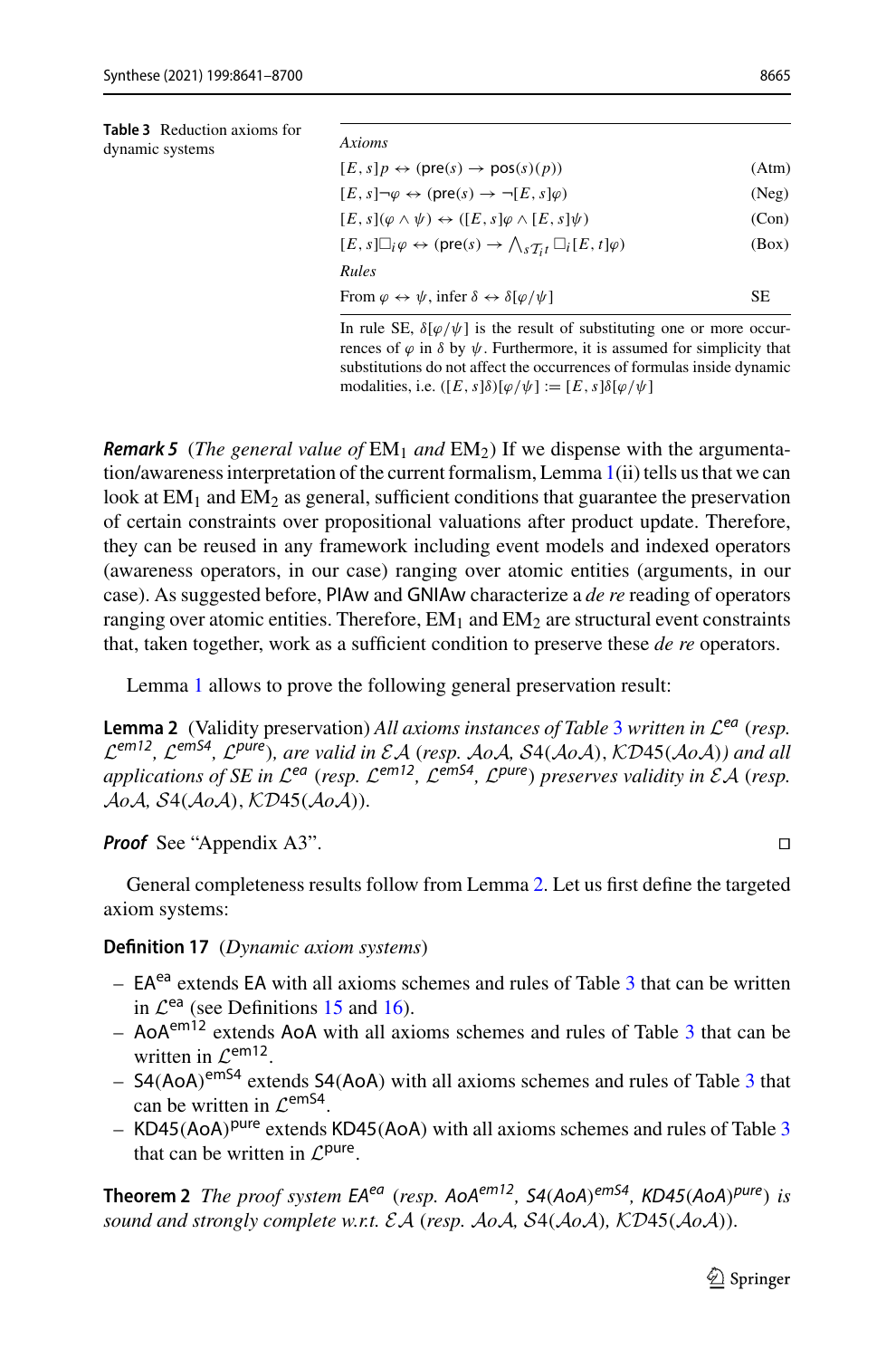**Table 3** Reduction axioms for dynamic systems

| *Axioms* | |
|---|---|
| $[E, s]p \leftrightarrow (\mathsf{pre}(s) \rightarrow \mathsf{pos}(s)(p))$ | (Atm) |
| $[E, s]\neg\varphi \leftrightarrow (\mathsf{pre}(s) \rightarrow \neg[E, s]\varphi)$ | (Neg) |
| $[E, s](\varphi \wedge \psi) \leftrightarrow ([E, s]\varphi \wedge [E, s]\psi)$ | (Con) |
| $[E, s]\Box_i\varphi \leftrightarrow (\mathsf{pre}(s) \rightarrow \bigwedge_{s\mathcal{T}_i t} \Box_i[E, t]\varphi)$ | (Box) |
| *Rules* | |
| From $\varphi \leftrightarrow \psi$, infer $\delta \leftrightarrow \delta[\varphi/\psi]$ | SE |

In rule SE, $\delta[\varphi/\psi]$ is the result of substituting one or more occurrences of $\varphi$ in $\delta$ by $\psi$. Furthermore, it is assumed for simplicity that substitutions do not affect the occurrences of formulas inside dynamic modalities, i.e. $([E, s]\delta)[\varphi/\psi] := [E, s]\delta[\varphi/\psi]$

***Remark 5*** (*The general value of* $\mathrm{EM}_1$ *and* $\mathrm{EM}_2$) If we dispense with the argumentation/awareness interpretation of the current formalism, Lemma 1(ii) tells us that we can look at $\mathrm{EM}_1$ and $\mathrm{EM}_2$ as general, sufficient conditions that guarantee the preservation of certain constraints over propositional valuations after product update. Therefore, they can be reused in any framework including event models and indexed operators (awareness operators, in our case) ranging over atomic entities (arguments, in our case). As suggested before, PIAw and GNIAw characterize a *de re* reading of operators ranging over atomic entities. Therefore, $\mathrm{EM}_1$ and $\mathrm{EM}_2$ are structural event constraints that, taken together, work as a sufficient condition to preserve these *de re* operators.

Lemma 1 allows to prove the following general preservation result:

**Lemma 2** (Validity preservation) *All axioms instances of Table 3 written in* $\mathcal{L}^{ea}$ *(resp.* $\mathcal{L}^{em12}$, $\mathcal{L}^{emS4}$, $\mathcal{L}^{pure}$*), are valid in* $\mathcal{EA}$ *(resp.* $\mathcal{AoA}$, $\mathcal{S}4(\mathcal{AoA})$, $\mathcal{KD}45(\mathcal{AoA})$*) and all applications of SE in* $\mathcal{L}^{ea}$ *(resp.* $\mathcal{L}^{em12}$, $\mathcal{L}^{emS4}$, $\mathcal{L}^{pure}$*) preserves validity in* $\mathcal{EA}$ *(resp.* $\mathcal{AoA}$, $\mathcal{S}4(\mathcal{AoA})$, $\mathcal{KD}45(\mathcal{AoA})$*).*

***Proof*** See "Appendix A3". □

General completeness results follow from Lemma 2. Let us first define the targeted axiom systems:

**Definition 17** (*Dynamic axiom systems*)

- $\mathsf{EA}^{\mathsf{ea}}$ extends EA with all axioms schemes and rules of Table 3 that can be written in $\mathcal{L}^{\mathsf{ea}}$ (see Definitions 15 and 16).
- $\mathsf{AoA}^{\mathsf{em12}}$ extends AoA with all axioms schemes and rules of Table 3 that can be written in $\mathcal{L}^{\mathsf{em12}}$.
- $\mathsf{S4(AoA)}^{\mathsf{emS4}}$ extends S4(AoA) with all axioms schemes and rules of Table 3 that can be written in $\mathcal{L}^{\mathsf{emS4}}$.
- $\mathsf{KD45(AoA)}^{\mathsf{pure}}$ extends KD45(AoA) with all axioms schemes and rules of Table 3 that can be written in $\mathcal{L}^{\mathsf{pure}}$.

**Theorem 2** *The proof system* $\mathsf{EA}^{ea}$ *(resp.* $\mathsf{AoA}^{em12}$, $\mathsf{S4(AoA)}^{emS4}$, $\mathsf{KD45(AoA)}^{pure}$*) is sound and strongly complete w.r.t.* $\mathcal{EA}$ *(resp.* $\mathcal{AoA}$, $\mathcal{S}4(\mathcal{AoA})$, $\mathcal{KD}45(\mathcal{AoA})$*).*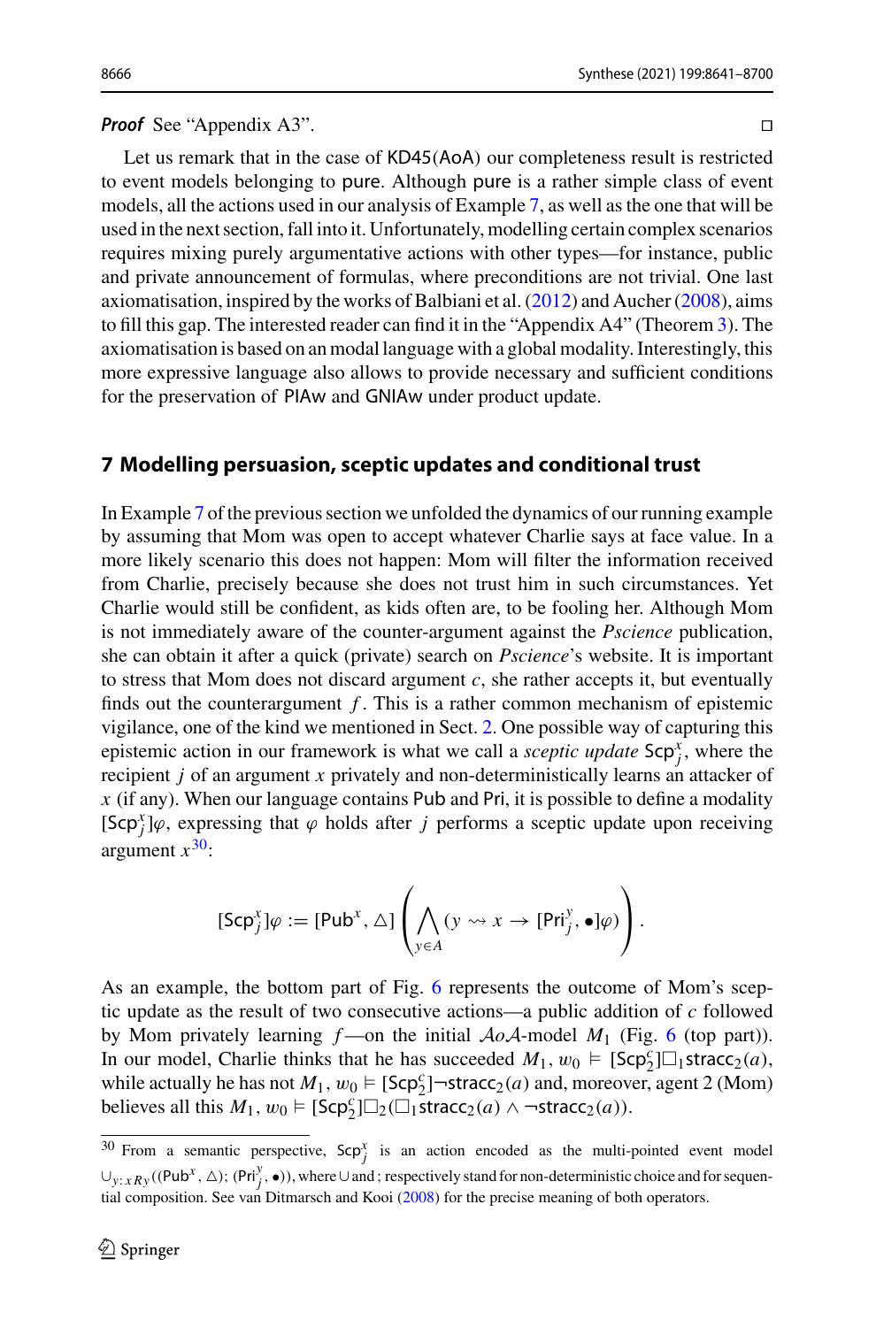***Proof*** See "Appendix A3". □

Let us remark that in the case of KD45(AoA) our completeness result is restricted to event models belonging to pure. Although pure is a rather simple class of event models, all the actions used in our analysis of Example 7, as well as the one that will be used in the next section, fall into it. Unfortunately, modelling certain complex scenarios requires mixing purely argumentative actions with other types—for instance, public and private announcement of formulas, where preconditions are not trivial. One last axiomatisation, inspired by the works of Balbiani et al. (2012) and Aucher (2008), aims to fill this gap. The interested reader can find it in the "Appendix A4" (Theorem 3). The axiomatisation is based on an modal language with a global modality. Interestingly, this more expressive language also allows to provide necessary and sufficient conditions for the preservation of PIAw and GNIAw under product update.

## 7 Modelling persuasion, sceptic updates and conditional trust

In Example 7 of the previous section we unfolded the dynamics of our running example by assuming that Mom was open to accept whatever Charlie says at face value. In a more likely scenario this does not happen: Mom will filter the information received from Charlie, precisely because she does not trust him in such circumstances. Yet Charlie would still be confident, as kids often are, to be fooling her. Although Mom is not immediately aware of the counter-argument against the *Pscience* publication, she can obtain it after a quick (private) search on *Pscience*'s website. It is important to stress that Mom does not discard argument $c$, she rather accepts it, but eventually finds out the counterargument $f$. This is a rather common mechanism of epistemic vigilance, one of the kind we mentioned in Sect. 2. One possible way of capturing this epistemic action in our framework is what we call a *sceptic update* $\mathsf{Scp}^x_j$, where the recipient $j$ of an argument $x$ privately and non-deterministically learns an attacker of $x$ (if any). When our language contains Pub and Pri, it is possible to define a modality $[\mathsf{Scp}^x_j]\varphi$, expressing that $\varphi$ holds after $j$ performs a sceptic update upon receiving argument $x$[30]:

$$[\mathsf{Scp}^x_j]\varphi := [\mathsf{Pub}^x, \triangle]\left(\bigwedge_{y\in A}(y \rightsquigarrow x \rightarrow [\mathsf{Pri}^y_j, \bullet]\varphi)\right).$$

As an example, the bottom part of Fig. 6 represents the outcome of Mom's sceptic update as the result of two consecutive actions—a public addition of $c$ followed by Mom privately learning $f$—on the initial $\mathcal{A}o\mathcal{A}$-model $M_1$ (Fig. 6 (top part)). In our model, Charlie thinks that he has succeeded $M_1, w_0 \vDash [\mathsf{Scp}^c_2]\Box_1\mathsf{stracc}_2(a)$, while actually he has not $M_1, w_0 \vDash [\mathsf{Scp}^c_2]\neg\mathsf{stracc}_2(a)$ and, moreover, agent 2 (Mom) believes all this $M_1, w_0 \vDash [\mathsf{Scp}^c_2]\Box_2(\Box_1\mathsf{stracc}_2(a) \wedge \neg\mathsf{stracc}_2(a))$.

[30] From a semantic perspective, $\mathsf{Scp}^x_j$ is an action encoded as the multi-pointed event model $\cup_{y:xRy}((\mathsf{Pub}^x, \triangle); (\mathsf{Pri}^y_j, \bullet))$, where $\cup$ and ; respectively stand for non-deterministic choice and for sequential composition. See van Ditmarsch and Kooi (2008) for the precise meaning of both operators.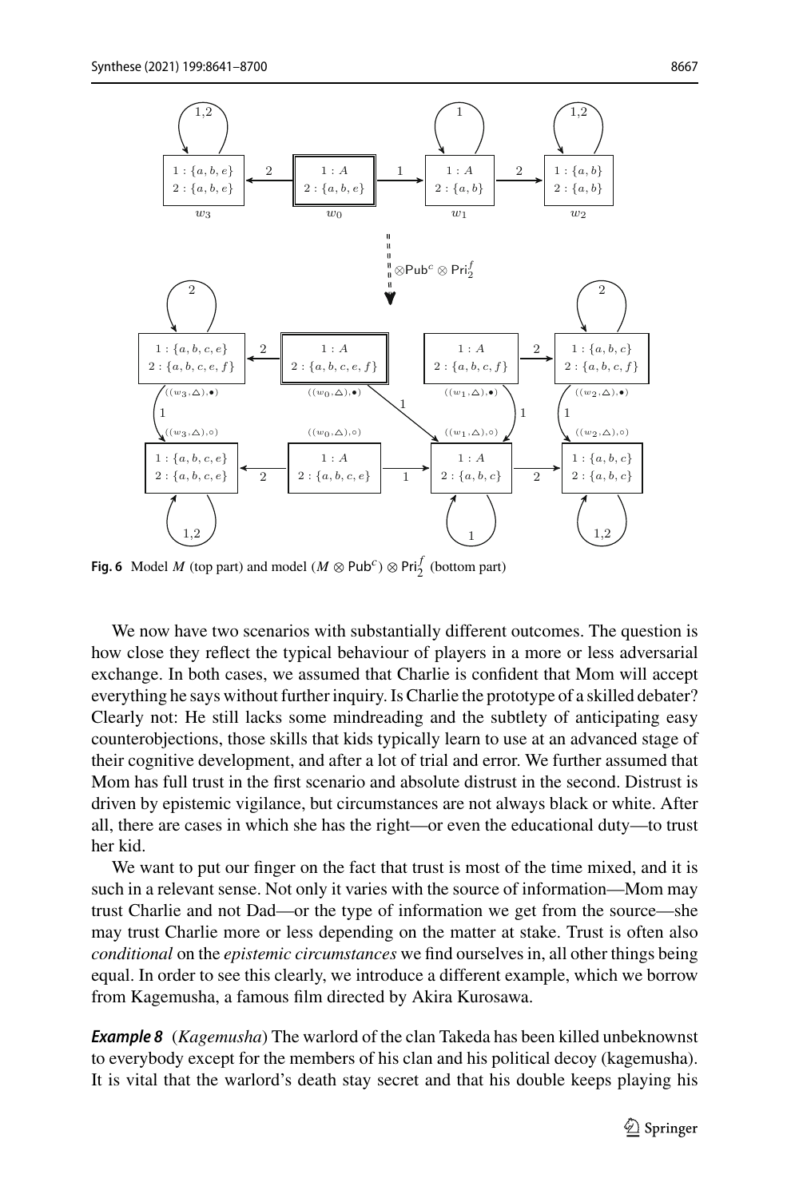**Fig. 6** Model $M$ (top part) and model $(M \otimes \mathsf{Pub}^c) \otimes \mathsf{Pri}_2^f$ (bottom part)

We now have two scenarios with substantially different outcomes. The question is how close they reflect the typical behaviour of players in a more or less adversarial exchange. In both cases, we assumed that Charlie is confident that Mom will accept everything he says without further inquiry. Is Charlie the prototype of a skilled debater? Clearly not: He still lacks some mindreading and the subtlety of anticipating easy counterobjections, those skills that kids typically learn to use at an advanced stage of their cognitive development, and after a lot of trial and error. We further assumed that Mom has full trust in the first scenario and absolute distrust in the second. Distrust is driven by epistemic vigilance, but circumstances are not always black or white. After all, there are cases in which she has the right—or even the educational duty—to trust her kid.

We want to put our finger on the fact that trust is most of the time mixed, and it is such in a relevant sense. Not only it varies with the source of information—Mom may trust Charlie and not Dad—or the type of information we get from the source—she may trust Charlie more or less depending on the matter at stake. Trust is often also *conditional* on the *epistemic circumstances* we find ourselves in, all other things being equal. In order to see this clearly, we introduce a different example, which we borrow from Kagemusha, a famous film directed by Akira Kurosawa.

***Example 8*** (*Kagemusha*) The warlord of the clan Takeda has been killed unbeknownst to everybody except for the members of his clan and his political decoy (kagemusha). It is vital that the warlord's death stay secret and that his double keeps playing his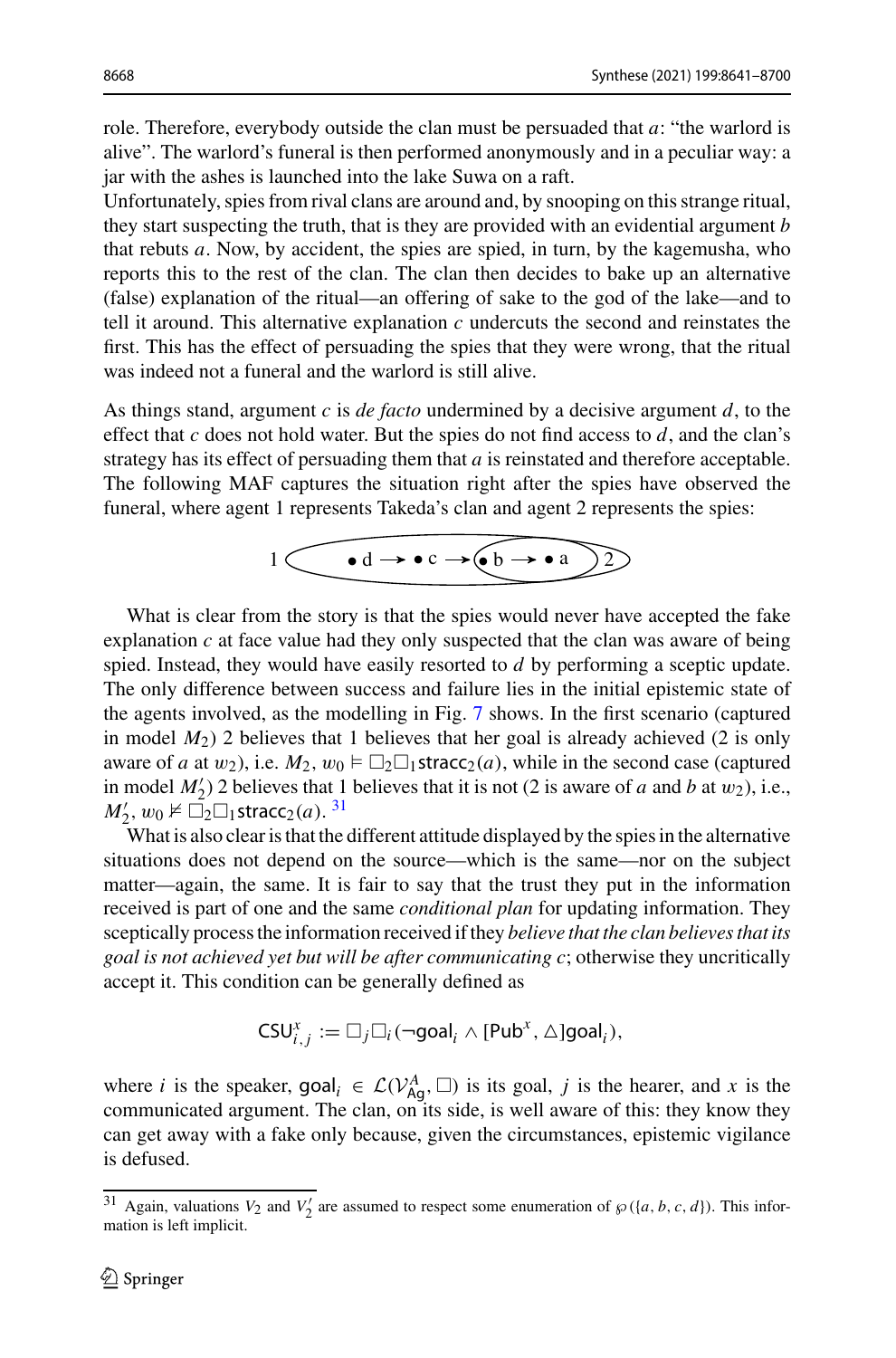role. Therefore, everybody outside the clan must be persuaded that $a$: "the warlord is alive". The warlord's funeral is then performed anonymously and in a peculiar way: a jar with the ashes is launched into the lake Suwa on a raft.

Unfortunately, spies from rival clans are around and, by snooping on this strange ritual, they start suspecting the truth, that is they are provided with an evidential argument $b$ that rebuts $a$. Now, by accident, the spies are spied, in turn, by the kagemusha, who reports this to the rest of the clan. The clan then decides to bake up an alternative (false) explanation of the ritual—an offering of sake to the god of the lake—and to tell it around. This alternative explanation $c$ undercuts the second and reinstates the first. This has the effect of persuading the spies that they were wrong, that the ritual was indeed not a funeral and the warlord is still alive.

As things stand, argument $c$ is *de facto* undermined by a decisive argument $d$, to the effect that $c$ does not hold water. But the spies do not find access to $d$, and the clan's strategy has its effect of persuading them that $a$ is reinstated and therefore acceptable. The following MAF captures the situation right after the spies have observed the funeral, where agent 1 represents Takeda's clan and agent 2 represents the spies:

$$1 \; (\bullet d \rightarrow \bullet c \rightarrow (\bullet b \rightarrow \bullet a) \; 2)$$

What is clear from the story is that the spies would never have accepted the fake explanation $c$ at face value had they only suspected that the clan was aware of being spied. Instead, they would have easily resorted to $d$ by performing a sceptic update. The only difference between success and failure lies in the initial epistemic state of the agents involved, as the modelling in Fig. 7 shows. In the first scenario (captured in model $M_2$) 2 believes that 1 believes that her goal is already achieved (2 is only aware of $a$ at $w_2$), i.e. $M_2, w_0 \models \Box_2\Box_1 \mathsf{stracc}_2(a)$, while in the second case (captured in model $M_2'$) 2 believes that 1 believes that it is not (2 is aware of $a$ and $b$ at $w_2$), i.e., $M_2', w_0 \not\models \Box_2\Box_1 \mathsf{stracc}_2(a)$. [31]

What is also clear is that the different attitude displayed by the spies in the alternative situations does not depend on the source—which is the same—nor on the subject matter—again, the same. It is fair to say that the trust they put in the information received is part of one and the same *conditional plan* for updating information. They sceptically process the information received if they *believe that the clan believes that its goal is not achieved yet but will be after communicating c*; otherwise they uncritically accept it. This condition can be generally defined as

$$\mathsf{CSU}^x_{i,j} := \Box_j\Box_i(\neg \mathsf{goal}_i \wedge [\mathsf{Pub}^x, \triangle]\mathsf{goal}_i),$$

where $i$ is the speaker, $\mathsf{goal}_i \in \mathcal{L}(\mathcal{V}^A_{\mathsf{Ag}}, \Box)$ is its goal, $j$ is the hearer, and $x$ is the communicated argument. The clan, on its side, is well aware of this: they know they can get away with a fake only because, given the circumstances, epistemic vigilance is defused.

[31] Again, valuations $V_2$ and $V_2'$ are assumed to respect some enumeration of $\wp(\{a, b, c, d\})$. This information is left implicit.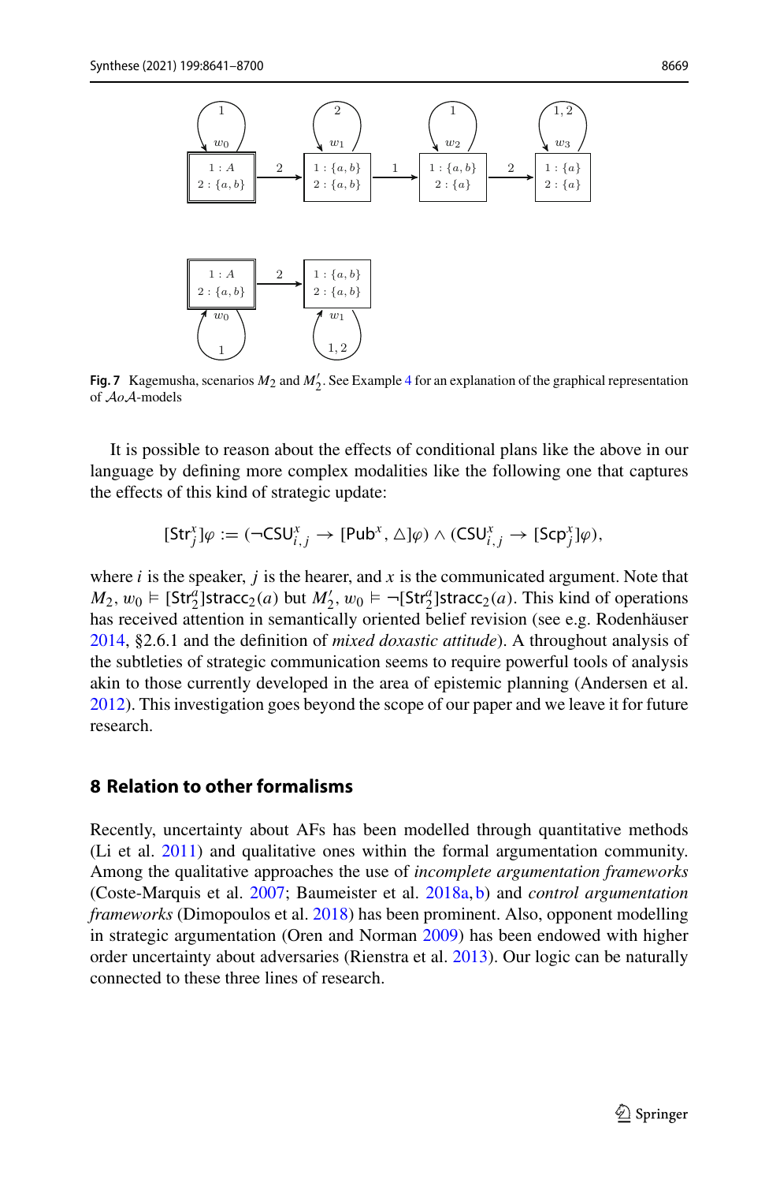**Fig. 7** Kagemusha, scenarios $M_2$ and $M_2'$. See Example 4 for an explanation of the graphical representation of $\mathcal{A}o\mathcal{A}$-models

It is possible to reason about the effects of conditional plans like the above in our language by defining more complex modalities like the following one that captures the effects of this kind of strategic update:

$$[\mathsf{Str}_j^x]\varphi := (\neg\mathsf{CSU}_{i,j}^x \rightarrow [\mathsf{Pub}^x, \triangle]\varphi) \wedge (\mathsf{CSU}_{i,j}^x \rightarrow [\mathsf{Scp}_j^x]\varphi),$$

where $i$ is the speaker, $j$ is the hearer, and $x$ is the communicated argument. Note that $M_2, w_0 \vDash [\mathsf{Str}_2^a]\mathsf{stracc}_2(a)$ but $M_2', w_0 \vDash \neg[\mathsf{Str}_2^a]\mathsf{stracc}_2(a)$. This kind of operations has received attention in semantically oriented belief revision (see e.g. Rodenhäuser 2014, §2.6.1 and the definition of *mixed doxastic attitude*). A throughout analysis of the subtleties of strategic communication seems to require powerful tools of analysis akin to those currently developed in the area of epistemic planning (Andersen et al. 2012). This investigation goes beyond the scope of our paper and we leave it for future research.

## 8 Relation to other formalisms

Recently, uncertainty about AFs has been modelled through quantitative methods (Li et al. 2011) and qualitative ones within the formal argumentation community. Among the qualitative approaches the use of *incomplete argumentation frameworks* (Coste-Marquis et al. 2007; Baumeister et al. 2018a, b) and *control argumentation frameworks* (Dimopoulos et al. 2018) has been prominent. Also, opponent modelling in strategic argumentation (Oren and Norman 2009) has been endowed with higher order uncertainty about adversaries (Rienstra et al. 2013). Our logic can be naturally connected to these three lines of research.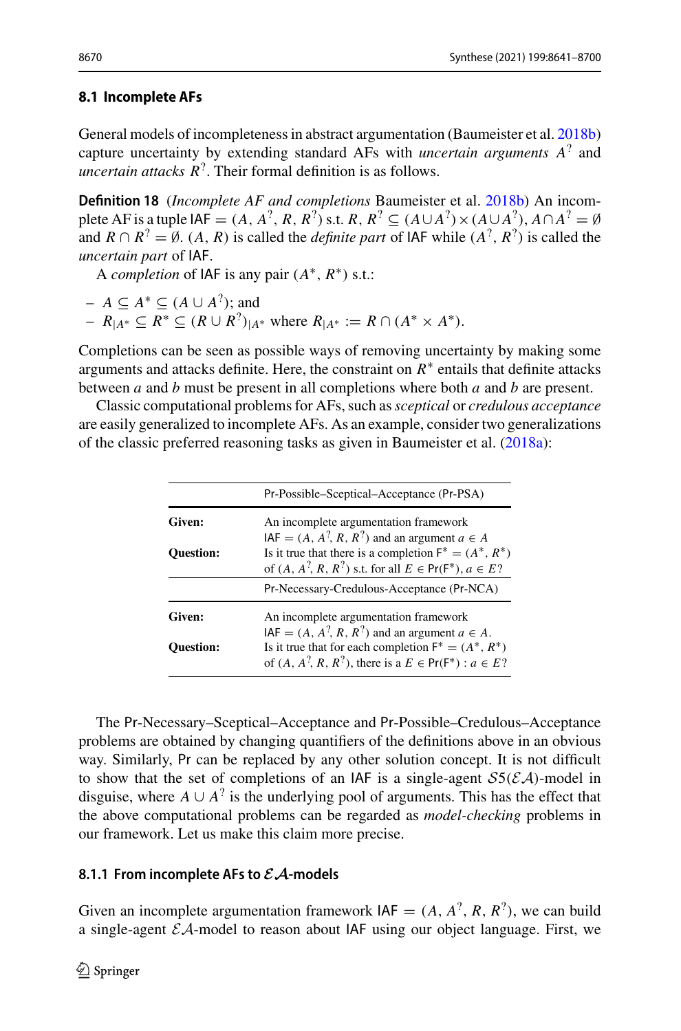### 8.1 Incomplete AFs

General models of incompleteness in abstract argumentation (Baumeister et al. 2018b) capture uncertainty by extending standard AFs with *uncertain arguments* $A^?$ and *uncertain attacks* $R^?$. Their formal definition is as follows.

**Definition 18** (*Incomplete AF and completions* Baumeister et al. 2018b) An incomplete AF is a tuple $\mathsf{IAF} = (A, A^?, R, R^?)$ s.t. $R, R^? \subseteq (A \cup A^?) \times (A \cup A^?)$, $A \cap A^? = \emptyset$ and $R \cap R^? = \emptyset$. $(A, R)$ is called the *definite part* of $\mathsf{IAF}$ while $(A^?, R^?)$ is called the *uncertain part* of $\mathsf{IAF}$.

A *completion* of $\mathsf{IAF}$ is any pair $(A^*, R^*)$ s.t.:

- $A \subseteq A^* \subseteq (A \cup A^?)$; and
- $R_{|A^*} \subseteq R^* \subseteq (R \cup R^?)_{|A^*}$ where $R_{|A^*} := R \cap (A^* \times A^*)$.

Completions can be seen as possible ways of removing uncertainty by making some arguments and attacks definite. Here, the constraint on $R^*$ entails that definite attacks between $a$ and $b$ must be present in all completions where both $a$ and $b$ are present.

Classic computational problems for AFs, such as *sceptical* or *credulous acceptance* are easily generalized to incomplete AFs. As an example, consider two generalizations of the classic preferred reasoning tasks as given in Baumeister et al. (2018a):

| | Pr-Possible–Sceptical–Acceptance (Pr-PSA) |
|---|---|
| **Given:** | An incomplete argumentation framework $\mathsf{IAF} = (A, A^?, R, R^?)$ and an argument $a \in A$ |
| **Question:** | Is it true that there is a completion $\mathsf{F}^* = (A^*, R^*)$ of $(A, A^?, R, R^?)$ s.t. for all $E \in \mathsf{Pr}(\mathsf{F}^*)$, $a \in E$? |
| | **Pr-Necessary-Credulous-Acceptance (Pr-NCA)** |
| **Given:** | An incomplete argumentation framework $\mathsf{IAF} = (A, A^?, R, R^?)$ and an argument $a \in A$. |
| **Question:** | Is it true that for each completion $\mathsf{F}^* = (A^*, R^*)$ of $(A, A^?, R, R^?)$, there is a $E \in \mathsf{Pr}(\mathsf{F}^*) : a \in E$? |

The Pr-Necessary–Sceptical–Acceptance and Pr-Possible–Credulous–Acceptance problems are obtained by changing quantifiers of the definitions above in an obvious way. Similarly, Pr can be replaced by any other solution concept. It is not difficult to show that the set of completions of an $\mathsf{IAF}$ is a single-agent $\mathcal{S}5(\mathcal{EA})$-model in disguise, where $A \cup A^?$ is the underlying pool of arguments. This has the effect that the above computational problems can be regarded as *model-checking* problems in our framework. Let us make this claim more precise.

#### 8.1.1 From incomplete AFs to $\mathcal{EA}$-models

Given an incomplete argumentation framework $\mathsf{IAF} = (A, A^?, R, R^?)$, we can build a single-agent $\mathcal{EA}$-model to reason about $\mathsf{IAF}$ using our object language. First, we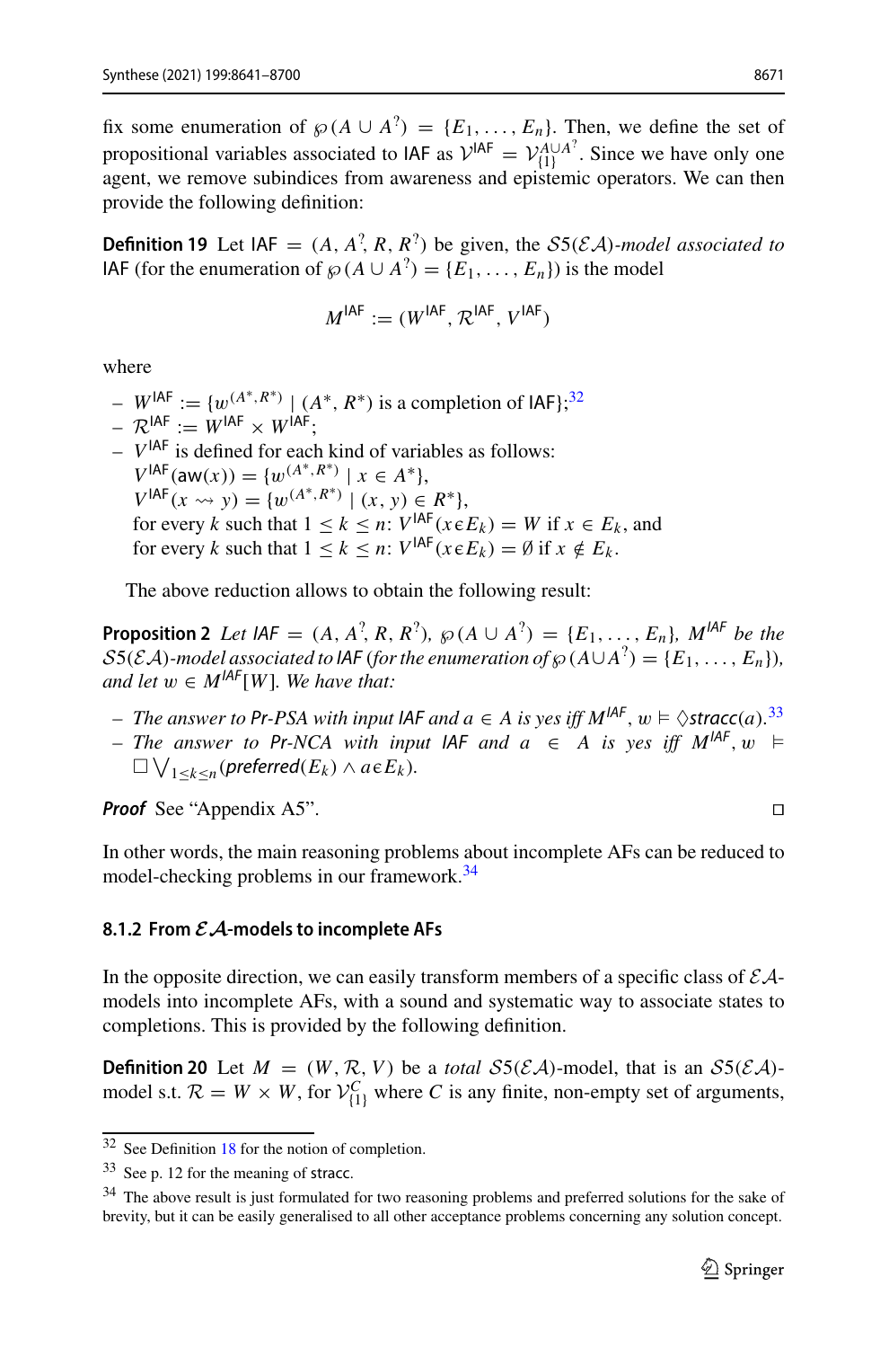fix some enumeration of $\wp(A \cup A^?) = \{E_1, \ldots, E_n\}$. Then, we define the set of propositional variables associated to $\mathsf{IAF}$ as $\mathcal{V}^{\mathsf{IAF}} = \mathcal{V}^{A \cup A^?}_{\{1\}}$. Since we have only one agent, we remove subindices from awareness and epistemic operators. We can then provide the following definition:

**Definition 19** Let $\mathsf{IAF} = (A, A^?, R, R^?)$ be given, the $\mathcal{S}5(\mathcal{EA})$*-model associated to* $\mathsf{IAF}$ (for the enumeration of $\wp(A \cup A^?) = \{E_1, \ldots, E_n\}$) is the model

$$M^{\mathsf{IAF}} := (W^{\mathsf{IAF}}, \mathcal{R}^{\mathsf{IAF}}, V^{\mathsf{IAF}})$$

where

- $W^{\mathsf{IAF}} := \{w^{(A^*, R^*)} \mid (A^*, R^*) \text{ is a completion of } \mathsf{IAF}\}$;[32]
- $\mathcal{R}^{\mathsf{IAF}} := W^{\mathsf{IAF}} \times W^{\mathsf{IAF}}$;
- $V^{\mathsf{IAF}}$ is defined for each kind of variables as follows:
  $V^{\mathsf{IAF}}(\mathsf{aw}(x)) = \{w^{(A^*, R^*)} \mid x \in A^*\}$,
  $V^{\mathsf{IAF}}(x \rightsquigarrow y) = \{w^{(A^*, R^*)} \mid (x, y) \in R^*\}$,
  for every $k$ such that $1 \leq k \leq n$: $V^{\mathsf{IAF}}(x \,\epsilon\, E_k) = W$ if $x \in E_k$, and
  for every $k$ such that $1 \leq k \leq n$: $V^{\mathsf{IAF}}(x \,\epsilon\, E_k) = \emptyset$ if $x \notin E_k$.

The above reduction allows to obtain the following result:

**Proposition 2** *Let* $\mathsf{IAF} = (A, A^?, R, R^?)$, $\wp(A \cup A^?) = \{E_1, \ldots, E_n\}$, $M^{\mathsf{IAF}}$ *be the* $\mathcal{S}5(\mathcal{EA})$*-model associated to* $\mathsf{IAF}$ *(for the enumeration of* $\wp(A \cup A^?) = \{E_1, \ldots, E_n\}$*), and let* $w \in M^{\mathsf{IAF}}[W]$*. We have that:*

- *The answer to* Pr-PSA *with input* $\mathsf{IAF}$ *and* $a \in A$ *is yes iff* $M^{\mathsf{IAF}}, w \vDash \Diamond \mathsf{stracc}(a)$.[33]
- *The answer to* Pr-NCA *with input* $\mathsf{IAF}$ *and* $a \in A$ *is yes iff* $M^{\mathsf{IAF}}, w \vDash \Box \bigvee_{1 \leq k \leq n} (\mathsf{preferred}(E_k) \wedge a \,\epsilon\, E_k)$.

***Proof*** See "Appendix A5". □

In other words, the main reasoning problems about incomplete AFs can be reduced to model-checking problems in our framework.[34]

### 8.1.2 From $\mathcal{EA}$-models to incomplete AFs

In the opposite direction, we can easily transform members of a specific class of $\mathcal{EA}$-models into incomplete AFs, with a sound and systematic way to associate states to completions. This is provided by the following definition.

**Definition 20** Let $M = (W, \mathcal{R}, V)$ be a *total* $\mathcal{S}5(\mathcal{EA})$-model, that is an $\mathcal{S}5(\mathcal{EA})$-model s.t. $\mathcal{R} = W \times W$, for $\mathcal{V}^{C}_{\{1\}}$ where $C$ is any finite, non-empty set of arguments,

---

[32] See Definition 18 for the notion of completion.

[33] See p. 12 for the meaning of stracc.

[34] The above result is just formulated for two reasoning problems and preferred solutions for the sake of brevity, but it can be easily generalised to all other acceptance problems concerning any solution concept.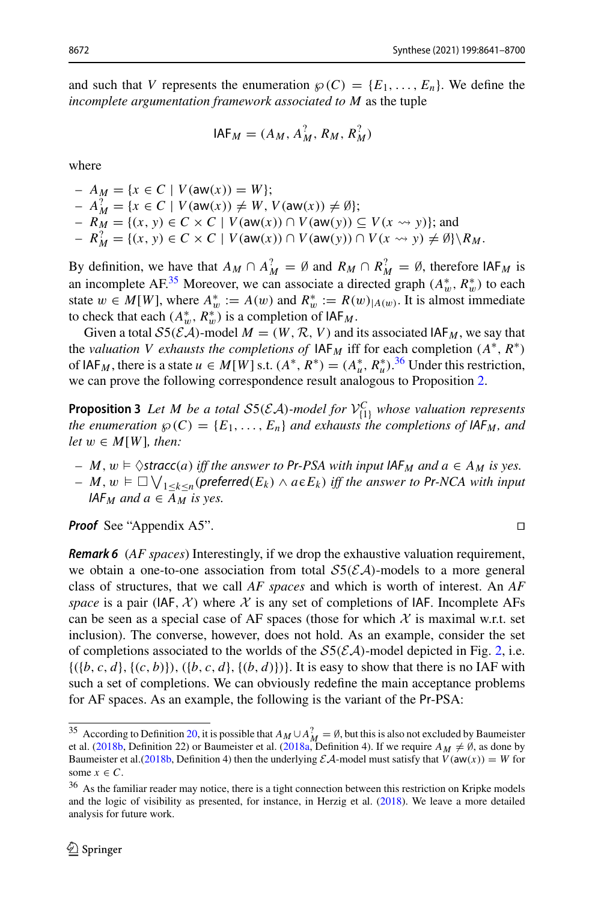and such that $V$ represents the enumeration $\wp(C) = \{E_1, \ldots, E_n\}$. We define the *incomplete argumentation framework associated to $M$* as the tuple

$$\mathsf{IAF}_M = (A_M, A^?_M, R_M, R^?_M)$$

where

- $A_M = \{x \in C \mid V(\mathsf{aw}(x)) = W\}$;
- $A^?_M = \{x \in C \mid V(\mathsf{aw}(x)) \neq W, V(\mathsf{aw}(x)) \neq \emptyset\}$;
- $R_M = \{(x, y) \in C \times C \mid V(\mathsf{aw}(x)) \cap V(\mathsf{aw}(y)) \subseteq V(x \rightsquigarrow y)\}$; and
- $R^?_M = \{(x, y) \in C \times C \mid V(\mathsf{aw}(x)) \cap V(\mathsf{aw}(y)) \cap V(x \rightsquigarrow y) \neq \emptyset\} \backslash R_M$.

By definition, we have that $A_M \cap A^?_M = \emptyset$ and $R_M \cap R^?_M = \emptyset$, therefore $\mathsf{IAF}_M$ is an incomplete AF.[35] Moreover, we can associate a directed graph $(A^*_w, R^*_w)$ to each state $w \in M[W]$, where $A^*_w := A(w)$ and $R^*_w := R(w)_{|A(w)}$. It is almost immediate to check that each $(A^*_w, R^*_w)$ is a completion of $\mathsf{IAF}_M$.

Given a total $\mathcal{S}5(\mathcal{EA})$-model $M = (W, \mathcal{R}, V)$ and its associated $\mathsf{IAF}_M$, we say that the *valuation $V$ exhausts the completions of* $\mathsf{IAF}_M$ iff for each completion $(A^*, R^*)$ of $\mathsf{IAF}_M$, there is a state $u \in M[W]$ s.t. $(A^*, R^*) = (A^*_u, R^*_u)$.[36] Under this restriction, we can prove the following correspondence result analogous to Proposition 2.

**Proposition 3** *Let $M$ be a total $\mathcal{S}5(\mathcal{EA})$-model for $\mathcal{V}^C_{\{1\}}$ whose valuation represents the enumeration $\wp(C) = \{E_1, \ldots, E_n\}$ and exhausts the completions of $\mathsf{IAF}_M$, and let $w \in M[W]$, then:*

- *$M, w \vDash \Diamond \mathsf{stracc}(a)$ iff the answer to $\mathsf{Pr}$-$\mathsf{PSA}$ with input $\mathsf{IAF}_M$ and $a \in A_M$ is yes.*
- *$M, w \vDash \Box \bigvee_{1 \leq k \leq n} (\mathsf{preferred}(E_k) \wedge a \in E_k)$ iff the answer to $\mathsf{Pr}$-$\mathsf{NCA}$ with input $\mathsf{IAF}_M$ and $a \in A_M$ is yes.*

***Proof*** See "Appendix A5". ◻

***Remark 6*** (*AF spaces*) Interestingly, if we drop the exhaustive valuation requirement, we obtain a one-to-one association from total $\mathcal{S}5(\mathcal{EA})$-models to a more general class of structures, that we call *AF spaces* and which is worth of interest. An *AF space* is a pair $(\mathsf{IAF}, \mathcal{X})$ where $\mathcal{X}$ is any set of completions of $\mathsf{IAF}$. Incomplete AFs can be seen as a special case of AF spaces (those for which $\mathcal{X}$ is maximal w.r.t. set inclusion). The converse, however, does not hold. As an example, consider the set of completions associated to the worlds of the $\mathcal{S}5(\mathcal{EA})$-model depicted in Fig. 2, i.e. $\{(\{b, c, d\}, \{(c, b)\}), (\{b, c, d\}, \{(b, d)\})\}$. It is easy to show that there is no IAF with such a set of completions. We can obviously redefine the main acceptance problems for AF spaces. As an example, the following is the variant of the $\mathsf{Pr}$-$\mathsf{PSA}$:

---

[35] According to Definition 20, it is possible that $A_M \cup A^?_M = \emptyset$, but this is also not excluded by Baumeister et al. (2018b, Definition 22) or Baumeister et al. (2018a, Definition 4). If we require $A_M \neq \emptyset$, as done by Baumeister et al.(2018b, Definition 4) then the underlying $\mathcal{EA}$-model must satisfy that $V(\mathsf{aw}(x)) = W$ for some $x \in C$.

[36] As the familiar reader may notice, there is a tight connection between this restriction on Kripke models and the logic of visibility as presented, for instance, in Herzig et al. (2018). We leave a more detailed analysis for future work.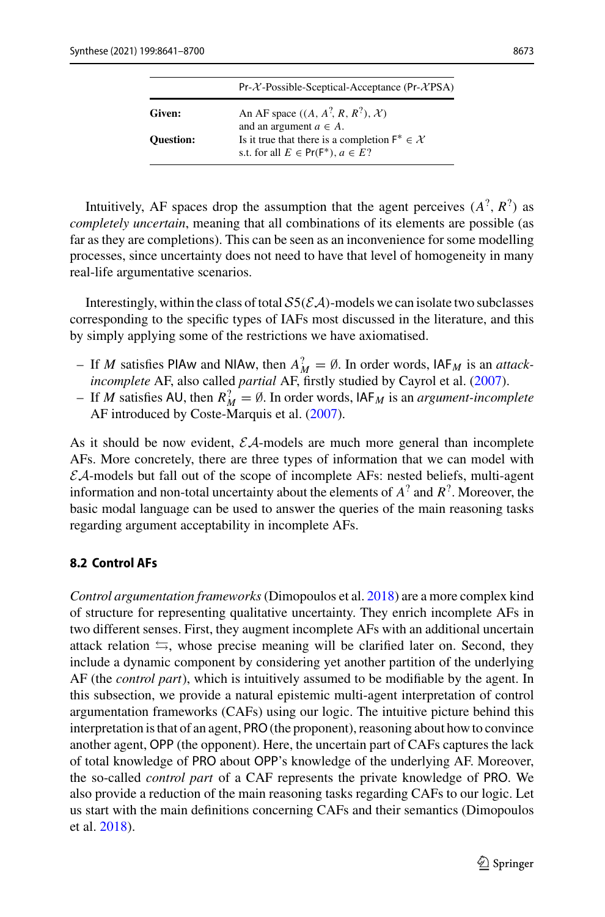| | Pr-$\mathcal{X}$-Possible-Sceptical-Acceptance (Pr-$\mathcal{X}$PSA) |
|---|---|
| **Given:** | An AF space $((A, A^?, R, R^?), \mathcal{X})$ and an argument $a \in A$. |
| **Question:** | Is it true that there is a completion $\mathsf{F}^* \in \mathcal{X}$ s.t. for all $E \in \mathsf{Pr}(\mathsf{F}^*)$, $a \in E$? |

Intuitively, AF spaces drop the assumption that the agent perceives $(A^?, R^?)$ as *completely uncertain*, meaning that all combinations of its elements are possible (as far as they are completions). This can be seen as an inconvenience for some modelling processes, since uncertainty does not need to have that level of homogeneity in many real-life argumentative scenarios.

Interestingly, within the class of total $\mathcal{S}5(\mathcal{EA})$-models we can isolate two subclasses corresponding to the specific types of IAFs most discussed in the literature, and this by simply applying some of the restrictions we have axiomatised.

- If $M$ satisfies PIAw and NIAw, then $A^?_M = \emptyset$. In order words, $\mathsf{IAF}_M$ is an *attack-incomplete* AF, also called *partial* AF, firstly studied by Cayrol et al. (2007).
- If $M$ satisfies AU, then $R^?_M = \emptyset$. In order words, $\mathsf{IAF}_M$ is an *argument-incomplete* AF introduced by Coste-Marquis et al. (2007).

As it should be now evident, $\mathcal{EA}$-models are much more general than incomplete AFs. More concretely, there are three types of information that we can model with $\mathcal{EA}$-models but fall out of the scope of incomplete AFs: nested beliefs, multi-agent information and non-total uncertainty about the elements of $A^?$ and $R^?$. Moreover, the basic modal language can be used to answer the queries of the main reasoning tasks regarding argument acceptability in incomplete AFs.

### 8.2 Control AFs

*Control argumentation frameworks* (Dimopoulos et al. 2018) are a more complex kind of structure for representing qualitative uncertainty. They enrich incomplete AFs in two different senses. First, they augment incomplete AFs with an additional uncertain attack relation $\leftrightarrows$, whose precise meaning will be clarified later on. Second, they include a dynamic component by considering yet another partition of the underlying AF (the *control part*), which is intuitively assumed to be modifiable by the agent. In this subsection, we provide a natural epistemic multi-agent interpretation of control argumentation frameworks (CAFs) using our logic. The intuitive picture behind this interpretation is that of an agent, PRO (the proponent), reasoning about how to convince another agent, OPP (the opponent). Here, the uncertain part of CAFs captures the lack of total knowledge of PRO about OPP's knowledge of the underlying AF. Moreover, the so-called *control part* of a CAF represents the private knowledge of PRO. We also provide a reduction of the main reasoning tasks regarding CAFs to our logic. Let us start with the main definitions concerning CAFs and their semantics (Dimopoulos et al. 2018).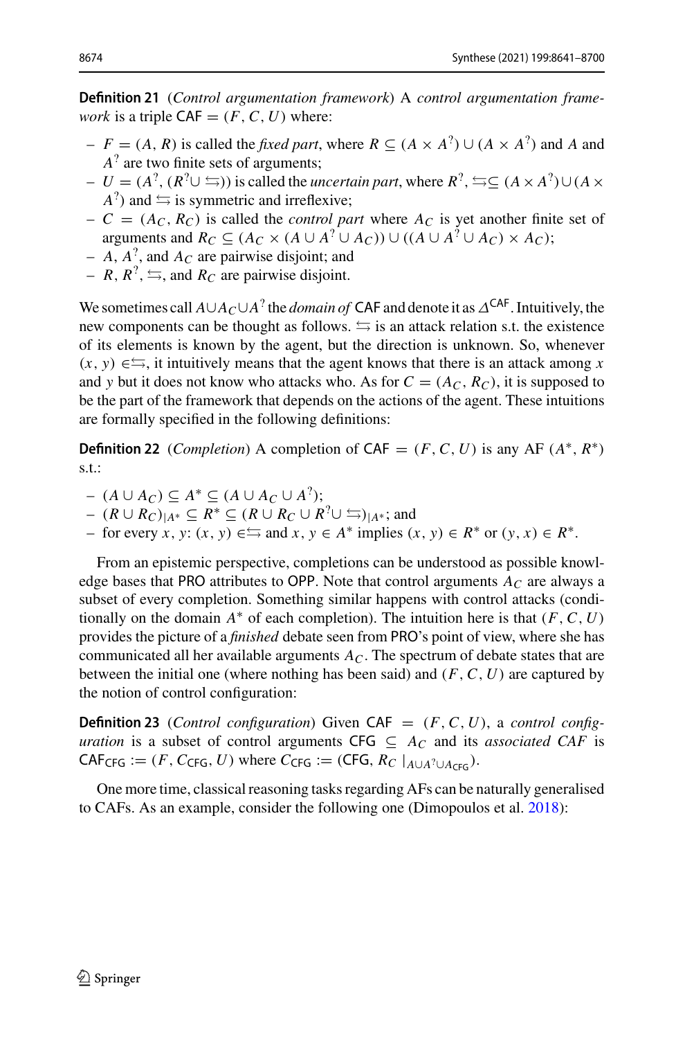**Definition 21** (*Control argumentation framework*) A *control argumentation framework* is a triple $\mathsf{CAF} = (F, C, U)$ where:

- $F = (A, R)$ is called the *fixed part*, where $R \subseteq (A \times A^?) \cup (A \times A^?)$ and $A$ and $A^?$ are two finite sets of arguments;
- $U = (A^?, (R^? \cup \leftrightarrows))$ is called the *uncertain part*, where $R^?, \leftrightarrows \subseteq (A \times A^?) \cup (A \times A^?)$ and $\leftrightarrows$ is symmetric and irreflexive;
- $C = (A_C, R_C)$ is called the *control part* where $A_C$ is yet another finite set of arguments and $R_C \subseteq (A_C \times (A \cup A^? \cup A_C)) \cup ((A \cup A^? \cup A_C) \times A_C)$;
- $A$, $A^?$, and $A_C$ are pairwise disjoint; and
- $R$, $R^?$, $\leftrightarrows$, and $R_C$ are pairwise disjoint.

We sometimes call $A \cup A_C \cup A^?$ the *domain of* $\mathsf{CAF}$ and denote it as $\Delta^{\mathsf{CAF}}$. Intuitively, the new components can be thought as follows. $\leftrightarrows$ is an attack relation s.t. the existence of its elements is known by the agent, but the direction is unknown. So, whenever $(x, y) \in \leftrightarrows$, it intuitively means that the agent knows that there is an attack among $x$ and $y$ but it does not know who attacks who. As for $C = (A_C, R_C)$, it is supposed to be the part of the framework that depends on the actions of the agent. These intuitions are formally specified in the following definitions:

**Definition 22** (*Completion*) A completion of $\mathsf{CAF} = (F, C, U)$ is any AF $(A^*, R^*)$ s.t.:

- $(A \cup A_C) \subseteq A^* \subseteq (A \cup A_C \cup A^?)$;
- $(R \cup R_C)_{|A^*} \subseteq R^* \subseteq (R \cup R_C \cup R^? \cup \leftrightarrows)_{|A^*}$; and
- for every $x, y$: $(x, y) \in \leftrightarrows$ and $x, y \in A^*$ implies $(x, y) \in R^*$ or $(y, x) \in R^*$.

From an epistemic perspective, completions can be understood as possible knowledge bases that $\mathsf{PRO}$ attributes to $\mathsf{OPP}$. Note that control arguments $A_C$ are always a subset of every completion. Something similar happens with control attacks (conditionally on the domain $A^*$ of each completion). The intuition here is that $(F, C, U)$ provides the picture of a *finished* debate seen from $\mathsf{PRO}$'s point of view, where she has communicated all her available arguments $A_C$. The spectrum of debate states that are between the initial one (where nothing has been said) and $(F, C, U)$ are captured by the notion of control configuration:

**Definition 23** (*Control configuration*) Given $\mathsf{CAF} = (F, C, U)$, a *control configuration* is a subset of control arguments $\mathsf{CFG} \subseteq A_C$ and its *associated CAF* is $\mathsf{CAF}_{\mathsf{CFG}} := (F, C_{\mathsf{CFG}}, U)$ where $C_{\mathsf{CFG}} := (\mathsf{CFG}, R_C \mid_{A \cup A^? \cup A_{\mathsf{CFG}}})$.

One more time, classical reasoning tasks regarding AFs can be naturally generalised to CAFs. As an example, consider the following one (Dimopoulos et al. 2018):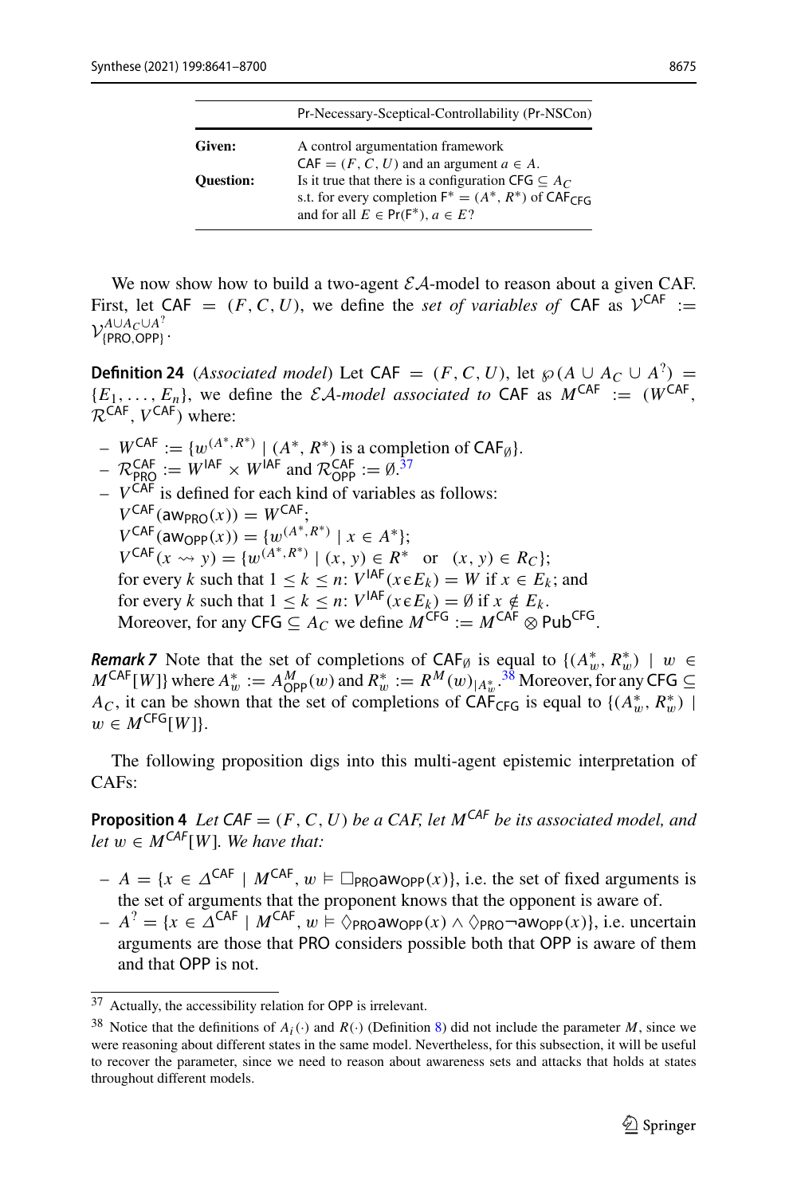| | Pr-Necessary-Sceptical-Controllability (Pr-NSCon) |
|---|---|
| **Given:** | A control argumentation framework $\mathsf{CAF} = (F, C, U)$ and an argument $a \in A$. |
| **Question:** | Is it true that there is a configuration $\mathsf{CFG} \subseteq A_C$ s.t. for every completion $\mathsf{F}^* = (A^*, R^*)$ of $\mathsf{CAF}_{\mathsf{CFG}}$ and for all $E \in \mathsf{Pr}(\mathsf{F}^*)$, $a \in E$? |

We now show how to build a two-agent $\mathcal{EA}$-model to reason about a given CAF. First, let $\mathsf{CAF} = (F, C, U)$, we define the *set of variables of* $\mathsf{CAF}$ as $\mathcal{V}^{\mathsf{CAF}} := \mathcal{V}^{A \cup A_C \cup A^?}_{\{\mathsf{PRO},\mathsf{OPP}\}}$.

**Definition 24** (*Associated model*) Let $\mathsf{CAF} = (F, C, U)$, let $\wp(A \cup A_C \cup A^?) = \{E_1, \ldots, E_n\}$, we define the *$\mathcal{EA}$-model associated to* $\mathsf{CAF}$ as $M^{\mathsf{CAF}} := (W^{\mathsf{CAF}}, \mathcal{R}^{\mathsf{CAF}}, V^{\mathsf{CAF}})$ where:

- $W^{\mathsf{CAF}} := \{w^{(A^*, R^*)} \mid (A^*, R^*) \text{ is a completion of } \mathsf{CAF}_{\emptyset}\}$.
- $\mathcal{R}^{\mathsf{CAF}}_{\mathsf{PRO}} := W^{\mathsf{IAF}} \times W^{\mathsf{IAF}}$ and $\mathcal{R}^{\mathsf{CAF}}_{\mathsf{OPP}} := \emptyset$.[37]
- $V^{\mathsf{CAF}}$ is defined for each kind of variables as follows:
  $V^{\mathsf{CAF}}(\mathsf{aw}_{\mathsf{PRO}}(x)) = W^{\mathsf{CAF}}$;
  $V^{\mathsf{CAF}}(\mathsf{aw}_{\mathsf{OPP}}(x)) = \{w^{(A^*, R^*)} \mid x \in A^*\}$;
  $V^{\mathsf{CAF}}(x \rightsquigarrow y) = \{w^{(A^*, R^*)} \mid (x, y) \in R^* \quad \text{or} \quad (x, y) \in R_C\}$;
  for every $k$ such that $1 \leq k \leq n$: $V^{\mathsf{IAF}}(x \,\epsilon\, E_k) = W$ if $x \in E_k$; and
  for every $k$ such that $1 \leq k \leq n$: $V^{\mathsf{IAF}}(x \,\epsilon\, E_k) = \emptyset$ if $x \notin E_k$.
  Moreover, for any $\mathsf{CFG} \subseteq A_C$ we define $M^{\mathsf{CFG}} := M^{\mathsf{CAF}} \otimes \mathsf{Pub}^{\mathsf{CFG}}$.

***Remark 7*** Note that the set of completions of $\mathsf{CAF}_{\emptyset}$ is equal to $\{(A^*_w, R^*_w) \mid w \in M^{\mathsf{CAF}}[W]\}$ where $A^*_w := A^M_{\mathsf{OPP}}(w)$ and $R^*_w := R^M(w)_{|A^*_w}$.[38] Moreover, for any $\mathsf{CFG} \subseteq A_C$, it can be shown that the set of completions of $\mathsf{CAF}_{\mathsf{CFG}}$ is equal to $\{(A^*_w, R^*_w) \mid w \in M^{\mathsf{CFG}}[W]\}$.

The following proposition digs into this multi-agent epistemic interpretation of CAFs:

**Proposition 4** *Let $CAF = (F, C, U)$ be a CAF, let $M^{CAF}$ be its associated model, and let $w \in M^{CAF}[W]$. We have that:*

- $A = \{x \in \Delta^{\mathsf{CAF}} \mid M^{\mathsf{CAF}}, w \models \Box_{\mathsf{PRO}} \mathsf{aw}_{\mathsf{OPP}}(x)\}$, i.e. the set of fixed arguments is the set of arguments that the proponent knows that the opponent is aware of.
- $A^? = \{x \in \Delta^{\mathsf{CAF}} \mid M^{\mathsf{CAF}}, w \models \Diamond_{\mathsf{PRO}} \mathsf{aw}_{\mathsf{OPP}}(x) \wedge \Diamond_{\mathsf{PRO}} \neg \mathsf{aw}_{\mathsf{OPP}}(x)\}$, i.e. uncertain arguments are those that PRO considers possible both that OPP is aware of them and that OPP is not.

[37] Actually, the accessibility relation for OPP is irrelevant.

[38] Notice that the definitions of $A_i(\cdot)$ and $R(\cdot)$ (Definition 8) did not include the parameter $M$, since we were reasoning about different states in the same model. Nevertheless, for this subsection, it will be useful to recover the parameter, since we need to reason about awareness sets and attacks that holds at states throughout different models.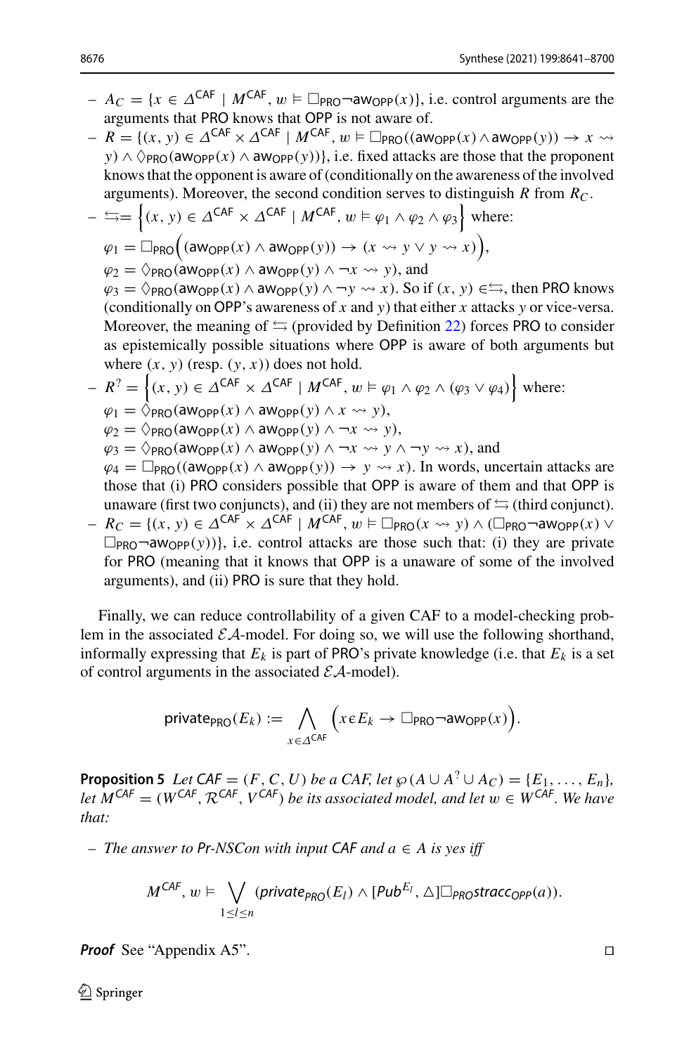- $A_C = \{x \in \Delta^{\mathsf{CAF}} \mid M^{\mathsf{CAF}}, w \vDash \Box_{\mathsf{PRO}} \neg \mathsf{aw}_{\mathsf{OPP}}(x)\}$, i.e. control arguments are the arguments that PRO knows that OPP is not aware of.
- $R = \{(x, y) \in \Delta^{\mathsf{CAF}} \times \Delta^{\mathsf{CAF}} \mid M^{\mathsf{CAF}}, w \vDash \Box_{\mathsf{PRO}}((\mathsf{aw}_{\mathsf{OPP}}(x) \wedge \mathsf{aw}_{\mathsf{OPP}}(y)) \rightarrow x \rightsquigarrow y) \wedge \Diamond_{\mathsf{PRO}}(\mathsf{aw}_{\mathsf{OPP}}(x) \wedge \mathsf{aw}_{\mathsf{OPP}}(y))\}$, i.e. fixed attacks are those that the proponent knows that the opponent is aware of (conditionally on the awareness of the involved arguments). Moreover, the second condition serves to distinguish $R$ from $R_C$.
- $\leftrightarrows = \Big\{(x, y) \in \Delta^{\mathsf{CAF}} \times \Delta^{\mathsf{CAF}} \mid M^{\mathsf{CAF}}, w \vDash \varphi_1 \wedge \varphi_2 \wedge \varphi_3\Big\}$ where:
  $\varphi_1 = \Box_{\mathsf{PRO}}\Big((\mathsf{aw}_{\mathsf{OPP}}(x) \wedge \mathsf{aw}_{\mathsf{OPP}}(y)) \rightarrow (x \rightsquigarrow y \vee y \rightsquigarrow x)\Big)$,
  $\varphi_2 = \Diamond_{\mathsf{PRO}}(\mathsf{aw}_{\mathsf{OPP}}(x) \wedge \mathsf{aw}_{\mathsf{OPP}}(y) \wedge \neg x \rightsquigarrow y)$, and
  $\varphi_3 = \Diamond_{\mathsf{PRO}}(\mathsf{aw}_{\mathsf{OPP}}(x) \wedge \mathsf{aw}_{\mathsf{OPP}}(y) \wedge \neg y \rightsquigarrow x)$. So if $(x, y) \in \leftrightarrows$, then PRO knows (conditionally on OPP's awareness of $x$ and $y$) that either $x$ attacks $y$ or vice-versa. Moreover, the meaning of $\leftrightarrows$ (provided by Definition 22) forces PRO to consider as epistemically possible situations where OPP is aware of both arguments but where $(x, y)$ (resp. $(y, x)$) does not hold.
- $R^? = \Big\{(x, y) \in \Delta^{\mathsf{CAF}} \times \Delta^{\mathsf{CAF}} \mid M^{\mathsf{CAF}}, w \vDash \varphi_1 \wedge \varphi_2 \wedge (\varphi_3 \vee \varphi_4)\Big\}$ where:
  $\varphi_1 = \Diamond_{\mathsf{PRO}}(\mathsf{aw}_{\mathsf{OPP}}(x) \wedge \mathsf{aw}_{\mathsf{OPP}}(y) \wedge x \rightsquigarrow y)$,
  $\varphi_2 = \Diamond_{\mathsf{PRO}}(\mathsf{aw}_{\mathsf{OPP}}(x) \wedge \mathsf{aw}_{\mathsf{OPP}}(y) \wedge \neg x \rightsquigarrow y)$,
  $\varphi_3 = \Diamond_{\mathsf{PRO}}(\mathsf{aw}_{\mathsf{OPP}}(x) \wedge \mathsf{aw}_{\mathsf{OPP}}(y) \wedge \neg x \rightsquigarrow y \wedge \neg y \rightsquigarrow x)$, and
  $\varphi_4 = \Box_{\mathsf{PRO}}((\mathsf{aw}_{\mathsf{OPP}}(x) \wedge \mathsf{aw}_{\mathsf{OPP}}(y)) \rightarrow y \rightsquigarrow x)$. In words, uncertain attacks are those that (i) PRO considers possible that OPP is aware of them and that OPP is unaware (first two conjuncts), and (ii) they are not members of $\leftrightarrows$ (third conjunct).
- $R_C = \{(x, y) \in \Delta^{\mathsf{CAF}} \times \Delta^{\mathsf{CAF}} \mid M^{\mathsf{CAF}}, w \vDash \Box_{\mathsf{PRO}}(x \rightsquigarrow y) \wedge (\Box_{\mathsf{PRO}} \neg \mathsf{aw}_{\mathsf{OPP}}(x) \vee \Box_{\mathsf{PRO}} \neg \mathsf{aw}_{\mathsf{OPP}}(y))\}$, i.e. control attacks are those such that: (i) they are private for PRO (meaning that it knows that OPP is a unaware of some of the involved arguments), and (ii) PRO is sure that they hold.

Finally, we can reduce controllability of a given CAF to a model-checking problem in the associated $\mathcal{EA}$-model. For doing so, we will use the following shorthand, informally expressing that $E_k$ is part of PRO's private knowledge (i.e. that $E_k$ is a set of control arguments in the associated $\mathcal{EA}$-model).

$$\mathsf{private}_{\mathsf{PRO}}(E_k) := \bigwedge_{x \in \Delta^{\mathsf{CAF}}} \Big(x \epsilon E_k \rightarrow \Box_{\mathsf{PRO}} \neg \mathsf{aw}_{\mathsf{OPP}}(x)\Big).$$

**Proposition 5** *Let* $\mathsf{CAF} = (F, C, U)$ *be a CAF, let* $\wp(A \cup A^? \cup A_C) = \{E_1, \ldots, E_n\}$, *let* $M^{\mathsf{CAF}} = (W^{\mathsf{CAF}}, \mathcal{R}^{\mathsf{CAF}}, V^{\mathsf{CAF}})$ *be its associated model, and let* $w \in W^{\mathsf{CAF}}$. *We have that:*

- *The answer to Pr-NSCon with input* CAF *and* $a \in A$ *is yes iff*

$$M^{\mathsf{CAF}}, w \vDash \bigvee_{1 \leq l \leq n} (\mathsf{private}_{\mathsf{PRO}}(E_l) \wedge [Pub^{E_l}, \triangle]\Box_{\mathsf{PRO}} \mathsf{stracc}_{\mathsf{OPP}}(a)).$$

***Proof*** See "Appendix A5". ◻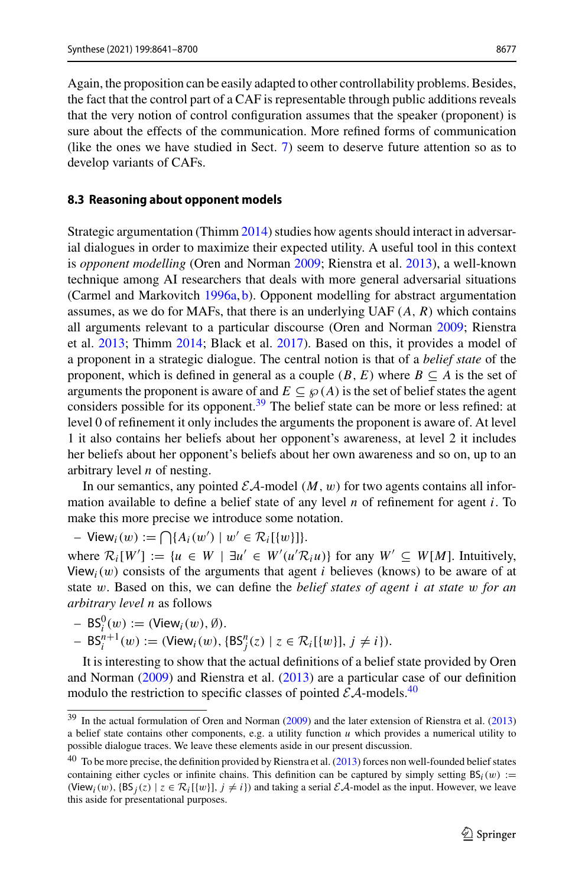Again, the proposition can be easily adapted to other controllability problems. Besides, the fact that the control part of a CAF is representable through public additions reveals that the very notion of control configuration assumes that the speaker (proponent) is sure about the effects of the communication. More refined forms of communication (like the ones we have studied in Sect. 7) seem to deserve future attention so as to develop variants of CAFs.

### 8.3 Reasoning about opponent models

Strategic argumentation (Thimm 2014) studies how agents should interact in adversarial dialogues in order to maximize their expected utility. A useful tool in this context is *opponent modelling* (Oren and Norman 2009; Rienstra et al. 2013), a well-known technique among AI researchers that deals with more general adversarial situations (Carmel and Markovitch 1996a, b). Opponent modelling for abstract argumentation assumes, as we do for MAFs, that there is an underlying UAF $(A, R)$ which contains all arguments relevant to a particular discourse (Oren and Norman 2009; Rienstra et al. 2013; Thimm 2014; Black et al. 2017). Based on this, it provides a model of a proponent in a strategic dialogue. The central notion is that of a *belief state* of the proponent, which is defined in general as a couple $(B, E)$ where $B \subseteq A$ is the set of arguments the proponent is aware of and $E \subseteq \wp(A)$ is the set of belief states the agent considers possible for its opponent.[39] The belief state can be more or less refined: at level 0 of refinement it only includes the arguments the proponent is aware of. At level 1 it also contains her beliefs about her opponent's awareness, at level 2 it includes her beliefs about her opponent's beliefs about her own awareness and so on, up to an arbitrary level $n$ of nesting.

In our semantics, any pointed $\mathcal{EA}$-model $(M, w)$ for two agents contains all information available to define a belief state of any level $n$ of refinement for agent $i$. To make this more precise we introduce some notation.

- $\mathsf{View}_i(w) := \bigcap\{A_i(w') \mid w' \in \mathcal{R}_i[\{w\}]\}$.

where $\mathcal{R}_i[W'] := \{u \in W \mid \exists u' \in W'(u'\mathcal{R}_i u)\}$ for any $W' \subseteq W[M]$. Intuitively, $\mathsf{View}_i(w)$ consists of the arguments that agent $i$ believes (knows) to be aware of at state $w$. Based on this, we can define the *belief states of agent $i$ at state $w$ for an arbitrary level $n$* as follows

- $\mathsf{BS}_i^0(w) := (\mathsf{View}_i(w), \emptyset)$.
- $\mathsf{BS}_i^{n+1}(w) := (\mathsf{View}_i(w), \{\mathsf{BS}_j^n(z) \mid z \in \mathcal{R}_i[\{w\}], j \neq i\})$.

It is interesting to show that the actual definitions of a belief state provided by Oren and Norman (2009) and Rienstra et al. (2013) are a particular case of our definition modulo the restriction to specific classes of pointed $\mathcal{EA}$-models.[40]

[39] In the actual formulation of Oren and Norman (2009) and the later extension of Rienstra et al. (2013) a belief state contains other components, e.g. a utility function $u$ which provides a numerical utility to possible dialogue traces. We leave these elements aside in our present discussion.

[40] To be more precise, the definition provided by Rienstra et al. (2013) forces non well-founded belief states containing either cycles or infinite chains. This definition can be captured by simply setting $\mathsf{BS}_i(w) := (\mathsf{View}_i(w), \{\mathsf{BS}_j(z) \mid z \in \mathcal{R}_i[\{w\}], j \neq i\})$ and taking a serial $\mathcal{EA}$-model as the input. However, we leave this aside for presentational purposes.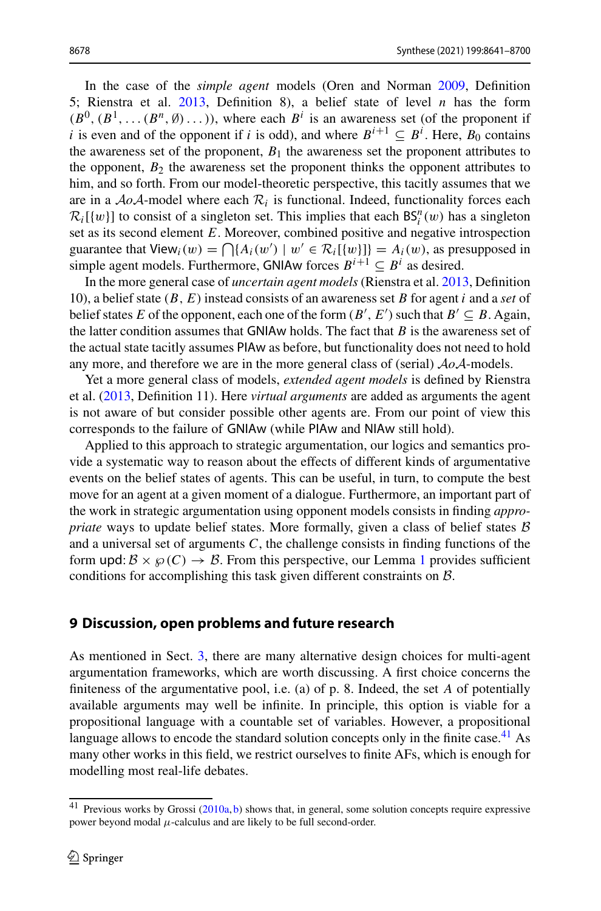In the case of the *simple agent* models (Oren and Norman 2009, Definition 5; Rienstra et al. 2013, Definition 8), a belief state of level $n$ has the form $(B^0, (B^1, \dots (B^n, \emptyset) \dots))$, where each $B^i$ is an awareness set (of the proponent if $i$ is even and of the opponent if $i$ is odd), and where $B^{i+1} \subseteq B^i$. Here, $B_0$ contains the awareness set of the proponent, $B_1$ the awareness set the proponent attributes to the opponent, $B_2$ the awareness set the proponent thinks the opponent attributes to him, and so forth. From our model-theoretic perspective, this tacitly assumes that we are in a $\mathcal{A}o\mathcal{A}$-model where each $\mathcal{R}_i$ is functional. Indeed, functionality forces each $\mathcal{R}_i[\{w\}]$ to consist of a singleton set. This implies that each $\mathsf{BS}^n_i(w)$ has a singleton set as its second element $E$. Moreover, combined positive and negative introspection guarantee that $\mathsf{View}_i(w) = \bigcap\{A_i(w') \mid w' \in \mathcal{R}_i[\{w\}]\} = A_i(w)$, as presupposed in simple agent models. Furthermore, GNIAw forces $B^{i+1} \subseteq B^i$ as desired.

In the more general case of *uncertain agent models* (Rienstra et al. 2013, Definition 10), a belief state $(B, E)$ instead consists of an awareness set $B$ for agent $i$ and a *set* of belief states $E$ of the opponent, each one of the form $(B', E')$ such that $B' \subseteq B$. Again, the latter condition assumes that GNIAw holds. The fact that $B$ is the awareness set of the actual state tacitly assumes PIAw as before, but functionality does not need to hold any more, and therefore we are in the more general class of (serial) $\mathcal{A}o\mathcal{A}$-models.

Yet a more general class of models, *extended agent models* is defined by Rienstra et al. (2013, Definition 11). Here *virtual arguments* are added as arguments the agent is not aware of but consider possible other agents are. From our point of view this corresponds to the failure of GNIAw (while PIAw and NIAw still hold).

Applied to this approach to strategic argumentation, our logics and semantics provide a systematic way to reason about the effects of different kinds of argumentative events on the belief states of agents. This can be useful, in turn, to compute the best move for an agent at a given moment of a dialogue. Furthermore, an important part of the work in strategic argumentation using opponent models consists in finding *appropriate* ways to update belief states. More formally, given a class of belief states $\mathcal{B}$ and a universal set of arguments $C$, the challenge consists in finding functions of the form $\mathsf{upd}\colon \mathcal{B} \times \wp(C) \to \mathcal{B}$. From this perspective, our Lemma 1 provides sufficient conditions for accomplishing this task given different constraints on $\mathcal{B}$.

## 9 Discussion, open problems and future research

As mentioned in Sect. 3, there are many alternative design choices for multi-agent argumentation frameworks, which are worth discussing. A first choice concerns the finiteness of the argumentative pool, i.e. (a) of p. 8. Indeed, the set $A$ of potentially available arguments may well be infinite. In principle, this option is viable for a propositional language with a countable set of variables. However, a propositional language allows to encode the standard solution concepts only in the finite case.[41] As many other works in this field, we restrict ourselves to finite AFs, which is enough for modelling most real-life debates.

[41] Previous works by Grossi (2010a, b) shows that, in general, some solution concepts require expressive power beyond modal $\mu$-calculus and are likely to be full second-order.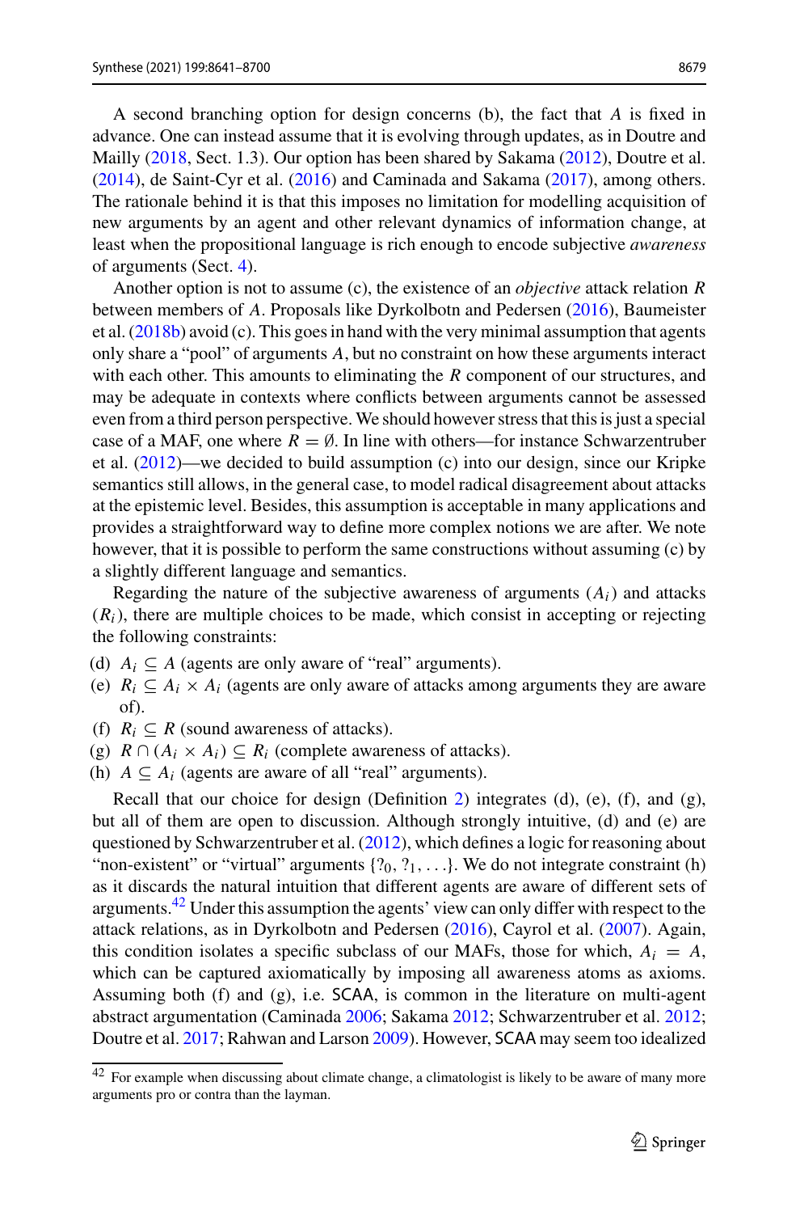A second branching option for design concerns (b), the fact that $A$ is fixed in advance. One can instead assume that it is evolving through updates, as in Doutre and Mailly (2018, Sect. 1.3). Our option has been shared by Sakama (2012), Doutre et al. (2014), de Saint-Cyr et al. (2016) and Caminada and Sakama (2017), among others. The rationale behind it is that this imposes no limitation for modelling acquisition of new arguments by an agent and other relevant dynamics of information change, at least when the propositional language is rich enough to encode subjective *awareness* of arguments (Sect. 4).

Another option is not to assume (c), the existence of an *objective* attack relation $R$ between members of $A$. Proposals like Dyrkolbotn and Pedersen (2016), Baumeister et al. (2018b) avoid (c). This goes in hand with the very minimal assumption that agents only share a "pool" of arguments $A$, but no constraint on how these arguments interact with each other. This amounts to eliminating the $R$ component of our structures, and may be adequate in contexts where conflicts between arguments cannot be assessed even from a third person perspective. We should however stress that this is just a special case of a MAF, one where $R = \emptyset$. In line with others—for instance Schwarzentruber et al. (2012)—we decided to build assumption (c) into our design, since our Kripke semantics still allows, in the general case, to model radical disagreement about attacks at the epistemic level. Besides, this assumption is acceptable in many applications and provides a straightforward way to define more complex notions we are after. We note however, that it is possible to perform the same constructions without assuming (c) by a slightly different language and semantics.

Regarding the nature of the subjective awareness of arguments ($A_i$) and attacks ($R_i$), there are multiple choices to be made, which consist in accepting or rejecting the following constraints:

(d) $A_i \subseteq A$ (agents are only aware of "real" arguments).
(e) $R_i \subseteq A_i \times A_i$ (agents are only aware of attacks among arguments they are aware of).
(f) $R_i \subseteq R$ (sound awareness of attacks).
(g) $R \cap (A_i \times A_i) \subseteq R_i$ (complete awareness of attacks).
(h) $A \subseteq A_i$ (agents are aware of all "real" arguments).

Recall that our choice for design (Definition 2) integrates (d), (e), (f), and (g), but all of them are open to discussion. Although strongly intuitive, (d) and (e) are questioned by Schwarzentruber et al. (2012), which defines a logic for reasoning about "non-existent" or "virtual" arguments $\{?_0, ?_1, \ldots\}$. We do not integrate constraint (h) as it discards the natural intuition that different agents are aware of different sets of arguments.[42] Under this assumption the agents' view can only differ with respect to the attack relations, as in Dyrkolbotn and Pedersen (2016), Cayrol et al. (2007). Again, this condition isolates a specific subclass of our MAFs, those for which, $A_i = A$, which can be captured axiomatically by imposing all awareness atoms as axioms. Assuming both (f) and (g), i.e. SCAA, is common in the literature on multi-agent abstract argumentation (Caminada 2006; Sakama 2012; Schwarzentruber et al. 2012; Doutre et al. 2017; Rahwan and Larson 2009). However, SCAA may seem too idealized

---

[42] For example when discussing about climate change, a climatologist is likely to be aware of many more arguments pro or contra than the layman.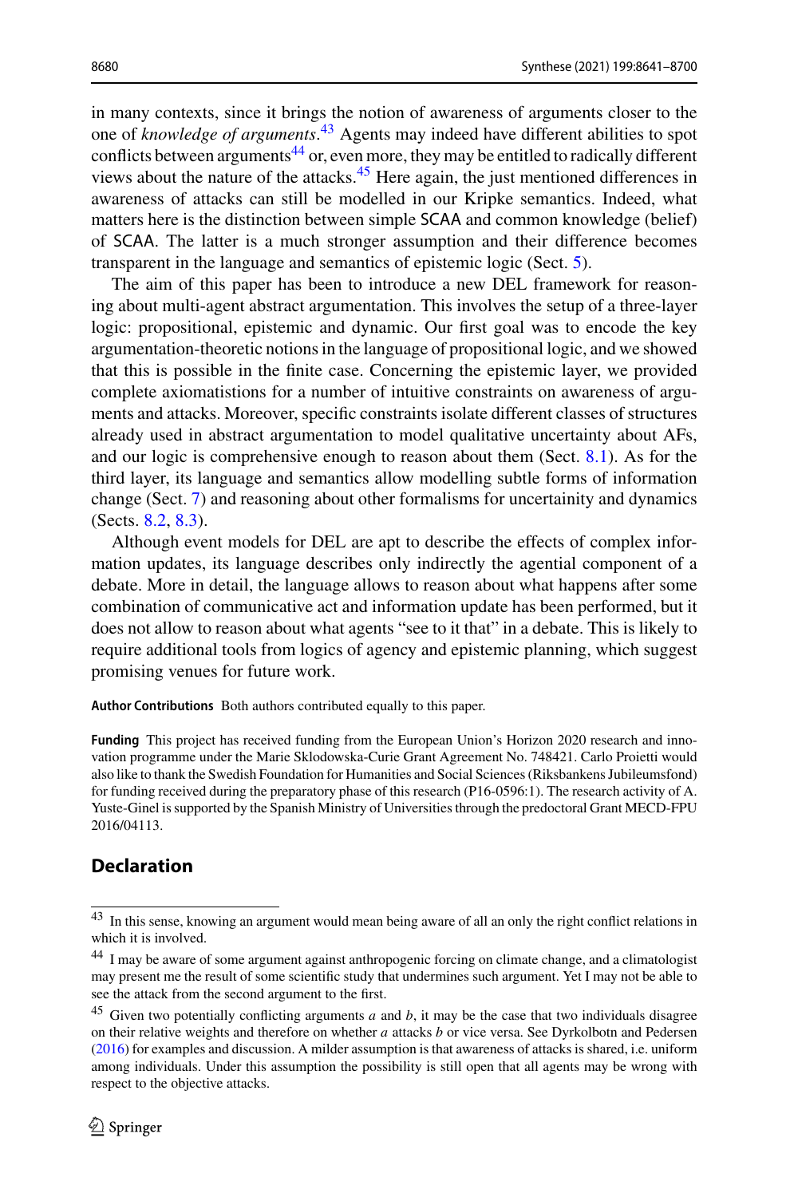in many contexts, since it brings the notion of awareness of arguments closer to the one of *knowledge of arguments*.[43] Agents may indeed have different abilities to spot conflicts between arguments[44] or, even more, they may be entitled to radically different views about the nature of the attacks.[45] Here again, the just mentioned differences in awareness of attacks can still be modelled in our Kripke semantics. Indeed, what matters here is the distinction between simple SCAA and common knowledge (belief) of SCAA. The latter is a much stronger assumption and their difference becomes transparent in the language and semantics of epistemic logic (Sect. 5).

The aim of this paper has been to introduce a new DEL framework for reasoning about multi-agent abstract argumentation. This involves the setup of a three-layer logic: propositional, epistemic and dynamic. Our first goal was to encode the key argumentation-theoretic notions in the language of propositional logic, and we showed that this is possible in the finite case. Concerning the epistemic layer, we provided complete axiomatistions for a number of intuitive constraints on awareness of arguments and attacks. Moreover, specific constraints isolate different classes of structures already used in abstract argumentation to model qualitative uncertainty about AFs, and our logic is comprehensive enough to reason about them (Sect. 8.1). As for the third layer, its language and semantics allow modelling subtle forms of information change (Sect. 7) and reasoning about other formalisms for uncertainity and dynamics (Sects. 8.2, 8.3).

Although event models for DEL are apt to describe the effects of complex information updates, its language describes only indirectly the agential component of a debate. More in detail, the language allows to reason about what happens after some combination of communicative act and information update has been performed, but it does not allow to reason about what agents "see to it that" in a debate. This is likely to require additional tools from logics of agency and epistemic planning, which suggest promising venues for future work.

**Author Contributions** Both authors contributed equally to this paper.

**Funding** This project has received funding from the European Union's Horizon 2020 research and innovation programme under the Marie Sklodowska-Curie Grant Agreement No. 748421. Carlo Proietti would also like to thank the Swedish Foundation for Humanities and Social Sciences (Riksbankens Jubileumsfond) for funding received during the preparatory phase of this research (P16-0596:1). The research activity of A. Yuste-Ginel is supported by the Spanish Ministry of Universities through the predoctoral Grant MECD-FPU 2016/04113.

## Declaration

[43] In this sense, knowing an argument would mean being aware of all an only the right conflict relations in which it is involved.

[44] I may be aware of some argument against anthropogenic forcing on climate change, and a climatologist may present me the result of some scientific study that undermines such argument. Yet I may not be able to see the attack from the second argument to the first.

[45] Given two potentially conflicting arguments $a$ and $b$, it may be the case that two individuals disagree on their relative weights and therefore on whether $a$ attacks $b$ or vice versa. See Dyrkolbotn and Pedersen (2016) for examples and discussion. A milder assumption is that awareness of attacks is shared, i.e. uniform among individuals. Under this assumption the possibility is still open that all agents may be wrong with respect to the objective attacks.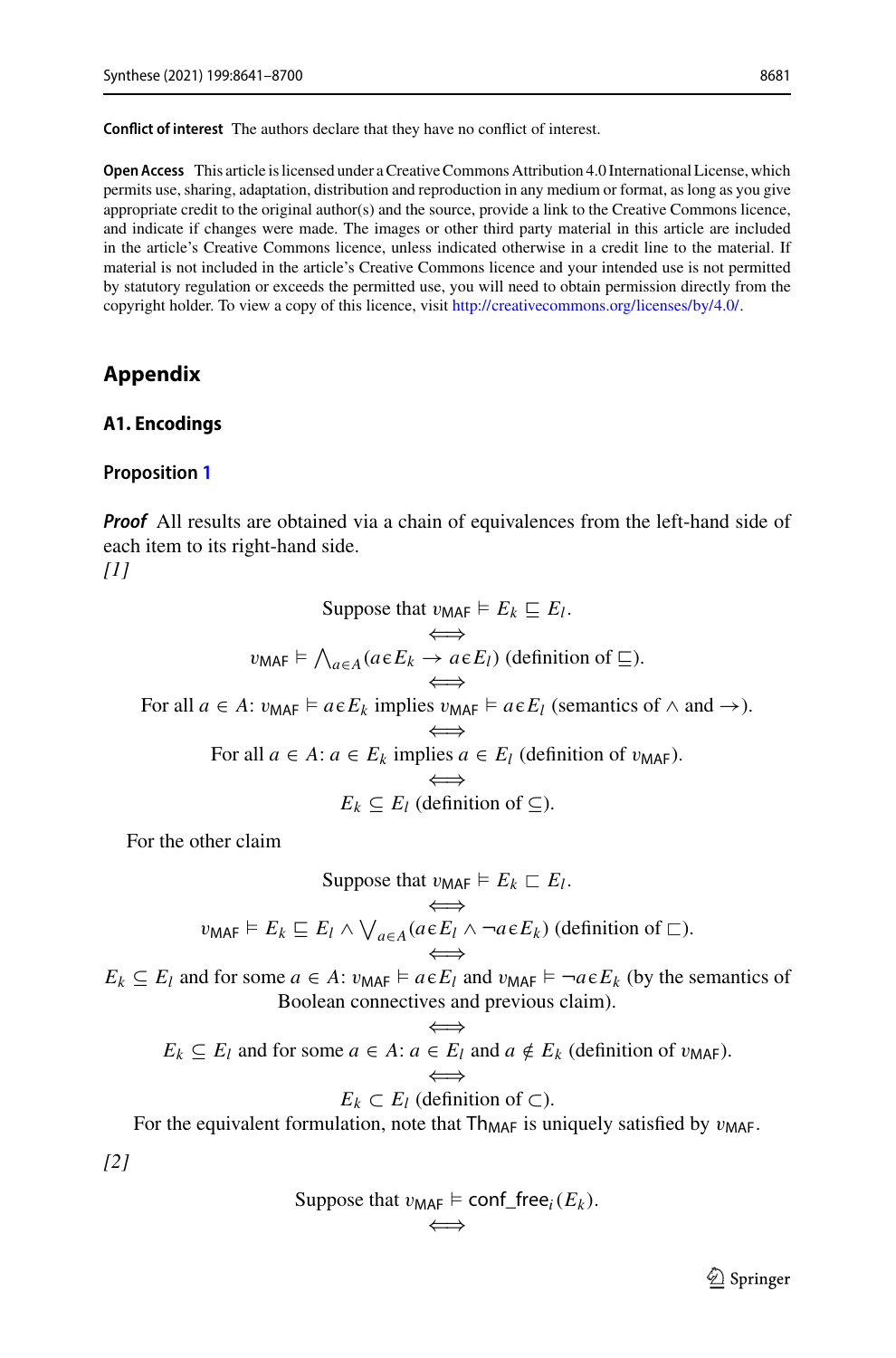**Conflict of interest** The authors declare that they have no conflict of interest.

**Open Access** This article is licensed under a Creative Commons Attribution 4.0 International License, which permits use, sharing, adaptation, distribution and reproduction in any medium or format, as long as you give appropriate credit to the original author(s) and the source, provide a link to the Creative Commons licence, and indicate if changes were made. The images or other third party material in this article are included in the article's Creative Commons licence, unless indicated otherwise in a credit line to the material. If material is not included in the article's Creative Commons licence and your intended use is not permitted by statutory regulation or exceeds the permitted use, you will need to obtain permission directly from the copyright holder. To view a copy of this licence, visit http://creativecommons.org/licenses/by/4.0/.

## Appendix

### A1. Encodings

#### Proposition 1

***Proof*** All results are obtained via a chain of equivalences from the left-hand side of each item to its right-hand side.

*[1]*

$$\text{Suppose that } v_{\mathsf{MAF}} \models E_k \sqsubseteq E_l.$$
$$\Longleftrightarrow$$
$$v_{\mathsf{MAF}} \models \bigwedge_{a \in A}(a \epsilon E_k \rightarrow a \epsilon E_l) \text{ (definition of } \sqsubseteq).$$
$$\Longleftrightarrow$$
$$\text{For all } a \in A\text{: } v_{\mathsf{MAF}} \models a \epsilon E_k \text{ implies } v_{\mathsf{MAF}} \models a \epsilon E_l \text{ (semantics of } \wedge \text{ and } \rightarrow).$$
$$\Longleftrightarrow$$
$$\text{For all } a \in A\text{: } a \in E_k \text{ implies } a \in E_l \text{ (definition of } v_{\mathsf{MAF}}).$$
$$\Longleftrightarrow$$
$$E_k \subseteq E_l \text{ (definition of } \subseteq).$$

For the other claim

$$\text{Suppose that } v_{\mathsf{MAF}} \models E_k \sqsubset E_l.$$
$$\Longleftrightarrow$$
$$v_{\mathsf{MAF}} \models E_k \sqsubseteq E_l \wedge \bigvee_{a \in A}(a \epsilon E_l \wedge \neg a \epsilon E_k) \text{ (definition of } \sqsubset).$$
$$\Longleftrightarrow$$

$E_k \subseteq E_l$ and for some $a \in A$: $v_{\mathsf{MAF}} \models a \epsilon E_l$ and $v_{\mathsf{MAF}} \models \neg a \epsilon E_k$ (by the semantics of Boolean connectives and previous claim).

$$\Longleftrightarrow$$
$$E_k \subseteq E_l \text{ and for some } a \in A\text{: } a \in E_l \text{ and } a \notin E_k \text{ (definition of } v_{\mathsf{MAF}}).$$
$$\Longleftrightarrow$$
$$E_k \subset E_l \text{ (definition of } \subset).$$

For the equivalent formulation, note that $\mathsf{Th}_{\mathsf{MAF}}$ is uniquely satisfied by $v_{\mathsf{MAF}}$.

*[2]*

$$\text{Suppose that } v_{\mathsf{MAF}} \models \mathsf{conf\_free}_i(E_k).$$
$$\Longleftrightarrow$$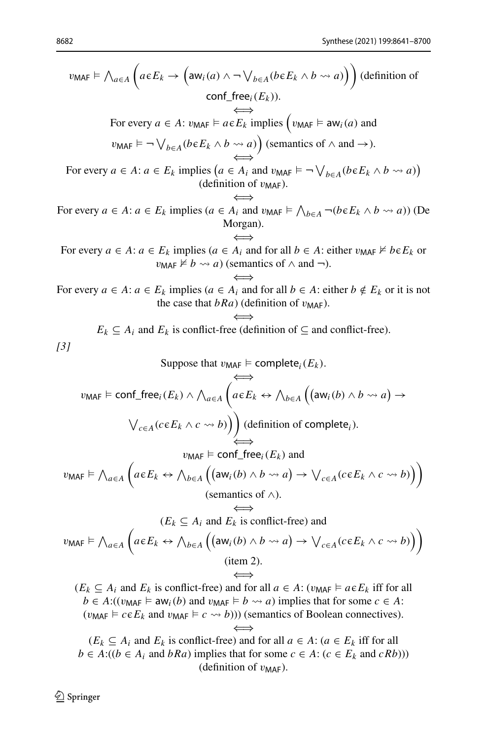$$v_{\mathsf{MAF}} \models \bigwedge_{a\in A}\left(a\epsilon E_k \rightarrow \left(\mathsf{aw}_i(a) \wedge \neg \bigvee_{b\in A}(b\epsilon E_k \wedge b \rightsquigarrow a)\right)\right) \text{ (definition of } \mathsf{conf\_free}_i(E_k)\text{).}$$

$$\Longleftrightarrow$$

For every $a \in A$: $v_{\mathsf{MAF}} \models a\epsilon E_k$ implies $\left(v_{\mathsf{MAF}} \models \mathsf{aw}_i(a)\right.$ and $\left.v_{\mathsf{MAF}} \models \neg \bigvee_{b\in A}(b\epsilon E_k \wedge b \rightsquigarrow a)\right)$ (semantics of $\wedge$ and $\rightarrow$).

$$\Longleftrightarrow$$

For every $a \in A$: $a \in E_k$ implies $\left(a \in A_i \text{ and } v_{\mathsf{MAF}} \models \neg \bigvee_{b\in A}(b\epsilon E_k \wedge b \rightsquigarrow a)\right)$ (definition of $v_{\mathsf{MAF}}$).

$$\Longleftrightarrow$$

For every $a \in A$: $a \in E_k$ implies ($a \in A_i$ and $v_{\mathsf{MAF}} \models \bigwedge_{b\in A} \neg(b\epsilon E_k \wedge b \rightsquigarrow a)$) (De Morgan).

$$\Longleftrightarrow$$

For every $a \in A$: $a \in E_k$ implies ($a \in A_i$ and for all $b \in A$: either $v_{\mathsf{MAF}} \not\models b\epsilon E_k$ or $v_{\mathsf{MAF}} \not\models b \rightsquigarrow a$) (semantics of $\wedge$ and $\neg$).

$$\Longleftrightarrow$$

For every $a \in A$: $a \in E_k$ implies ($a \in A_i$ and for all $b \in A$: either $b \notin E_k$ or it is not the case that $bRa$) (definition of $v_{\mathsf{MAF}}$).

$$\Longleftrightarrow$$

$E_k \subseteq A_i$ and $E_k$ is conflict-free (definition of $\subseteq$ and conflict-free).

*[3]*

Suppose that $v_{\mathsf{MAF}} \models \mathsf{complete}_i(E_k)$.

$$\Longleftrightarrow$$

$$v_{\mathsf{MAF}} \models \mathsf{conf\_free}_i(E_k) \wedge \bigwedge_{a\in A}\left(a\epsilon E_k \leftrightarrow \bigwedge_{b\in A}\left(\left(\mathsf{aw}_i(b) \wedge b \rightsquigarrow a\right) \rightarrow \bigvee_{c\in A}(c\epsilon E_k \wedge c \rightsquigarrow b)\right)\right) \text{ (definition of } \mathsf{complete}_i\text{).}$$

$$\Longleftrightarrow$$

$v_{\mathsf{MAF}} \models \mathsf{conf\_free}_i(E_k)$ and

$$v_{\mathsf{MAF}} \models \bigwedge_{a\in A}\left(a\epsilon E_k \leftrightarrow \bigwedge_{b\in A}\left(\left(\mathsf{aw}_i(b) \wedge b \rightsquigarrow a\right) \rightarrow \bigvee_{c\in A}(c\epsilon E_k \wedge c \rightsquigarrow b)\right)\right)$$

(semantics of $\wedge$).

$$\Longleftrightarrow$$

($E_k \subseteq A_i$ and $E_k$ is conflict-free) and

$$v_{\mathsf{MAF}} \models \bigwedge_{a\in A}\left(a\epsilon E_k \leftrightarrow \bigwedge_{b\in A}\left(\left(\mathsf{aw}_i(b) \wedge b \rightsquigarrow a\right) \rightarrow \bigvee_{c\in A}(c\epsilon E_k \wedge c \rightsquigarrow b)\right)\right)$$

(item 2).

$$\Longleftrightarrow$$

($E_k \subseteq A_i$ and $E_k$ is conflict-free) and for all $a \in A$: ($v_{\mathsf{MAF}} \models a\epsilon E_k$ iff for all $b \in A$:(($v_{\mathsf{MAF}} \models \mathsf{aw}_i(b)$ and $v_{\mathsf{MAF}} \models b \rightsquigarrow a$) implies that for some $c \in A$: ($v_{\mathsf{MAF}} \models c\epsilon E_k$ and $v_{\mathsf{MAF}} \models c \rightsquigarrow b$))) (semantics of Boolean connectives).

$$\Longleftrightarrow$$

($E_k \subseteq A_i$ and $E_k$ is conflict-free) and for all $a \in A$: ($a \in E_k$ iff for all $b \in A$:(($b \in A_i$ and $bRa$) implies that for some $c \in A$: ($c \in E_k$ and $cRb$))) (definition of $v_{\mathsf{MAF}}$).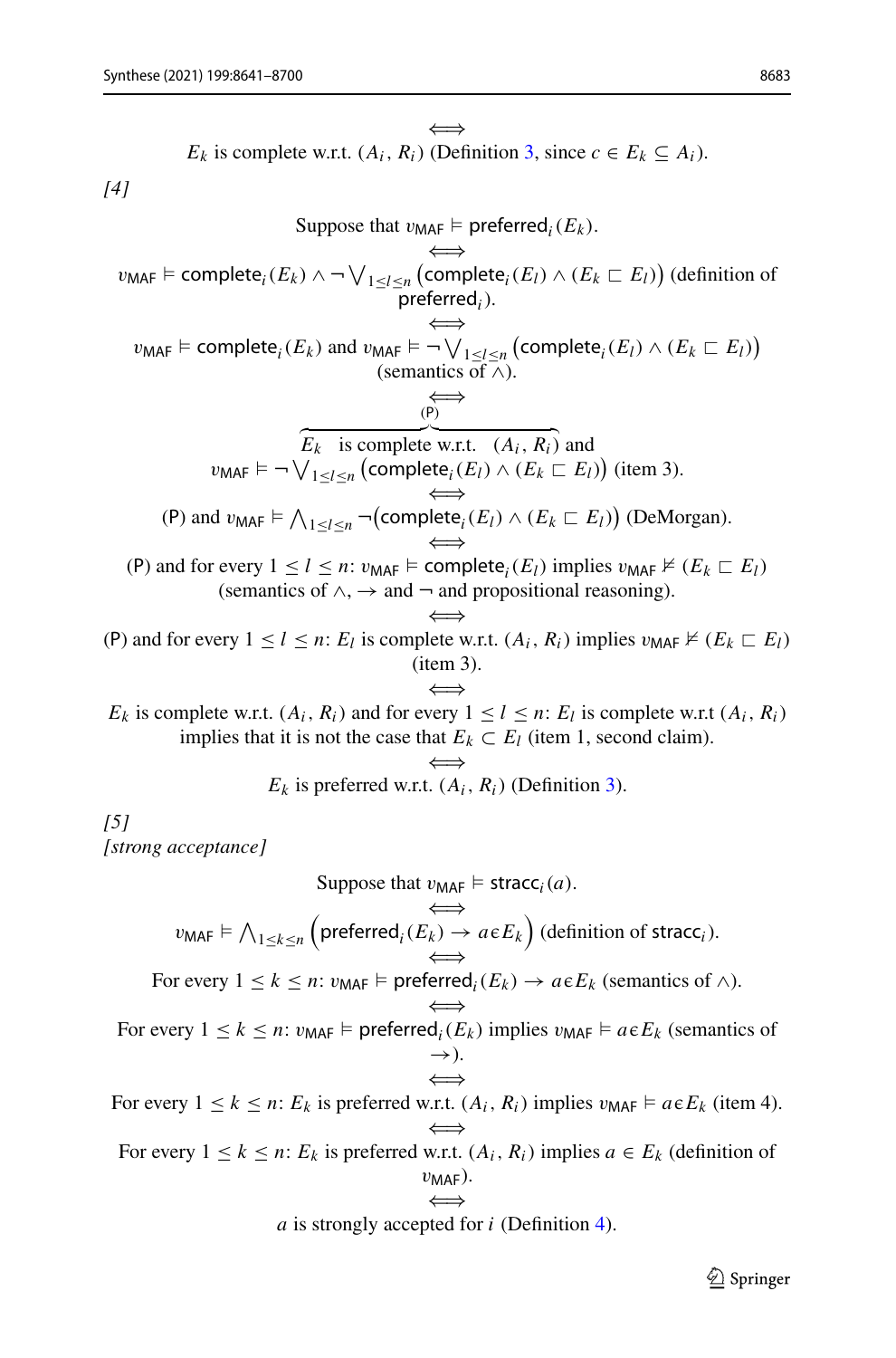$$\Longleftrightarrow$$

$E_k$ is complete w.r.t. $(A_i, R_i)$ (Definition 3, since $c \in E_k \subseteq A_i$).

*[4]*

Suppose that $\upsilon_{\mathsf{MAF}} \vDash \mathsf{preferred}_i(E_k)$.

$$\Longleftrightarrow$$

$\upsilon_{\mathsf{MAF}} \vDash \mathsf{complete}_i(E_k) \wedge \neg \bigvee_{1 \leq l \leq n} \big(\mathsf{complete}_i(E_l) \wedge (E_k \sqsubset E_l)\big)$ (definition of $\mathsf{preferred}_i$).

$$\Longleftrightarrow$$

$\upsilon_{\mathsf{MAF}} \vDash \mathsf{complete}_i(E_k)$ and $\upsilon_{\mathsf{MAF}} \vDash \neg \bigvee_{1 \leq l \leq n} \big(\mathsf{complete}_i(E_l) \wedge (E_k \sqsubset E_l)\big)$ (semantics of $\wedge$).

$$\Longleftrightarrow$$

$\overbrace{E_k \text{ is complete w.r.t. } (A_i, R_i)}^{(\mathsf{P})}$ and $\upsilon_{\mathsf{MAF}} \vDash \neg \bigvee_{1 \leq l \leq n} \big(\mathsf{complete}_i(E_l) \wedge (E_k \sqsubset E_l)\big)$ (item 3).

$$\Longleftrightarrow$$

$(\mathsf{P})$ and $\upsilon_{\mathsf{MAF}} \vDash \bigwedge_{1 \leq l \leq n} \neg\big(\mathsf{complete}_i(E_l) \wedge (E_k \sqsubset E_l)\big)$ (DeMorgan).

$$\Longleftrightarrow$$

$(\mathsf{P})$ and for every $1 \leq l \leq n$: $\upsilon_{\mathsf{MAF}} \vDash \mathsf{complete}_i(E_l)$ implies $\upsilon_{\mathsf{MAF}} \nvDash (E_k \sqsubset E_l)$ (semantics of $\wedge$, $\rightarrow$ and $\neg$ and propositional reasoning).

$$\Longleftrightarrow$$

$(\mathsf{P})$ and for every $1 \leq l \leq n$: $E_l$ is complete w.r.t. $(A_i, R_i)$ implies $\upsilon_{\mathsf{MAF}} \nvDash (E_k \sqsubset E_l)$ (item 3).

$$\Longleftrightarrow$$

$E_k$ is complete w.r.t. $(A_i, R_i)$ and for every $1 \leq l \leq n$: $E_l$ is complete w.r.t $(A_i, R_i)$ implies that it is not the case that $E_k \subset E_l$ (item 1, second claim).

$$\Longleftrightarrow$$

$E_k$ is preferred w.r.t. $(A_i, R_i)$ (Definition 3).

*[5]*
*[strong acceptance]*

Suppose that $\upsilon_{\mathsf{MAF}} \vDash \mathsf{stracc}_i(a)$.

$$\Longleftrightarrow$$

$\upsilon_{\mathsf{MAF}} \vDash \bigwedge_{1 \leq k \leq n} \Big(\mathsf{preferred}_i(E_k) \rightarrow a \epsilon E_k\Big)$ (definition of $\mathsf{stracc}_i$).

$$\Longleftrightarrow$$

For every $1 \leq k \leq n$: $\upsilon_{\mathsf{MAF}} \vDash \mathsf{preferred}_i(E_k) \rightarrow a \epsilon E_k$ (semantics of $\wedge$).

$$\Longleftrightarrow$$

For every $1 \leq k \leq n$: $\upsilon_{\mathsf{MAF}} \vDash \mathsf{preferred}_i(E_k)$ implies $\upsilon_{\mathsf{MAF}} \vDash a \epsilon E_k$ (semantics of $\rightarrow$).

$$\Longleftrightarrow$$

For every $1 \leq k \leq n$: $E_k$ is preferred w.r.t. $(A_i, R_i)$ implies $\upsilon_{\mathsf{MAF}} \vDash a \epsilon E_k$ (item 4).

$$\Longleftrightarrow$$

For every $1 \leq k \leq n$: $E_k$ is preferred w.r.t. $(A_i, R_i)$ implies $a \in E_k$ (definition of $\upsilon_{\mathsf{MAF}}$).

$$\Longleftrightarrow$$

$a$ is strongly accepted for $i$ (Definition 4).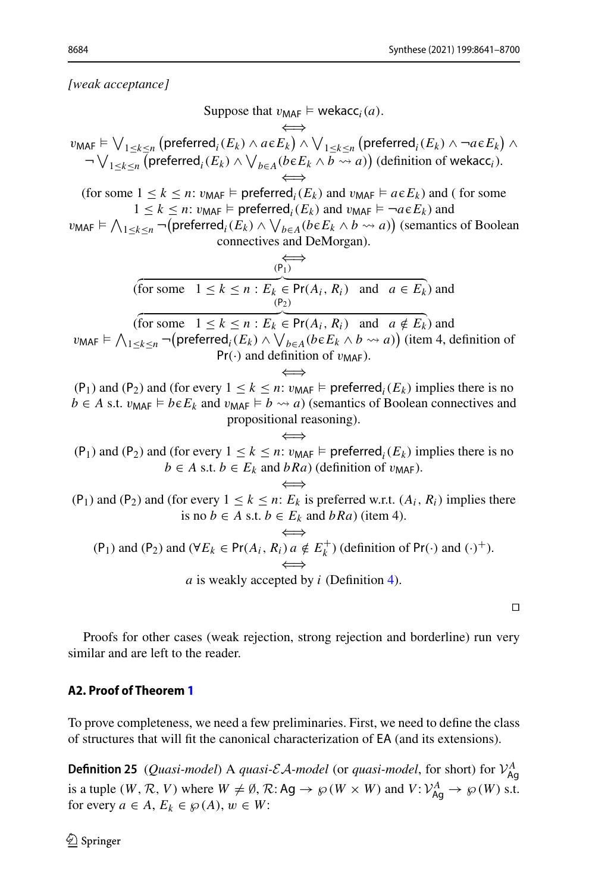*[weak acceptance]*

Suppose that $\upsilon_{\mathsf{MAF}} \models \mathsf{wekacc}_i(a)$.

$$\Longleftrightarrow$$

$\upsilon_{\mathsf{MAF}} \models \bigvee_{1\leq k\leq n}\big(\mathsf{preferred}_i(E_k) \wedge a\epsilon E_k\big) \wedge \bigvee_{1\leq k\leq n}\big(\mathsf{preferred}_i(E_k) \wedge \neg a\epsilon E_k\big) \wedge \neg \bigvee_{1\leq k\leq n}\big(\mathsf{preferred}_i(E_k) \wedge \bigvee_{b\in A}(b\epsilon E_k \wedge b \rightsquigarrow a)\big)$ (definition of $\mathsf{wekacc}_i$).

$$\Longleftrightarrow$$

(for some $1 \leq k \leq n$: $\upsilon_{\mathsf{MAF}} \models \mathsf{preferred}_i(E_k)$ and $\upsilon_{\mathsf{MAF}} \models a\epsilon E_k$) and ( for some $1 \leq k \leq n$: $\upsilon_{\mathsf{MAF}} \models \mathsf{preferred}_i(E_k)$ and $\upsilon_{\mathsf{MAF}} \models \neg a\epsilon E_k$) and $\upsilon_{\mathsf{MAF}} \models \bigwedge_{1\leq k\leq n} \neg\big(\mathsf{preferred}_i(E_k) \wedge \bigvee_{b\in A}(b\epsilon E_k \wedge b \rightsquigarrow a)\big)$ (semantics of Boolean connectives and DeMorgan).

$$\Longleftrightarrow$$

$\overbrace{(\text{for some} \quad 1 \leq k \leq n : E_k \in \mathsf{Pr}(A_i, R_i) \quad \text{and} \quad a \in E_k}^{(\mathsf{P}_1)})$ and

$\overbrace{(\text{for some} \quad 1 \leq k \leq n : E_k \in \mathsf{Pr}(A_i, R_i) \quad \text{and} \quad a \notin E_k}^{(\mathsf{P}_2)})$ and

$\upsilon_{\mathsf{MAF}} \models \bigwedge_{1\leq k\leq n} \neg\big(\mathsf{preferred}_i(E_k) \wedge \bigvee_{b\in A}(b\epsilon E_k \wedge b \rightsquigarrow a)\big)$ (item 4, definition of $\mathsf{Pr}(\cdot)$ and definition of $\upsilon_{\mathsf{MAF}}$).

$$\Longleftrightarrow$$

$(\mathsf{P}_1)$ and $(\mathsf{P}_2)$ and (for every $1 \leq k \leq n$: $\upsilon_{\mathsf{MAF}} \models \mathsf{preferred}_i(E_k)$ implies there is no $b \in A$ s.t. $\upsilon_{\mathsf{MAF}} \models b\epsilon E_k$ and $\upsilon_{\mathsf{MAF}} \models b \rightsquigarrow a$) (semantics of Boolean connectives and propositional reasoning).

$$\Longleftrightarrow$$

$(\mathsf{P}_1)$ and $(\mathsf{P}_2)$ and (for every $1 \leq k \leq n$: $\upsilon_{\mathsf{MAF}} \models \mathsf{preferred}_i(E_k)$ implies there is no $b \in A$ s.t. $b \in E_k$ and $bRa$) (definition of $\upsilon_{\mathsf{MAF}}$).

$$\Longleftrightarrow$$

$(\mathsf{P}_1)$ and $(\mathsf{P}_2)$ and (for every $1 \leq k \leq n$: $E_k$ is preferred w.r.t. $(A_i, R_i)$ implies there is no $b \in A$ s.t. $b \in E_k$ and $bRa$) (item 4).

$$\Longleftrightarrow$$

$(\mathsf{P}_1)$ and $(\mathsf{P}_2)$ and $(\forall E_k \in \mathsf{Pr}(A_i, R_i)\, a \notin E_k^{+})$ (definition of $\mathsf{Pr}(\cdot)$ and $(\cdot)^{+}$).

$$\Longleftrightarrow$$

$a$ is weakly accepted by $i$ (Definition 4).

□

Proofs for other cases (weak rejection, strong rejection and borderline) run very similar and are left to the reader.

### A2. Proof of Theorem 1

To prove completeness, we need a few preliminaries. First, we need to define the class of structures that will fit the canonical characterization of $\mathsf{EA}$ (and its extensions).

**Definition 25** (*Quasi-model*) A *quasi-$\mathcal{EA}$-model* (or *quasi-model*, for short) for $\mathcal{V}^{A}_{\mathsf{Ag}}$ is a tuple $(W, \mathcal{R}, V)$ where $W \neq \emptyset$, $\mathcal{R}\colon \mathsf{Ag} \rightarrow \wp(W \times W)$ and $V\colon \mathcal{V}^{A}_{\mathsf{Ag}} \rightarrow \wp(W)$ s.t. for every $a \in A$, $E_k \in \wp(A)$, $w \in W$: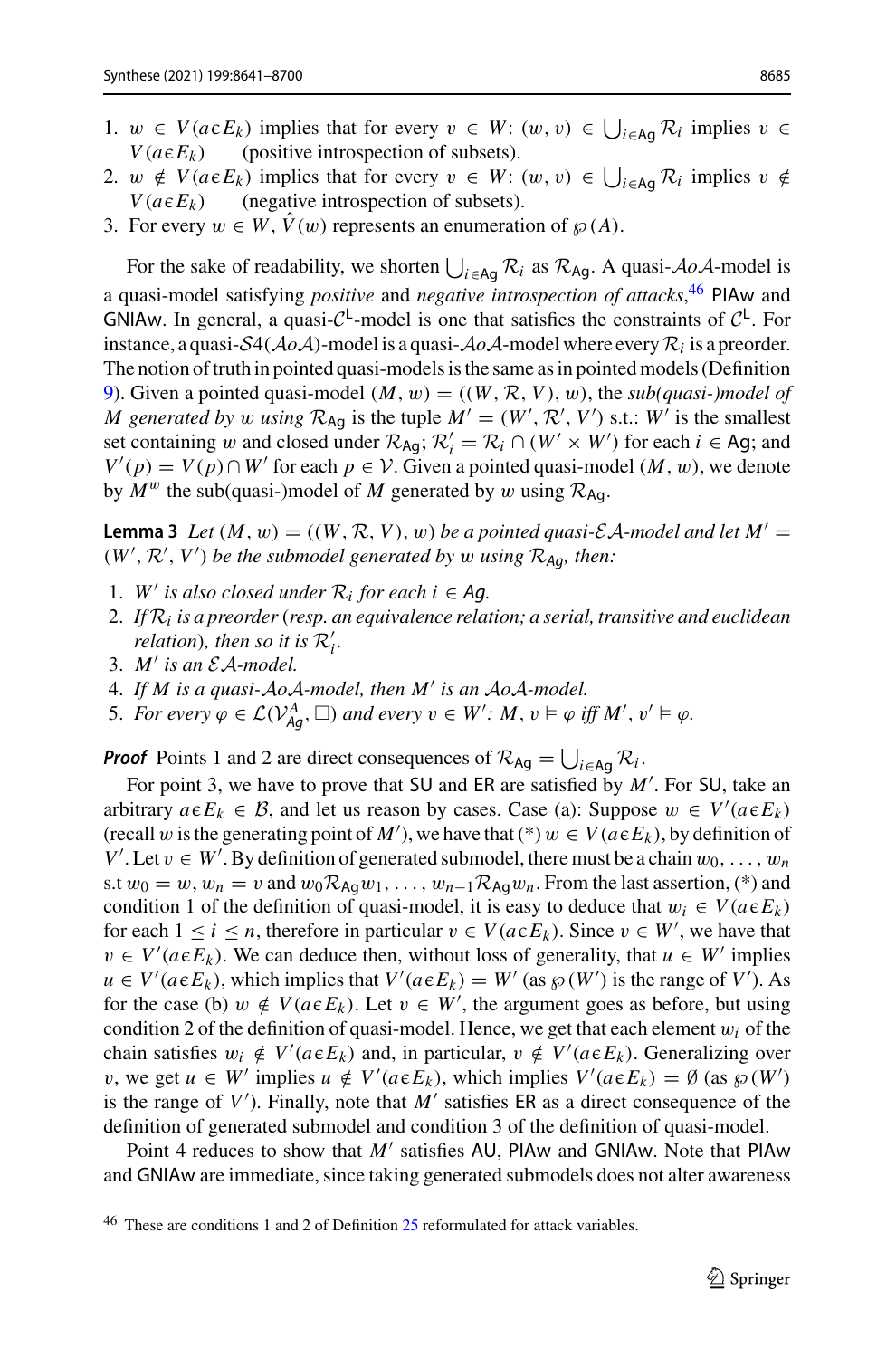1. $w \in V(a \in E_k)$ implies that for every $v \in W$: $(w, v) \in \bigcup_{i \in \mathsf{Ag}} \mathcal{R}_i$ implies $v \in V(a \in E_k)$ (positive introspection of subsets).
2. $w \notin V(a \in E_k)$ implies that for every $v \in W$: $(w, v) \in \bigcup_{i \in \mathsf{Ag}} \mathcal{R}_i$ implies $v \notin V(a \in E_k)$ (negative introspection of subsets).
3. For every $w \in W$, $\hat{V}(w)$ represents an enumeration of $\wp(A)$.

For the sake of readability, we shorten $\bigcup_{i \in \mathsf{Ag}} \mathcal{R}_i$ as $\mathcal{R}_{\mathsf{Ag}}$. A quasi-$\mathcal{A}o\mathcal{A}$-model is a quasi-model satisfying *positive* and *negative introspection of attacks*,[46] PIAw and GNIAw. In general, a quasi-$\mathcal{C}^{\mathsf{L}}$-model is one that satisfies the constraints of $\mathcal{C}^{\mathsf{L}}$. For instance, a quasi-$\mathcal{S}4(\mathcal{A}o\mathcal{A})$-model is a quasi-$\mathcal{A}o\mathcal{A}$-model where every $\mathcal{R}_i$ is a preorder. The notion of truth in pointed quasi-models is the same as in pointed models (Definition 9). Given a pointed quasi-model $(M, w) = ((W, \mathcal{R}, V), w)$, the *sub(quasi-)model of $M$ generated by $w$ using $\mathcal{R}_{\mathsf{Ag}}$* is the tuple $M' = (W', \mathcal{R}', V')$ s.t.: $W'$ is the smallest set containing $w$ and closed under $\mathcal{R}_{\mathsf{Ag}}$; $\mathcal{R}'_i = \mathcal{R}_i \cap (W' \times W')$ for each $i \in \mathsf{Ag}$; and $V'(p) = V(p) \cap W'$ for each $p \in \mathcal{V}$. Given a pointed quasi-model $(M, w)$, we denote by $M^w$ the sub(quasi-)model of $M$ generated by $w$ using $\mathcal{R}_{\mathsf{Ag}}$.

**Lemma 3** *Let $(M, w) = ((W, \mathcal{R}, V), w)$ be a pointed quasi-$\mathcal{EA}$-model and let $M' = (W', \mathcal{R}', V')$ be the submodel generated by $w$ using $\mathcal{R}_{\mathsf{Ag}}$, then:*

1. *$W'$ is also closed under $\mathcal{R}_i$ for each $i \in \mathsf{Ag}$.*
2. *If $\mathcal{R}_i$ is a preorder (resp. an equivalence relation; a serial, transitive and euclidean relation), then so it is $\mathcal{R}'_i$.*
3. *$M'$ is an $\mathcal{EA}$-model.*
4. *If $M$ is a quasi-$\mathcal{A}o\mathcal{A}$-model, then $M'$ is an $\mathcal{A}o\mathcal{A}$-model.*
5. *For every $\varphi \in \mathcal{L}(\mathcal{V}^{\mathcal{A}}_{\mathsf{Ag}}, \Box)$ and every $v \in W'$: $M, v \vDash \varphi$ iff $M', v' \vDash \varphi$.*

***Proof*** Points 1 and 2 are direct consequences of $\mathcal{R}_{\mathsf{Ag}} = \bigcup_{i \in \mathsf{Ag}} \mathcal{R}_i$.

For point 3, we have to prove that SU and ER are satisfied by $M'$. For SU, take an arbitrary $a \in E_k \in \mathcal{B}$, and let us reason by cases. Case (a): Suppose $w \in V'(a \in E_k)$ (recall $w$ is the generating point of $M'$), we have that (*) $w \in V(a \in E_k)$, by definition of $V'$. Let $v \in W'$. By definition of generated submodel, there must be a chain $w_0, \ldots, w_n$ s.t $w_0 = w$, $w_n = v$ and $w_0 \mathcal{R}_{\mathsf{Ag}} w_1, \ldots, w_{n-1} \mathcal{R}_{\mathsf{Ag}} w_n$. From the last assertion, (*) and condition 1 of the definition of quasi-model, it is easy to deduce that $w_i \in V(a \in E_k)$ for each $1 \leq i \leq n$, therefore in particular $v \in V(a \in E_k)$. Since $v \in W'$, we have that $v \in V'(a \in E_k)$. We can deduce then, without loss of generality, that $u \in W'$ implies $u \in V'(a \in E_k)$, which implies $V'(a \in E_k) = W'$ (as $\wp(W')$ is the range of $V'$). As for the case (b) $w \notin V(a \in E_k)$. Let $v \in W'$, the argument goes as before, but using condition 2 of the definition of quasi-model. Hence, we get that each element $w_i$ of the chain satisfies $w_i \notin V'(a \in E_k)$ and, in particular, $v \notin V'(a \in E_k)$. Generalizing over $v$, we get $u \in W'$ implies $u \notin V'(a \in E_k)$, which implies $V'(a \in E_k) = \emptyset$ (as $\wp(W')$ is the range of $V'$). Finally, note that $M'$ satisfies ER as a direct consequence of the definition of generated submodel and condition 3 of the definition of quasi-model.

Point 4 reduces to show that $M'$ satisfies AU, PIAw and GNIAw. Note that PIAw and GNIAw are immediate, since taking generated submodels does not alter awareness

[46] These are conditions 1 and 2 of Definition 25 reformulated for attack variables.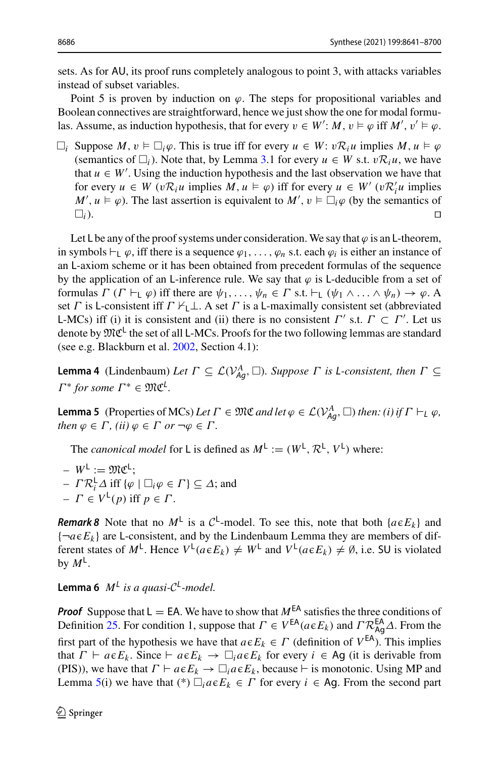sets. As for AU, its proof runs completely analogous to point 3, with attacks variables instead of subset variables.

Point 5 is proven by induction on $\varphi$. The steps for propositional variables and Boolean connectives are straightforward, hence we just show the one for modal formulas. Assume, as induction hypothesis, that for every $v \in W'$: $M, v \vDash \varphi$ iff $M', v' \vDash \varphi$.

$\Box_i$ Suppose $M, v \vDash \Box_i \varphi$. This is true iff for every $u \in W$: $v\mathcal{R}_i u$ implies $M, u \vDash \varphi$ (semantics of $\Box_i$). Note that, by Lemma 3.1 for every $u \in W$ s.t. $v\mathcal{R}_i u$, we have that $u \in W'$. Using the induction hypothesis and the last observation we have that for every $u \in W$ ($v\mathcal{R}_i u$ implies $M, u \vDash \varphi$) iff for every $u \in W'$ ($v\mathcal{R}'_i u$ implies $M', u \vDash \varphi$). The last assertion is equivalent to $M', v \vDash \Box_i \varphi$ (by the semantics of $\Box_i$). ◻

Let L be any of the proof systems under consideration. We say that $\varphi$ is an L-theorem, in symbols $\vdash_{\mathsf{L}} \varphi$, iff there is a sequence $\varphi_1, \ldots, \varphi_n$ s.t. each $\varphi_i$ is either an instance of an L-axiom scheme or it has been obtained from precedent formulas of the sequence by the application of an L-inference rule. We say that $\varphi$ is L-deducible from a set of formulas $\Gamma$ ($\Gamma \vdash_{\mathsf{L}} \varphi$) iff there are $\psi_1, \ldots, \psi_n \in \Gamma$ s.t. $\vdash_{\mathsf{L}} (\psi_1 \wedge \ldots \wedge \psi_n) \rightarrow \varphi$. A set $\Gamma$ is L-consistent iff $\Gamma \nvdash_{\mathsf{L}} \bot$. A set $\Gamma$ is a L-maximally consistent set (abbreviated L-MCs) iff (i) it is consistent and (ii) there is no consistent $\Gamma'$ s.t. $\Gamma \subset \Gamma'$. Let us denote by $\mathfrak{MC}^{\mathsf{L}}$ the set of all L-MCs. Proofs for the two following lemmas are standard (see e.g. Blackburn et al. 2002, Section 4.1):

**Lemma 4** (Lindenbaum) *Let $\Gamma \subseteq \mathcal{L}(\mathcal{V}^{A}_{\mathsf{Ag}}, \Box)$. Suppose $\Gamma$ is L-consistent, then $\Gamma \subseteq \Gamma^*$ for some $\Gamma^* \in \mathfrak{MC}^{\mathsf{L}}$.*

**Lemma 5** (Properties of MCs) *Let $\Gamma \in \mathfrak{MC}$ and let $\varphi \in \mathcal{L}(\mathcal{V}^{A}_{\mathsf{Ag}}, \Box)$ then: (i) if $\Gamma \vdash_{\mathsf{L}} \varphi$, then $\varphi \in \Gamma$, (ii) $\varphi \in \Gamma$ or $\neg\varphi \in \Gamma$.*

The *canonical model* for L is defined as $M^{\mathsf{L}} := (W^{\mathsf{L}}, \mathcal{R}^{\mathsf{L}}, V^{\mathsf{L}})$ where:

- $W^{\mathsf{L}} := \mathfrak{MC}^{\mathsf{L}}$;
- $\Gamma \mathcal{R}^{\mathsf{L}}_i \Delta$ iff $\{\varphi \mid \Box_i \varphi \in \Gamma\} \subseteq \Delta$; and
- $\Gamma \in V^{\mathsf{L}}(p)$ iff $p \in \Gamma$.

***Remark 8*** Note that no $M^{\mathsf{L}}$ is a $\mathcal{C}^{\mathsf{L}}$-model. To see this, note that both $\{a \epsilon E_k\}$ and $\{\neg a \epsilon E_k\}$ are L-consistent, and by the Lindenbaum Lemma they are members of different states of $M^{\mathsf{L}}$. Hence $V^{\mathsf{L}}(a \epsilon E_k) \neq W^{\mathsf{L}}$ and $V^{\mathsf{L}}(a \epsilon E_k) \neq \emptyset$, i.e. SU is violated by $M^{\mathsf{L}}$.

**Lemma 6** *$M^{\mathsf{L}}$ is a quasi-$\mathcal{C}^{\mathsf{L}}$-model.*

***Proof*** Suppose that $\mathsf{L} = \mathsf{EA}$. We have to show that $M^{\mathsf{EA}}$ satisfies the three conditions of Definition 25. For condition 1, suppose that $\Gamma \in V^{\mathsf{EA}}(a \epsilon E_k)$ and $\Gamma \mathcal{R}^{\mathsf{EA}}_{\mathsf{Ag}} \Delta$. From the first part of the hypothesis we have that $a \epsilon E_k \in \Gamma$ (definition of $V^{\mathsf{EA}}$). This implies that $\Gamma \vdash a \epsilon E_k$. Since $\vdash a \epsilon E_k \rightarrow \Box_i a \epsilon E_k$ for every $i \in \mathsf{Ag}$ (it is derivable from (PIS)), we have that $\Gamma \vdash a \epsilon E_k \rightarrow \Box_i a \epsilon E_k$, because $\vdash$ is monotonic. Using MP and Lemma 5(i) we have that (*) $\Box_i a \epsilon E_k \in \Gamma$ for every $i \in \mathsf{Ag}$. From the second part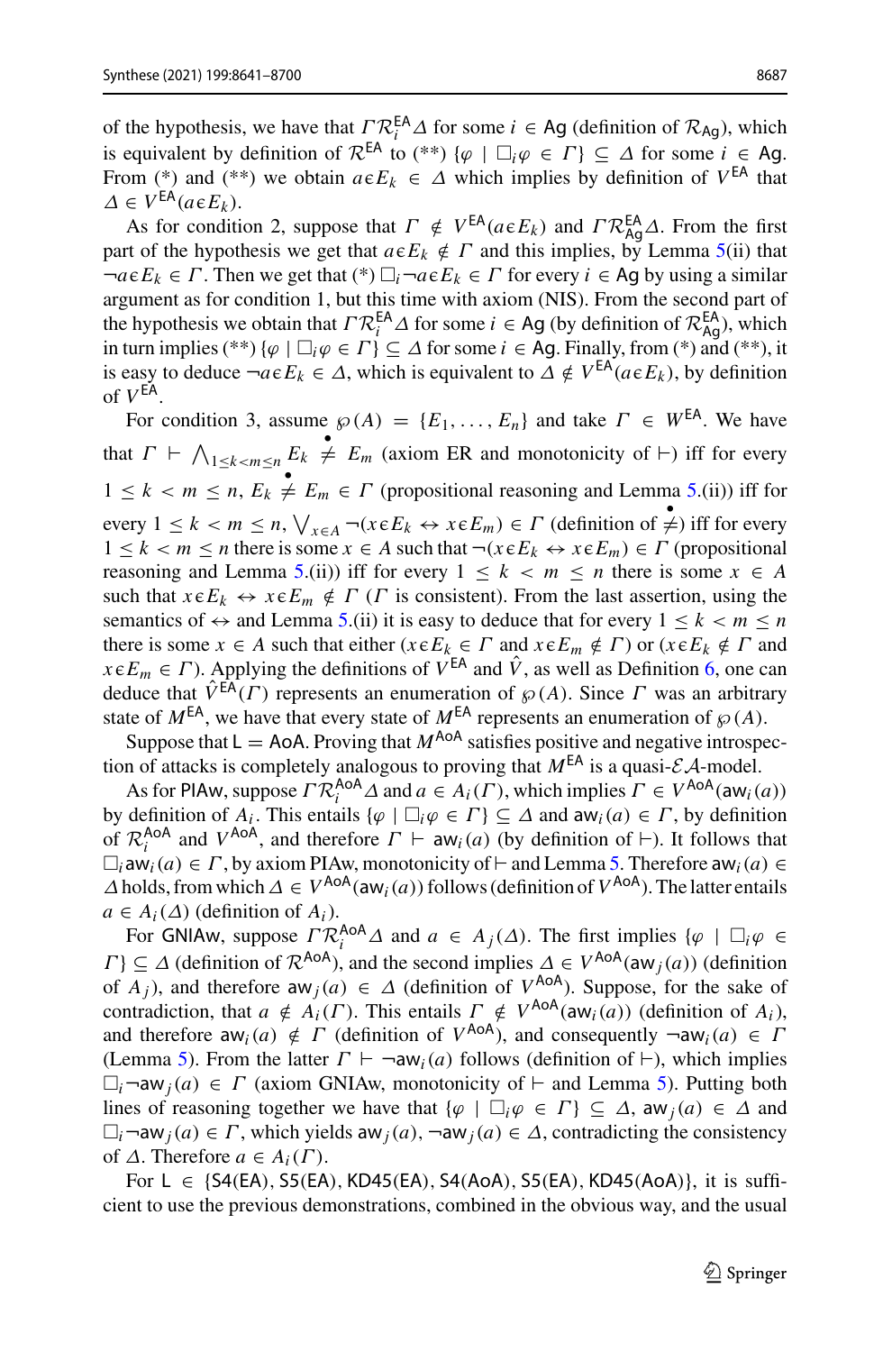of the hypothesis, we have that $\Gamma\mathcal{R}_i^{\mathsf{EA}}\Delta$ for some $i \in \mathsf{Ag}$ (definition of $\mathcal{R}_{\mathsf{Ag}}$), which is equivalent by definition of $\mathcal{R}^{\mathsf{EA}}$ to (**) $\{\varphi \mid \Box_i\varphi \in \Gamma\} \subseteq \Delta$ for some $i \in \mathsf{Ag}$. From (*) and (**) we obtain $a \epsilon E_k \in \Delta$ which implies by definition of $V^{\mathsf{EA}}$ that $\Delta \in V^{\mathsf{EA}}(a \epsilon E_k)$.

As for condition 2, suppose that $\Gamma \notin V^{\mathsf{EA}}(a \epsilon E_k)$ and $\Gamma\mathcal{R}_{\mathsf{Ag}}^{\mathsf{EA}}\Delta$. From the first part of the hypothesis we get that $a \epsilon E_k \notin \Gamma$ and this implies, by Lemma 5(ii) that $\neg a \epsilon E_k \in \Gamma$. Then we get that (*) $\Box_i \neg a \epsilon E_k \in \Gamma$ for every $i \in \mathsf{Ag}$ by using a similar argument as for condition 1, but this time with axiom (NIS). From the second part of the hypothesis we obtain that $\Gamma\mathcal{R}_i^{\mathsf{EA}}\Delta$ for some $i \in \mathsf{Ag}$ (by definition of $\mathcal{R}_{\mathsf{Ag}}^{\mathsf{EA}}$), which in turn implies (**) $\{\varphi \mid \Box_i\varphi \in \Gamma\} \subseteq \Delta$ for some $i \in \mathsf{Ag}$. Finally, from (*) and (**), it is easy to deduce $\neg a \epsilon E_k \in \Delta$, which is equivalent to $\Delta \notin V^{\mathsf{EA}}(a \epsilon E_k)$, by definition of $V^{\mathsf{EA}}$.

For condition 3, assume $\wp(A) = \{E_1, \ldots, E_n\}$ and take $\Gamma \in W^{\mathsf{EA}}$. We have that $\Gamma \vdash \bigwedge_{1 \leq k < m \leq n} E_k \mathrel{\dot{\neq}} E_m$ (axiom ER and monotonicity of $\vdash$) iff for every $1 \leq k < m \leq n$, $E_k \mathrel{\dot{\neq}} E_m \in \Gamma$ (propositional reasoning and Lemma 5.(ii)) iff for every $1 \leq k < m \leq n$, $\bigvee_{x \in A} \neg(x \epsilon E_k \leftrightarrow x \epsilon E_m) \in \Gamma$ (definition of $\dot{\neq}$) iff for every $1 \leq k < m \leq n$ there is some $x \in A$ such that $\neg(x \epsilon E_k \leftrightarrow x \epsilon E_m) \in \Gamma$ (propositional reasoning and Lemma 5.(ii)) iff for every $1 \leq k < m \leq n$ there is some $x \in A$ such that $x \epsilon E_k \leftrightarrow x \epsilon E_m \notin \Gamma$ ($\Gamma$ is consistent). From the last assertion, using the semantics of $\leftrightarrow$ and Lemma 5.(ii) it is easy to deduce that for every $1 \leq k < m \leq n$ there is some $x \in A$ such that either ($x \epsilon E_k \in \Gamma$ and $x \epsilon E_m \notin \Gamma$) or ($x \epsilon E_k \notin \Gamma$ and $x \epsilon E_m \in \Gamma$). Applying the definitions of $V^{\mathsf{EA}}$ and $\hat{V}$, as well as Definition 6, one can deduce that $\hat{V}^{\mathsf{EA}}(\Gamma)$ represents an enumeration of $\wp(A)$. Since $\Gamma$ was an arbitrary state of $M^{\mathsf{EA}}$, we have that every state of $M^{\mathsf{EA}}$ represents an enumeration of $\wp(A)$.

Suppose that $\mathsf{L} = \mathsf{AoA}$. Proving that $M^{\mathsf{AoA}}$ satisfies positive and negative introspection of attacks is completely analogous to proving that $M^{\mathsf{EA}}$ is a quasi-$\mathcal{EA}$-model.

As for PIAw, suppose $\Gamma\mathcal{R}_i^{\mathsf{AoA}}\Delta$ and $a \in A_i(\Gamma)$, which implies $\Gamma \in V^{\mathsf{AoA}}(\mathsf{aw}_i(a))$ by definition of $A_i$. This entails $\{\varphi \mid \Box_i\varphi \in \Gamma\} \subseteq \Delta$ and $\mathsf{aw}_i(a) \in \Gamma$, by definition of $\mathcal{R}_i^{\mathsf{AoA}}$ and $V^{\mathsf{AoA}}$, and therefore $\Gamma \vdash \mathsf{aw}_i(a)$ (by definition of $\vdash$). It follows that $\Box_i \mathsf{aw}_i(a) \in \Gamma$, by axiom PIAw, monotonicity of $\vdash$ and Lemma 5. Therefore $\mathsf{aw}_i(a) \in \Delta$ holds, from which $\Delta \in V^{\mathsf{AoA}}(\mathsf{aw}_i(a))$ follows (definition of $V^{\mathsf{AoA}}$). The latter entails $a \in A_i(\Delta)$ (definition of $A_i$).

For GNIAw, suppose $\Gamma\mathcal{R}_i^{\mathsf{AoA}}\Delta$ and $a \in A_j(\Delta)$. The first implies $\{\varphi \mid \Box_i\varphi \in \Gamma\} \subseteq \Delta$ (definition of $\mathcal{R}^{\mathsf{AoA}}$), and the second implies $\Delta \in V^{\mathsf{AoA}}(\mathsf{aw}_j(a))$ (definition of $A_j$), and therefore $\mathsf{aw}_j(a) \in \Delta$ (definition of $V^{\mathsf{AoA}}$). Suppose, for the sake of contradiction, that $a \notin A_i(\Gamma)$. This entails $\Gamma \notin V^{\mathsf{AoA}}(\mathsf{aw}_i(a))$ (definition of $A_i$), and therefore $\mathsf{aw}_i(a) \notin \Gamma$ (definition of $V^{\mathsf{AoA}}$), and consequently $\neg\mathsf{aw}_i(a) \in \Gamma$ (Lemma 5). From the latter $\Gamma \vdash \neg\mathsf{aw}_i(a)$ follows (definition of $\vdash$), which implies $\Box_i \neg\mathsf{aw}_j(a) \in \Gamma$ (axiom GNIAw, monotonicity of $\vdash$ and Lemma 5). Putting both lines of reasoning together we have that $\{\varphi \mid \Box_i\varphi \in \Gamma\} \subseteq \Delta$, $\mathsf{aw}_j(a) \in \Delta$ and $\Box_i \neg\mathsf{aw}_j(a) \in \Gamma$, which yields $\mathsf{aw}_j(a), \neg\mathsf{aw}_j(a) \in \Delta$, contradicting the consistency of $\Delta$. Therefore $a \in A_i(\Gamma)$.

For $\mathsf{L} \in \{\mathsf{S4(EA)}, \mathsf{S5(EA)}, \mathsf{KD45(EA)}, \mathsf{S4(AoA)}, \mathsf{S5(EA)}, \mathsf{KD45(AoA)}\}$, it is sufficient to use the previous demonstrations, combined in the obvious way, and the usual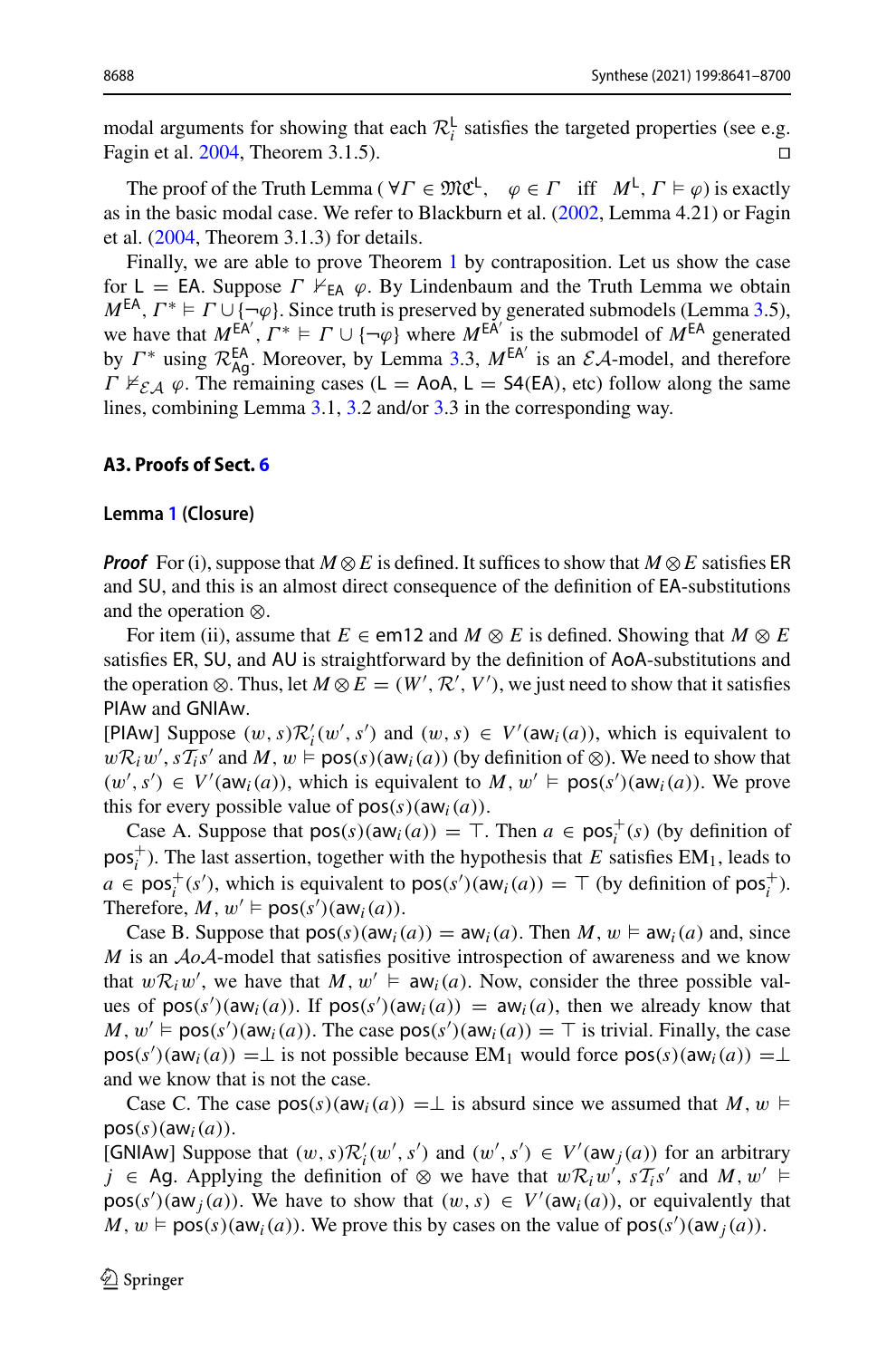modal arguments for showing that each $\mathcal{R}_i^{\mathsf{L}}$ satisfies the targeted properties (see e.g. Fagin et al. 2004, Theorem 3.1.5). □

The proof of the Truth Lemma ($\forall \Gamma \in \mathfrak{MC}^{\mathsf{L}}, \quad \varphi \in \Gamma \quad \text{iff} \quad M^{\mathsf{L}}, \Gamma \vDash \varphi$) is exactly as in the basic modal case. We refer to Blackburn et al. (2002, Lemma 4.21) or Fagin et al. (2004, Theorem 3.1.3) for details.

Finally, we are able to prove Theorem 1 by contraposition. Let us show the case for $\mathsf{L} = \mathsf{EA}$. Suppose $\Gamma \nvdash_{\mathsf{EA}} \varphi$. By Lindenbaum and the Truth Lemma we obtain $M^{\mathsf{EA}}, \Gamma^* \vDash \Gamma \cup \{\neg\varphi\}$. Since truth is preserved by generated submodels (Lemma 3.5), we have that $M^{\mathsf{EA}'}, \Gamma^* \vDash \Gamma \cup \{\neg\varphi\}$ where $M^{\mathsf{EA}'}$ is the submodel of $M^{\mathsf{EA}}$ generated by $\Gamma^*$ using $\mathcal{R}_{\mathsf{Ag}}^{\mathsf{EA}}$. Moreover, by Lemma 3.3, $M^{\mathsf{EA}'}$ is an $\mathcal{EA}$-model, and therefore $\Gamma \nvDash_{\mathcal{EA}} \varphi$. The remaining cases ($\mathsf{L} = \mathsf{AoA}$, $\mathsf{L} = \mathsf{S4(EA)}$, etc) follow along the same lines, combining Lemma 3.1, 3.2 and/or 3.3 in the corresponding way.

### A3. Proofs of Sect. 6

#### Lemma 1 (Closure)

***Proof*** For (i), suppose that $M \otimes E$ is defined. It suffices to show that $M \otimes E$ satisfies ER and SU, and this is an almost direct consequence of the definition of EA-substitutions and the operation $\otimes$.

For item (ii), assume that $E \in \mathsf{em12}$ and $M \otimes E$ is defined. Showing that $M \otimes E$ satisfies ER, SU, and AU is straightforward by the definition of AoA-substitutions and the operation $\otimes$. Thus, let $M \otimes E = (W', \mathcal{R}', V')$, we just need to show that it satisfies PIAw and GNIAw.

[PIAw] Suppose $(w, s)\mathcal{R}_i'(w', s')$ and $(w, s) \in V'(\mathsf{aw}_i(a))$, which is equivalent to $w\mathcal{R}_i w', s\mathcal{T}_i s'$ and $M, w \vDash \mathsf{pos}(s)(\mathsf{aw}_i(a))$ (by definition of $\otimes$). We need to show that $(w', s') \in V'(\mathsf{aw}_i(a))$, which is equivalent to $M, w' \vDash \mathsf{pos}(s')(\mathsf{aw}_i(a))$. We prove this for every possible value of $\mathsf{pos}(s)(\mathsf{aw}_i(a))$.

Case A. Suppose that $\mathsf{pos}(s)(\mathsf{aw}_i(a)) = \top$. Then $a \in \mathsf{pos}_i^+(s)$ (by definition of $\mathsf{pos}_i^+$). The last assertion, together with the hypothesis that $E$ satisfies $\mathrm{EM}_1$, leads to $a \in \mathsf{pos}_i^+(s')$, which is equivalent to $\mathsf{pos}(s')(\mathsf{aw}_i(a)) = \top$ (by definition of $\mathsf{pos}_i^+$). Therefore, $M, w' \vDash \mathsf{pos}(s')(\mathsf{aw}_i(a))$.

Case B. Suppose that $\mathsf{pos}(s)(\mathsf{aw}_i(a)) = \mathsf{aw}_i(a)$. Then $M, w \vDash \mathsf{aw}_i(a)$ and, since $M$ is an $\mathcal{A}o\mathcal{A}$-model that satisfies positive introspection of awareness and we know that $w\mathcal{R}_i w'$, we have that $M, w' \vDash \mathsf{aw}_i(a)$. Now, consider the three possible values of $\mathsf{pos}(s')(\mathsf{aw}_i(a))$. If $\mathsf{pos}(s')(\mathsf{aw}_i(a)) = \mathsf{aw}_i(a)$, then we already know that $M, w' \vDash \mathsf{pos}(s')(\mathsf{aw}_i(a))$. The case $\mathsf{pos}(s')(\mathsf{aw}_i(a)) = \top$ is trivial. Finally, the case $\mathsf{pos}(s')(\mathsf{aw}_i(a)) = \bot$ is not possible because $\mathrm{EM}_1$ would force $\mathsf{pos}(s)(\mathsf{aw}_i(a)) = \bot$ and we know that is not the case.

Case C. The case $\mathsf{pos}(s)(\mathsf{aw}_i(a)) = \bot$ is absurd since we assumed that $M, w \vDash \mathsf{pos}(s)(\mathsf{aw}_i(a))$.

[GNIAw] Suppose that $(w, s)\mathcal{R}_i'(w', s')$ and $(w', s') \in V'(\mathsf{aw}_j(a))$ for an arbitrary $j \in \mathsf{Ag}$. Applying the definition of $\otimes$ we have that $w\mathcal{R}_i w'$, $s\mathcal{T}_i s'$ and $M, w' \vDash \mathsf{pos}(s')(\mathsf{aw}_j(a))$. We have to show that $(w, s) \in V'(\mathsf{aw}_i(a))$, or equivalently that $M, w \vDash \mathsf{pos}(s)(\mathsf{aw}_i(a))$. We prove this by cases on the value of $\mathsf{pos}(s')(\mathsf{aw}_j(a))$.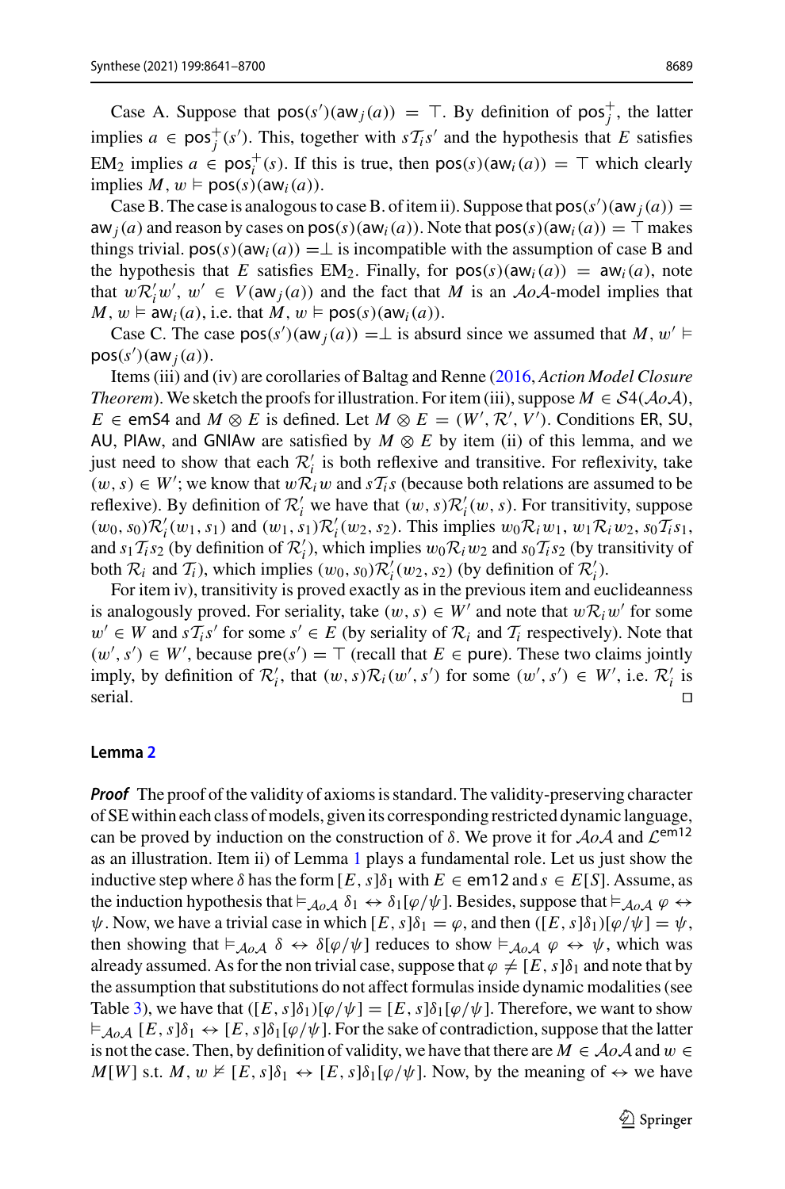Case A. Suppose that $\mathsf{pos}(s')(\mathsf{aw}_j(a)) = \top$. By definition of $\mathsf{pos}^+_j$, the latter implies $a \in \mathsf{pos}^+_j(s')$. This, together with $s\mathcal{T}_i s'$ and the hypothesis that $E$ satisfies EM$_2$ implies $a \in \mathsf{pos}^+_i(s)$. If this is true, then $\mathsf{pos}(s)(\mathsf{aw}_i(a)) = \top$ which clearly implies $M, w \vDash \mathsf{pos}(s)(\mathsf{aw}_i(a))$.

Case B. The case is analogous to case B. of item ii). Suppose that $\mathsf{pos}(s')(\mathsf{aw}_j(a)) = \mathsf{aw}_j(a)$ and reason by cases on $\mathsf{pos}(s)(\mathsf{aw}_i(a))$. Note that $\mathsf{pos}(s)(\mathsf{aw}_i(a)) = \top$ makes things trivial. $\mathsf{pos}(s)(\mathsf{aw}_i(a)) = \perp$ is incompatible with the assumption of case B and the hypothesis that $E$ satisfies EM$_2$. Finally, for $\mathsf{pos}(s)(\mathsf{aw}_i(a)) = \mathsf{aw}_i(a)$, note that $w\mathcal{R}'_i w'$, $w' \in V(\mathsf{aw}_j(a))$ and the fact that $M$ is an $\mathcal{A}o\mathcal{A}$-model implies that $M, w \vDash \mathsf{aw}_i(a)$, i.e. that $M, w \vDash \mathsf{pos}(s)(\mathsf{aw}_i(a))$.

Case C. The case $\mathsf{pos}(s')(\mathsf{aw}_j(a)) = \perp$ is absurd since we assumed that $M, w' \vDash \mathsf{pos}(s')(\mathsf{aw}_j(a))$.

Items (iii) and (iv) are corollaries of Baltag and Renne (2016, *Action Model Closure Theorem*). We sketch the proofs for illustration. For item (iii), suppose $M \in \mathcal{S}4(\mathcal{A}o\mathcal{A})$, $E \in \mathsf{emS4}$ and $M \otimes E$ is defined. Let $M \otimes E = (W', \mathcal{R}', V')$. Conditions ER, SU, AU, PIAw, and GNIAw are satisfied by $M \otimes E$ by item (ii) of this lemma, and we just need to show that each $\mathcal{R}'_i$ is both reflexive and transitive. For reflexivity, take $(w, s) \in W'$; we know that $w\mathcal{R}_i w$ and $s\mathcal{T}_i s$ (because both relations are assumed to be reflexive). By definition of $\mathcal{R}'_i$ we have that $(w, s)\mathcal{R}'_i(w, s)$. For transitivity, suppose $(w_0, s_0)\mathcal{R}'_i(w_1, s_1)$ and $(w_1, s_1)\mathcal{R}'_i(w_2, s_2)$. This implies $w_0\mathcal{R}_i w_1$, $w_1\mathcal{R}_i w_2$, $s_0\mathcal{T}_i s_1$, and $s_1\mathcal{T}_i s_2$ (by definition of $\mathcal{R}'_i$), which implies $w_0\mathcal{R}_i w_2$ and $s_0\mathcal{T}_i s_2$ (by transitivity of both $\mathcal{R}_i$ and $\mathcal{T}_i$), which implies $(w_0, s_0)\mathcal{R}'_i(w_2, s_2)$ (by definition of $\mathcal{R}'_i$).

For item iv), transitivity is proved exactly as in the previous item and euclideanness is analogously proved. For seriality, take $(w, s) \in W'$ and note that $w\mathcal{R}_i w'$ for some $w' \in W$ and $s\mathcal{T}_i s'$ for some $s' \in E$ (by seriality of $\mathcal{R}_i$ and $\mathcal{T}_i$ respectively). Note that $(w', s') \in W'$, because $\mathsf{pre}(s') = \top$ (recall that $E \in \mathsf{pure}$). These two claims jointly imply, by definition of $\mathcal{R}'_i$, that $(w, s)\mathcal{R}_i(w', s')$ for some $(w', s') \in W'$, i.e. $\mathcal{R}'_i$ is serial. □

**Lemma 2**

***Proof*** The proof of the validity of axioms is standard. The validity-preserving character of SE within each class of models, given its corresponding restricted dynamic language, can be proved by induction on the construction of $\delta$. We prove it for $\mathcal{A}o\mathcal{A}$ and $\mathcal{L}^{\mathsf{em12}}$ as an illustration. Item ii) of Lemma 1 plays a fundamental role. Let us just show the inductive step where $\delta$ has the form $[E, s]\delta_1$ with $E \in \mathsf{em12}$ and $s \in E[S]$. Assume, as the induction hypothesis that $\vDash_{\mathcal{A}o\mathcal{A}} \delta_1 \leftrightarrow \delta_1[\varphi/\psi]$. Besides, suppose that $\vDash_{\mathcal{A}o\mathcal{A}} \varphi \leftrightarrow \psi$. Now, we have a trivial case in which $[E, s]\delta_1 = \varphi$, and then $([E, s]\delta_1)[\varphi/\psi] = \psi$, then showing that $\vDash_{\mathcal{A}o\mathcal{A}} \delta \leftrightarrow \delta[\varphi/\psi]$ reduces to show $\vDash_{\mathcal{A}o\mathcal{A}} \varphi \leftrightarrow \psi$, which was already assumed. As for the non trivial case, suppose that $\varphi \neq [E, s]\delta_1$ and note that by the assumption that substitutions do not affect formulas inside dynamic modalities (see Table 3), we have that $([E, s]\delta_1)[\varphi/\psi] = [E, s]\delta_1[\varphi/\psi]$. Therefore, we want to show $\vDash_{\mathcal{A}o\mathcal{A}} [E, s]\delta_1 \leftrightarrow [E, s]\delta_1[\varphi/\psi]$. For the sake of contradiction, suppose that the latter is not the case. Then, by definition of validity, we have that there are $M \in \mathcal{A}o\mathcal{A}$ and $w \in M[W]$ s.t. $M, w \nvDash [E, s]\delta_1 \leftrightarrow [E, s]\delta_1[\varphi/\psi]$. Now, by the meaning of $\leftrightarrow$ we have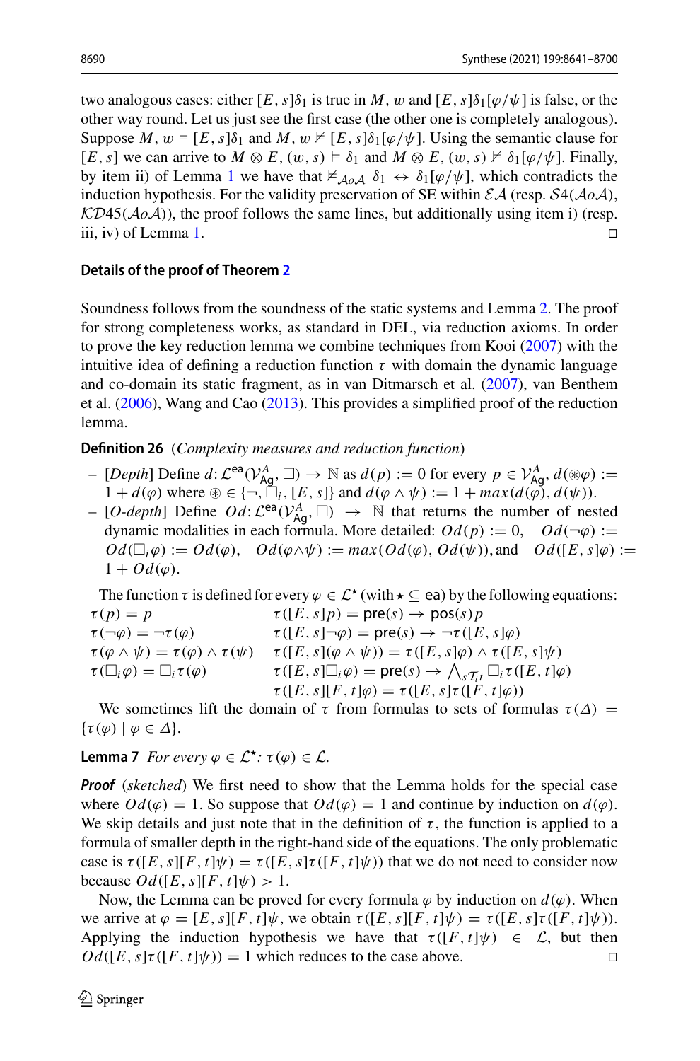two analogous cases: either $[E, s]\delta_1$ is true in $M, w$ and $[E, s]\delta_1[\varphi/\psi]$ is false, or the other way round. Let us just see the first case (the other one is completely analogous). Suppose $M, w \models [E, s]\delta_1$ and $M, w \not\models [E, s]\delta_1[\varphi/\psi]$. Using the semantic clause for $[E, s]$ we can arrive to $M \otimes E, (w, s) \models \delta_1$ and $M \otimes E, (w, s) \not\models \delta_1[\varphi/\psi]$. Finally, by item ii) of Lemma 1 we have that $\not\models_{\mathcal{A}o\mathcal{A}} \delta_1 \leftrightarrow \delta_1[\varphi/\psi]$, which contradicts the induction hypothesis. For the validity preservation of SE within $\mathcal{EA}$ (resp. $\mathcal{S}4(\mathcal{A}o\mathcal{A})$, $\mathcal{KD}45(\mathcal{A}o\mathcal{A})$), the proof follows the same lines, but additionally using item i) (resp. iii, iv) of Lemma 1. □

### Details of the proof of Theorem 2

Soundness follows from the soundness of the static systems and Lemma 2. The proof for strong completeness works, as standard in DEL, via reduction axioms. In order to prove the key reduction lemma we combine techniques from Kooi (2007) with the intuitive idea of defining a reduction function $\tau$ with domain the dynamic language and co-domain its static fragment, as in van Ditmarsch et al. (2007), van Benthem et al. (2006), Wang and Cao (2013). This provides a simplified proof of the reduction lemma.

**Definition 26** (*Complexity measures and reduction function*)

- [*Depth*] Define $d\colon \mathcal{L}^{\mathsf{ea}}(\mathcal{V}^{A}_{\mathsf{Ag}}, \Box) \to \mathbb{N}$ as $d(p) := 0$ for every $p \in \mathcal{V}^{A}_{\mathsf{Ag}}$, $d(\circledast\varphi) := 1 + d(\varphi)$ where $\circledast \in \{\neg, \Box_i, [E, s]\}$ and $d(\varphi \wedge \psi) := 1 + max(d(\varphi), d(\psi))$.
- [*O-depth*] Define $Od\colon \mathcal{L}^{\mathsf{ea}}(\mathcal{V}^{A}_{\mathsf{Ag}}, \Box) \to \mathbb{N}$ that returns the number of nested dynamic modalities in each formula. More detailed: $Od(p) := 0$, $Od(\neg\varphi) := Od(\Box_i\varphi) := Od(\varphi)$, $Od(\varphi \wedge \psi) := max(Od(\varphi), Od(\psi))$, and $Od([E, s]\varphi) := 1 + Od(\varphi)$.

The function $\tau$ is defined for every $\varphi \in \mathcal{L}^{\star}$ (with $\star \subseteq \mathsf{ea}$) by the following equations:

$$
\begin{array}{ll}
\tau(p) = p & \tau([E, s]p) = \mathsf{pre}(s) \to \mathsf{pos}(s)p \\
\tau(\neg\varphi) = \neg\tau(\varphi) & \tau([E, s]\neg\varphi) = \mathsf{pre}(s) \to \neg\tau([E, s]\varphi) \\
\tau(\varphi \wedge \psi) = \tau(\varphi) \wedge \tau(\psi) & \tau([E, s](\varphi \wedge \psi)) = \tau([E, s]\varphi) \wedge \tau([E, s]\psi) \\
\tau(\Box_i\varphi) = \Box_i\tau(\varphi) & \tau([E, s]\Box_i\varphi) = \mathsf{pre}(s) \to \bigwedge_{s\mathcal{T}_i t} \Box_i\tau([E, t]\varphi) \\
 & \tau([E, s][F, t]\varphi) = \tau([E, s]\tau([F, t]\varphi))
\end{array}
$$

We sometimes lift the domain of $\tau$ from formulas to sets of formulas $\tau(\Delta) = \{\tau(\varphi) \mid \varphi \in \Delta\}$.

**Lemma 7** *For every* $\varphi \in \mathcal{L}^{\star}$*:* $\tau(\varphi) \in \mathcal{L}$*.*

***Proof*** (*sketched*) We first need to show that the Lemma holds for the special case where $Od(\varphi) = 1$. So suppose that $Od(\varphi) = 1$ and continue by induction on $d(\varphi)$. We skip details and just note that in the definition of $\tau$, the function is applied to a formula of smaller depth in the right-hand side of the equations. The only problematic case is $\tau([E, s][F, t]\psi) = \tau([E, s]\tau([F, t]\psi))$ that we do not need to consider now because $Od([E, s][F, t]\psi) > 1$.

Now, the Lemma can be proved for every formula $\varphi$ by induction on $d(\varphi)$. When we arrive at $\varphi = [E, s][F, t]\psi$, we obtain $\tau([E, s][F, t]\psi) = \tau([E, s]\tau([F, t]\psi))$. Applying the induction hypothesis we have that $\tau([F, t]\psi) \in \mathcal{L}$, but then $Od([E, s]\tau([F, t]\psi)) = 1$ which reduces to the case above. □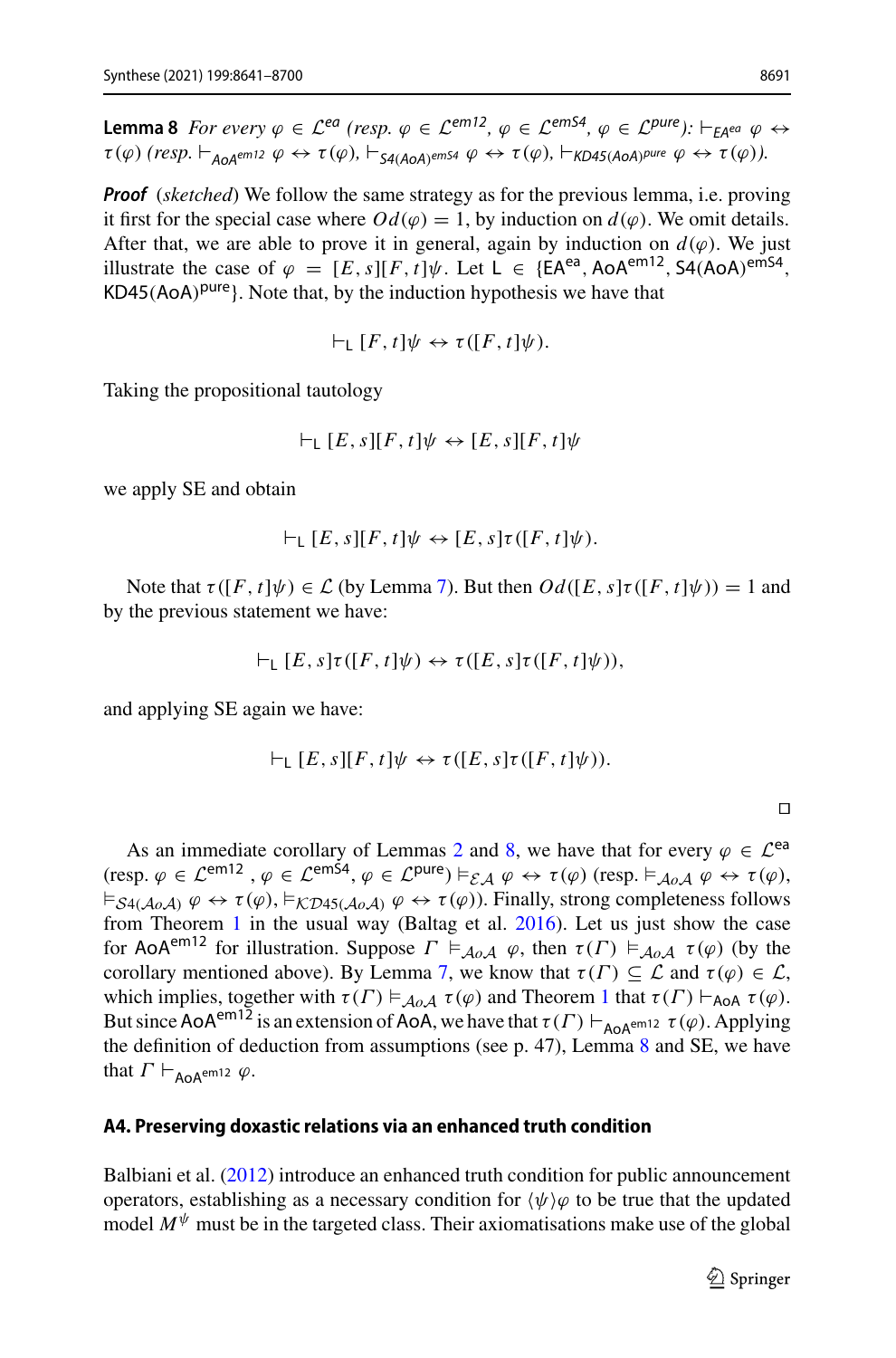**Lemma 8** *For every $\varphi \in \mathcal{L}^{ea}$ (resp. $\varphi \in \mathcal{L}^{em12}$, $\varphi \in \mathcal{L}^{emS4}$, $\varphi \in \mathcal{L}^{pure}$): $\vdash_{EA^{ea}} \varphi \leftrightarrow \tau(\varphi)$ (resp. $\vdash_{AoA^{em12}} \varphi \leftrightarrow \tau(\varphi)$, $\vdash_{S4(AoA)^{emS4}} \varphi \leftrightarrow \tau(\varphi)$, $\vdash_{KD45(AoA)^{pure}} \varphi \leftrightarrow \tau(\varphi)$).*

***Proof*** (*sketched*) We follow the same strategy as for the previous lemma, i.e. proving it first for the special case where $Od(\varphi) = 1$, by induction on $d(\varphi)$. We omit details. After that, we are able to prove it in general, again by induction on $d(\varphi)$. We just illustrate the case of $\varphi = [E, s][F, t]\psi$. Let $\mathsf{L} \in \{\mathsf{EA}^{ea}, \mathsf{AoA}^{em12}, \mathsf{S4(AoA)}^{emS4}, \mathsf{KD45(AoA)}^{pure}\}$. Note that, by the induction hypothesis we have that

$$\vdash_{\mathsf{L}} [F, t]\psi \leftrightarrow \tau([F, t]\psi).$$

Taking the propositional tautology

$$\vdash_{\mathsf{L}} [E, s][F, t]\psi \leftrightarrow [E, s][F, t]\psi$$

we apply SE and obtain

$$\vdash_{\mathsf{L}} [E, s][F, t]\psi \leftrightarrow [E, s]\tau([F, t]\psi).$$

Note that $\tau([F, t]\psi) \in \mathcal{L}$ (by Lemma 7). But then $Od([E, s]\tau([F, t]\psi)) = 1$ and by the previous statement we have:

$$\vdash_{\mathsf{L}} [E, s]\tau([F, t]\psi) \leftrightarrow \tau([E, s]\tau([F, t]\psi)),$$

and applying SE again we have:

$$\vdash_{\mathsf{L}} [E, s][F, t]\psi \leftrightarrow \tau([E, s]\tau([F, t]\psi)).$$

□

As an immediate corollary of Lemmas 2 and 8, we have that for every $\varphi \in \mathcal{L}^{ea}$ (resp. $\varphi \in \mathcal{L}^{em12}$, $\varphi \in \mathcal{L}^{emS4}$, $\varphi \in \mathcal{L}^{pure}$) $\vDash_{\mathcal{EA}} \varphi \leftrightarrow \tau(\varphi)$ (resp. $\vDash_{\mathcal{AoA}} \varphi \leftrightarrow \tau(\varphi)$, $\vDash_{\mathcal{S}4(\mathcal{AoA})} \varphi \leftrightarrow \tau(\varphi)$, $\vDash_{\mathcal{KD}45(\mathcal{AoA})} \varphi \leftrightarrow \tau(\varphi)$). Finally, strong completeness follows from Theorem 1 in the usual way (Baltag et al. 2016). Let us just show the case for $\mathsf{AoA}^{em12}$ for illustration. Suppose $\Gamma \vDash_{\mathcal{AoA}} \varphi$, then $\tau(\Gamma) \vDash_{\mathcal{AoA}} \tau(\varphi)$ (by the corollary mentioned above). By Lemma 7, we know that $\tau(\Gamma) \subseteq \mathcal{L}$ and $\tau(\varphi) \in \mathcal{L}$, which implies, together with $\tau(\Gamma) \vDash_{\mathcal{AoA}} \tau(\varphi)$ and Theorem 1 that $\tau(\Gamma) \vdash_{\mathsf{AoA}} \tau(\varphi)$. But since $\mathsf{AoA}^{em12}$ is an extension of $\mathsf{AoA}$, we have that $\tau(\Gamma) \vdash_{\mathsf{AoA}^{em12}} \tau(\varphi)$. Applying the definition of deduction from assumptions (see p. 47), Lemma 8 and SE, we have that $\Gamma \vdash_{\mathsf{AoA}^{em12}} \varphi$.

#### A4. Preserving doxastic relations via an enhanced truth condition

Balbiani et al. (2012) introduce an enhanced truth condition for public announcement operators, establishing as a necessary condition for $\langle\psi\rangle\varphi$ to be true that the updated model $M^{\psi}$ must be in the targeted class. Their axiomatisations make use of the global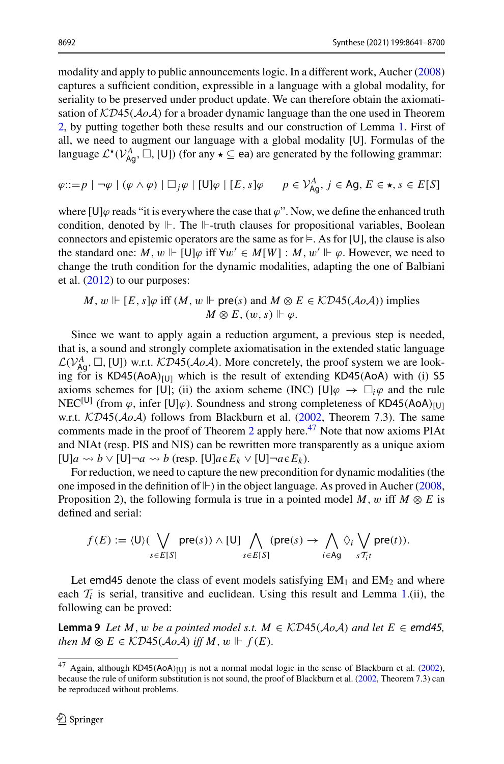modality and apply to public announcements logic. In a different work, Aucher (2008) captures a sufficient condition, expressible in a language with a global modality, for seriality to be preserved under product update. We can therefore obtain the axiomatisation of $\mathcal{KD}45(\mathcal{A}o\mathcal{A})$ for a broader dynamic language than the one used in Theorem 2, by putting together both these results and our construction of Lemma 1. First of all, we need to augment our language with a global modality $[\mathsf{U}]$. Formulas of the language $\mathcal{L}^{\star}(\mathcal{V}^{A}_{\mathsf{Ag}}, \Box, [\mathsf{U}])$ (for any $\star \subseteq \mathsf{ea}$) are generated by the following grammar:

$$\varphi ::= p \mid \neg\varphi \mid (\varphi \wedge \varphi) \mid \Box_j \varphi \mid [\mathsf{U}]\varphi \mid [E, s]\varphi \qquad p \in \mathcal{V}^{A}_{\mathsf{Ag}},\ j \in \mathsf{Ag},\ E \in \star,\ s \in E[S]$$

where $[\mathsf{U}]\varphi$ reads "it is everywhere the case that $\varphi$". Now, we define the enhanced truth condition, denoted by $\Vdash$. The $\Vdash$-truth clauses for propositional variables, Boolean connectors and epistemic operators are the same as for $\vDash$. As for $[\mathsf{U}]$, the clause is also the standard one: $M, w \Vdash [\mathsf{U}]\varphi$ iff $\forall w' \in M[W] : M, w' \Vdash \varphi$. However, we need to change the truth condition for the dynamic modalities, adapting the one of Balbiani et al. (2012) to our purposes:

$$M, w \Vdash [E, s]\varphi \text{ iff } (M, w \Vdash \mathsf{pre}(s) \text{ and } M \otimes E \in \mathcal{KD}45(\mathcal{A}o\mathcal{A})) \text{ implies } M \otimes E, (w, s) \Vdash \varphi.$$

Since we want to apply again a reduction argument, a previous step is needed, that is, a sound and strongly complete axiomatisation in the extended static language $\mathcal{L}(\mathcal{V}^{A}_{\mathsf{Ag}}, \Box, [\mathsf{U}])$ w.r.t. $\mathcal{KD}45(\mathcal{A}o\mathcal{A})$. More concretely, the proof system we are looking for is $\mathsf{KD45(AoA)}_{[\mathsf{U}]}$ which is the result of extending $\mathsf{KD45(AoA)}$ with (i) $\mathsf{S5}$ axioms schemes for $[\mathsf{U}]$; (ii) the axiom scheme (INC) $[\mathsf{U}]\varphi \rightarrow \Box_i\varphi$ and the rule $\mathrm{NEC}^{[\mathsf{U}]}$ (from $\varphi$, infer $[\mathsf{U}]\varphi$). Soundness and strong completeness of $\mathsf{KD45(AoA)}_{[\mathsf{U}]}$ w.r.t. $\mathcal{KD}45(\mathcal{A}o\mathcal{A})$ follows from Blackburn et al. (2002, Theorem 7.3). The same comments made in the proof of Theorem 2 apply here.[47] Note that now axioms PIAt and NIAt (resp. PIS and NIS) can be rewritten more transparently as a unique axiom $[\mathsf{U}]a \rightsquigarrow b \vee [\mathsf{U}]\neg a \rightsquigarrow b$ (resp. $[\mathsf{U}]a \in E_k \vee [\mathsf{U}]\neg a \in E_k$).

For reduction, we need to capture the new precondition for dynamic modalities (the one imposed in the definition of $\Vdash$) in the object language. As proved in Aucher (2008, Proposition 2), the following formula is true in a pointed model $M, w$ iff $M \otimes E$ is defined and serial:

$$f(E) := \langle \mathsf{U} \rangle \big( \bigvee_{s \in E[S]} \mathsf{pre}(s) \big) \wedge [\mathsf{U}] \bigwedge_{s \in E[S]} \big( \mathsf{pre}(s) \rightarrow \bigwedge_{i \in \mathsf{Ag}} \Diamond_i \bigvee_{s \mathcal{T}_i t} \mathsf{pre}(t) \big).$$

Let $\mathsf{emd45}$ denote the class of event models satisfying $\mathrm{EM}_1$ and $\mathrm{EM}_2$ and where each $\mathcal{T}_i$ is serial, transitive and euclidean. Using this result and Lemma 1.(ii), the following can be proved:

**Lemma 9** *Let $M, w$ be a pointed model s.t. $M \in \mathcal{KD}45(\mathcal{A}o\mathcal{A})$ and let $E \in \mathsf{emd45}$, then $M \otimes E \in \mathcal{KD}45(\mathcal{A}o\mathcal{A})$ iff $M, w \Vdash f(E)$.*

[47] Again, although $\mathsf{KD45(AoA)}_{[\mathsf{U}]}$ is not a normal modal logic in the sense of Blackburn et al. (2002), because the rule of uniform substitution is not sound, the proof of Blackburn et al. (2002, Theorem 7.3) can be reproduced without problems.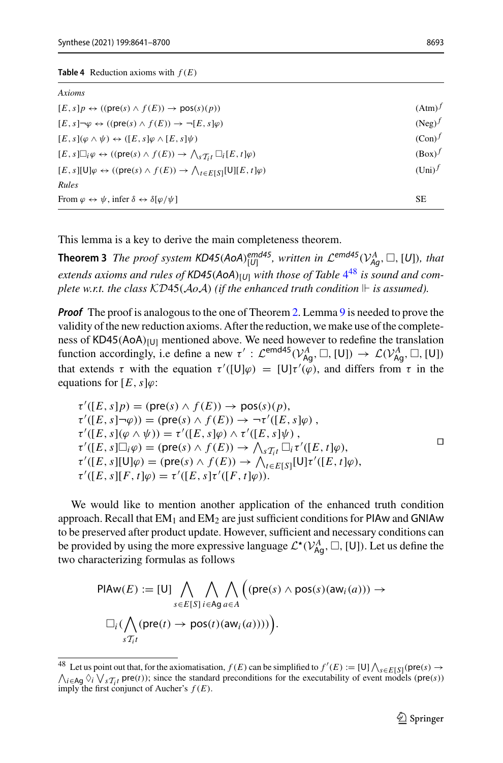**Table 4** Reduction axioms with $f(E)$

| *Axioms* | |
|---|---|
| $[E,s]p \leftrightarrow ((\mathsf{pre}(s) \wedge f(E)) \rightarrow \mathsf{pos}(s)(p))$ | $(\text{Atm})^f$ |
| $[E,s]\neg\varphi \leftrightarrow ((\mathsf{pre}(s) \wedge f(E)) \rightarrow \neg[E,s]\varphi)$ | $(\text{Neg})^f$ |
| $[E,s](\varphi \wedge \psi) \leftrightarrow ([E,s]\varphi \wedge [E,s]\psi)$ | $(\text{Con})^f$ |
| $[E,s]\Box_i\varphi \leftrightarrow ((\mathsf{pre}(s) \wedge f(E)) \rightarrow \bigwedge_{s\mathcal{T}_i t} \Box_i[E,t]\varphi)$ | $(\text{Box})^f$ |
| $[E,s][\mathsf{U}]\varphi \leftrightarrow ((\mathsf{pre}(s) \wedge f(E)) \rightarrow \bigwedge_{t\in E[S]}[\mathsf{U}][E,t]\varphi)$ | $(\text{Uni})^f$ |
| *Rules* | |
| From $\varphi \leftrightarrow \psi$, infer $\delta \leftrightarrow \delta[\varphi/\psi]$ | SE |

This lemma is a key to derive the main completeness theorem.

**Theorem 3** *The proof system* $\mathsf{KD45(AoA)}^{emd45}_{[U]}$*, written in* $\mathcal{L}^{emd45}(\mathcal{V}^A_{Ag}, \Box, [U])$*, that extends axioms and rules of* $\mathsf{KD45(AoA)}_{[U]}$ *with those of Table 4*[48] *is sound and complete w.r.t. the class* $\mathcal{KD}45(\mathcal{A}o\mathcal{A})$ *(if the enhanced truth condition* $\Vdash$ *is assumed).*

***Proof*** The proof is analogous to the one of Theorem 2. Lemma 9 is needed to prove the validity of the new reduction axioms. After the reduction, we make use of the completeness of $\mathsf{KD45(AoA)}_{[U]}$ mentioned above. We need however to redefine the translation function accordingly, i.e define a new $\tau' : \mathcal{L}^{emd45}(\mathcal{V}^A_{\mathsf{Ag}}, \Box, [\mathsf{U}]) \rightarrow \mathcal{L}(\mathcal{V}^A_{\mathsf{Ag}}, \Box, [\mathsf{U}])$ that extends $\tau$ with the equation $\tau'([\mathsf{U}]\varphi) = [\mathsf{U}]\tau'(\varphi)$, and differs from $\tau$ in the equations for $[E,s]\varphi$:

$$
\begin{aligned}
&\tau'([E,s]p) = (\mathsf{pre}(s) \wedge f(E)) \rightarrow \mathsf{pos}(s)(p),\\
&\tau'([E,s]\neg\varphi)) = (\mathsf{pre}(s) \wedge f(E)) \rightarrow \neg\tau'([E,s]\varphi)\ ,\\
&\tau'([E,s](\varphi \wedge \psi)) = \tau'([E,s]\varphi) \wedge \tau'([E,s]\psi)\ ,\\
&\tau'([E,s]\Box_i\varphi) = (\mathsf{pre}(s) \wedge f(E)) \rightarrow \textstyle\bigwedge_{s\mathcal{T}_i t} \Box_i\tau'([E,t]\varphi),\\
&\tau'([E,s][\mathsf{U}]\varphi) = (\mathsf{pre}(s) \wedge f(E)) \rightarrow \textstyle\bigwedge_{t\in E[S]}[\mathsf{U}]\tau'([E,t]\varphi),\\
&\tau'([E,s][F,t]\varphi) = \tau'([E,s]\tau'([F,t]\varphi)).
\end{aligned}
$$

□

We would like to mention another application of the enhanced truth condition approach. Recall that $\mathrm{EM}_1$ and $\mathrm{EM}_2$ are just sufficient conditions for $\mathsf{PIAw}$ and $\mathsf{GNIAw}$ to be preserved after product update. However, sufficient and necessary conditions can be provided by using the more expressive language $\mathcal{L}^{\star}(\mathcal{V}^A_{\mathsf{Ag}}, \Box, [\mathsf{U}])$. Let us define the two characterizing formulas as follows

$$
\mathsf{PIAw}(E) := [\mathsf{U}] \bigwedge_{s\in E[S]} \bigwedge_{i\in\mathsf{Ag}} \bigwedge_{a\in A} \Big( (\mathsf{pre}(s) \wedge \mathsf{pos}(s)(\mathsf{aw}_i(a))) \rightarrow \Box_i(\bigwedge_{s\mathcal{T}_i t}(\mathsf{pre}(t) \rightarrow \mathsf{pos}(t)(\mathsf{aw}_i(a)))) \Big).
$$

---

[48] Let us point out that, for the axiomatisation, $f(E)$ can be simplified to $f'(E) := [\mathsf{U}]\bigwedge_{s\in E[S]}(\mathsf{pre}(s) \rightarrow \bigwedge_{i\in\mathsf{Ag}} \Diamond_i \bigvee_{s\mathcal{T}_i t} \mathsf{pre}(t))$; since the standard preconditions for the executability of event models ($\mathsf{pre}(s)$) imply the first conjunct of Aucher's $f(E)$.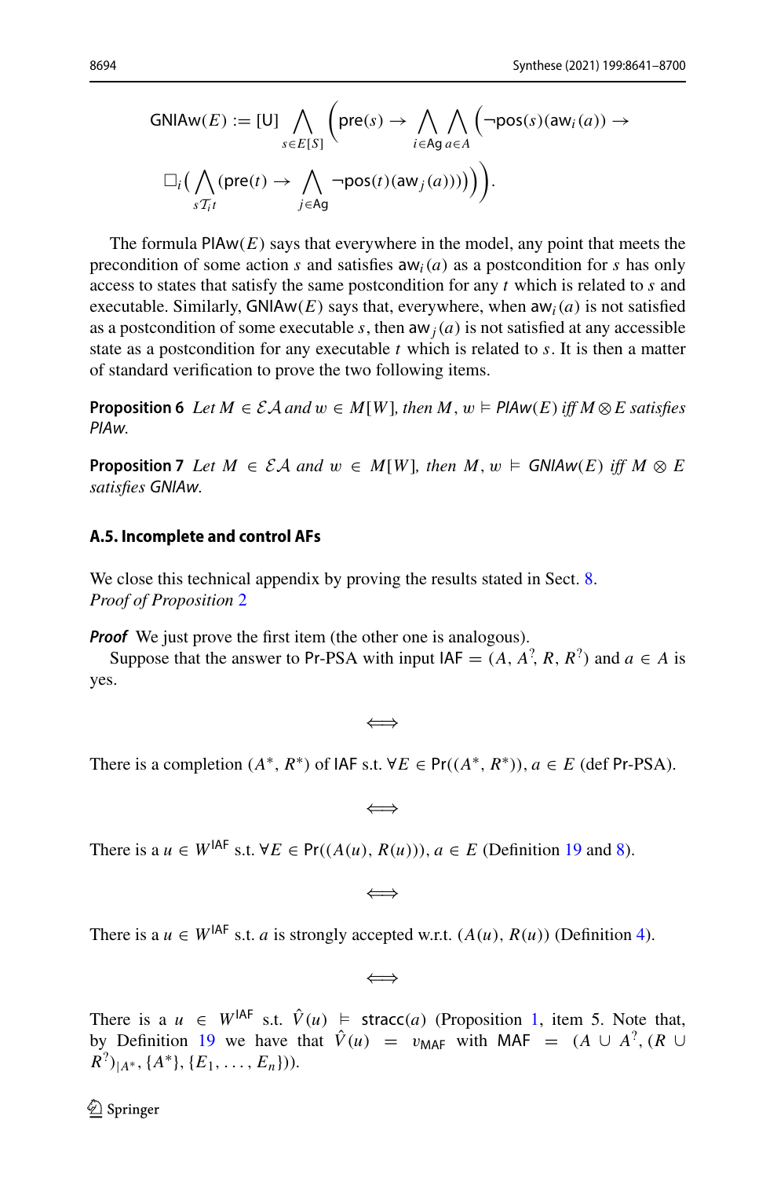$$\mathsf{GNIAw}(E) := [\mathsf{U}] \bigwedge_{s \in E[S]} \Big( \mathsf{pre}(s) \rightarrow \bigwedge_{i \in \mathsf{Ag}} \bigwedge_{a \in A} \Big( \neg \mathsf{pos}(s)(\mathsf{aw}_i(a)) \rightarrow$$

$$\Box_i \big( \bigwedge_{s \mathcal{T}_i t} (\mathsf{pre}(t) \rightarrow \bigwedge_{j \in \mathsf{Ag}} \neg \mathsf{pos}(t)(\mathsf{aw}_j(a)))\big)\Big)\Big).$$

The formula $\mathsf{PIAw}(E)$ says that everywhere in the model, any point that meets the precondition of some action $s$ and satisfies $\mathsf{aw}_i(a)$ as a postcondition for $s$ has only access to states that satisfy the same postcondition for any $t$ which is related to $s$ and executable. Similarly, $\mathsf{GNIAw}(E)$ says that, everywhere, when $\mathsf{aw}_i(a)$ is not satisfied as a postcondition of some executable $s$, then $\mathsf{aw}_j(a)$ is not satisfied at any accessible state as a postcondition for any executable $t$ which is related to $s$. It is then a matter of standard verification to prove the two following items.

**Proposition 6** *Let $M \in \mathcal{EA}$ and $w \in M[W]$, then $M, w \vDash \mathsf{PIAw}(E)$ iff $M \otimes E$ satisfies PIAw.*

**Proposition 7** *Let $M \in \mathcal{EA}$ and $w \in M[W]$, then $M, w \vDash \mathsf{GNIAw}(E)$ iff $M \otimes E$ satisfies GNIAw.*

### A.5. Incomplete and control AFs

We close this technical appendix by proving the results stated in Sect. 8.

*Proof of Proposition* 2

***Proof*** We just prove the first item (the other one is analogous).

Suppose that the answer to Pr-PSA with input $\mathsf{IAF} = (A, A^?, R, R^?)$ and $a \in A$ is yes.

$$\Longleftrightarrow$$

There is a completion $(A^*, R^*)$ of IAF s.t. $\forall E \in \mathsf{Pr}((A^*, R^*)), a \in E$ (def Pr-PSA).

$$\Longleftrightarrow$$

There is a $u \in W^{\mathsf{IAF}}$ s.t. $\forall E \in \mathsf{Pr}((A(u), R(u))), a \in E$ (Definition 19 and 8).

$$\Longleftrightarrow$$

There is a $u \in W^{\mathsf{IAF}}$ s.t. $a$ is strongly accepted w.r.t. $(A(u), R(u))$ (Definition 4).

$$\Longleftrightarrow$$

There is a $u \in W^{\mathsf{IAF}}$ s.t. $\hat{V}(u) \vDash \mathsf{stracc}(a)$ (Proposition 1, item 5. Note that, by Definition 19 we have that $\hat{V}(u) = v_{\mathsf{MAF}}$ with $\mathsf{MAF} = (A \cup A^?, (R \cup R^?)_{|A^*}, \{A^*\}, \{E_1, \ldots, E_n\})$.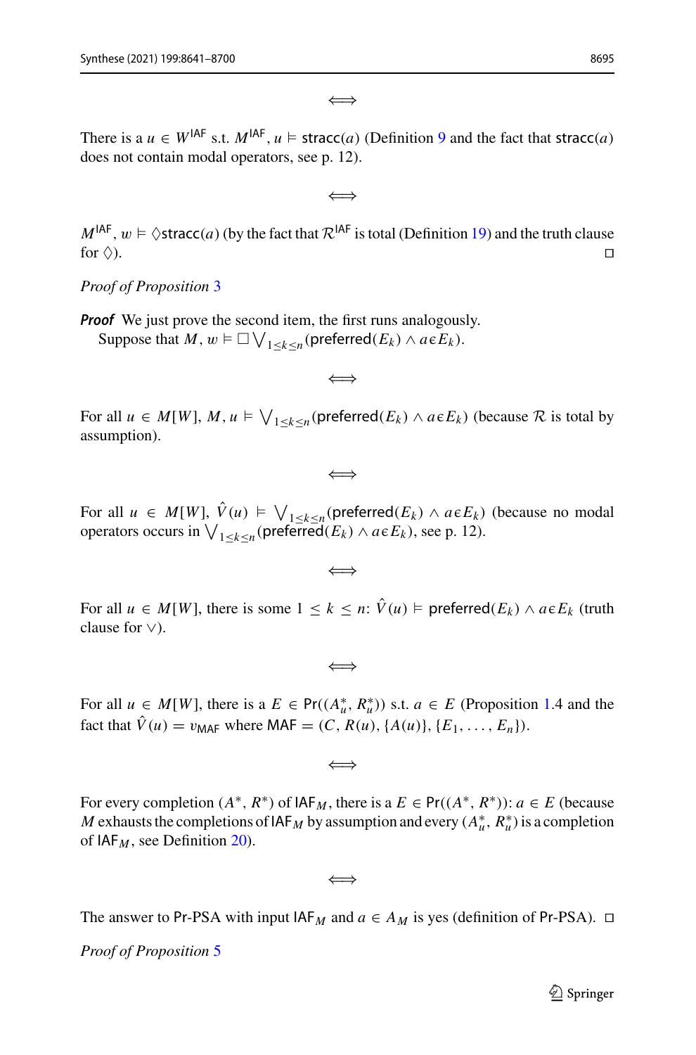$$\Longleftrightarrow$$

There is a $u \in W^{\mathsf{IAF}}$ s.t. $M^{\mathsf{IAF}}, u \models \mathsf{stracc}(a)$ (Definition 9 and the fact that $\mathsf{stracc}(a)$ does not contain modal operators, see p. 12).

$$\Longleftrightarrow$$

$M^{\mathsf{IAF}}, w \models \Diamond\mathsf{stracc}(a)$ (by the fact that $\mathcal{R}^{\mathsf{IAF}}$ is total (Definition 19) and the truth clause for $\Diamond$). □

*Proof of Proposition 3*

***Proof*** We just prove the second item, the first runs analogously.

Suppose that $M, w \models \Box \bigvee_{1 \leq k \leq n}(\mathsf{preferred}(E_k) \wedge a \in E_k)$.

$$\Longleftrightarrow$$

For all $u \in M[W]$, $M, u \models \bigvee_{1 \leq k \leq n}(\mathsf{preferred}(E_k) \wedge a \in E_k)$ (because $\mathcal{R}$ is total by assumption).

$$\Longleftrightarrow$$

For all $u \in M[W]$, $\hat{V}(u) \models \bigvee_{1 \leq k \leq n}(\mathsf{preferred}(E_k) \wedge a \in E_k)$ (because no modal operators occurs in $\bigvee_{1 \leq k \leq n}(\mathsf{preferred}(E_k) \wedge a \in E_k)$, see p. 12).

$$\Longleftrightarrow$$

For all $u \in M[W]$, there is some $1 \leq k \leq n$: $\hat{V}(u) \models \mathsf{preferred}(E_k) \wedge a \in E_k$ (truth clause for $\vee$).

$$\Longleftrightarrow$$

For all $u \in M[W]$, there is a $E \in \mathsf{Pr}((A^*_u, R^*_u))$ s.t. $a \in E$ (Proposition 1.4 and the fact that $\hat{V}(u) = v_{\mathsf{MAF}}$ where $\mathsf{MAF} = (C, R(u), \{A(u)\}, \{E_1, \ldots, E_n\})$.

$$\Longleftrightarrow$$

For every completion $(A^*, R^*)$ of $\mathsf{IAF}_M$, there is a $E \in \mathsf{Pr}((A^*, R^*))$: $a \in E$ (because $M$ exhausts the completions of $\mathsf{IAF}_M$ by assumption and every $(A^*_u, R^*_u)$ is a completion of $\mathsf{IAF}_M$, see Definition 20).

$$\Longleftrightarrow$$

The answer to Pr-PSA with input $\mathsf{IAF}_M$ and $a \in A_M$ is yes (definition of Pr-PSA). □

*Proof of Proposition 5*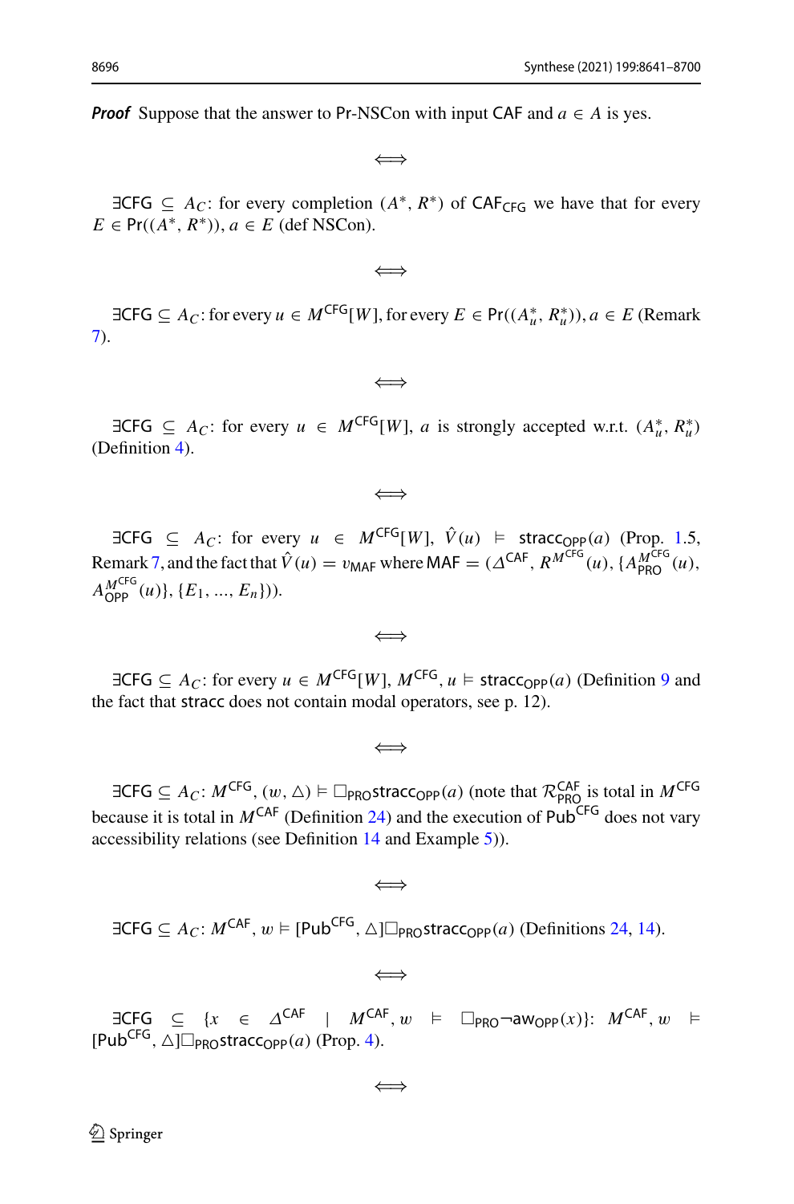***Proof*** Suppose that the answer to Pr-NSCon with input CAF and $a \in A$ is yes.

$$\Longleftrightarrow$$

$\exists \mathsf{CFG} \subseteq A_C$: for every completion $(A^*, R^*)$ of $\mathsf{CAF}_{\mathsf{CFG}}$ we have that for every $E \in \mathsf{Pr}((A^*, R^*))$, $a \in E$ (def NSCon).

$$\Longleftrightarrow$$

$\exists \mathsf{CFG} \subseteq A_C$: for every $u \in M^{\mathsf{CFG}}[W]$, for every $E \in \mathsf{Pr}((A^*_u, R^*_u))$, $a \in E$ (Remark 7).

$$\Longleftrightarrow$$

$\exists \mathsf{CFG} \subseteq A_C$: for every $u \in M^{\mathsf{CFG}}[W]$, $a$ is strongly accepted w.r.t. $(A^*_u, R^*_u)$ (Definition 4).

$$\Longleftrightarrow$$

$\exists \mathsf{CFG} \subseteq A_C$: for every $u \in M^{\mathsf{CFG}}[W]$, $\hat{V}(u) \vDash \mathsf{stracc}_{\mathsf{OPP}}(a)$ (Prop. 1.5, Remark 7, and the fact that $\hat{V}(u) = v_{\mathsf{MAF}}$ where $\mathsf{MAF} = (\Delta^{\mathsf{CAF}}, R^{M^{\mathsf{CFG}}}(u), \{A^{M^{\mathsf{CFG}}}_{\mathsf{PRO}}(u), A^{M^{\mathsf{CFG}}}_{\mathsf{OPP}}(u)\}, \{E_1, ..., E_n\})$).

$$\Longleftrightarrow$$

$\exists \mathsf{CFG} \subseteq A_C$: for every $u \in M^{\mathsf{CFG}}[W]$, $M^{\mathsf{CFG}}, u \vDash \mathsf{stracc}_{\mathsf{OPP}}(a)$ (Definition 9 and the fact that $\mathsf{stracc}$ does not contain modal operators, see p. 12).

$$\Longleftrightarrow$$

$\exists \mathsf{CFG} \subseteq A_C$: $M^{\mathsf{CFG}}, (w, \triangle) \vDash \Box_{\mathsf{PRO}} \mathsf{stracc}_{\mathsf{OPP}}(a)$ (note that $\mathcal{R}^{\mathsf{CAF}}_{\mathsf{PRO}}$ is total in $M^{\mathsf{CFG}}$ because it is total in $M^{\mathsf{CAF}}$ (Definition 24) and the execution of $\mathsf{Pub}^{\mathsf{CFG}}$ does not vary accessibility relations (see Definition 14 and Example 5)).

$$\Longleftrightarrow$$

$\exists \mathsf{CFG} \subseteq A_C$: $M^{\mathsf{CAF}}, w \vDash [\mathsf{Pub}^{\mathsf{CFG}}, \triangle]\Box_{\mathsf{PRO}} \mathsf{stracc}_{\mathsf{OPP}}(a)$ (Definitions 24, 14).

$$\Longleftrightarrow$$

$\exists \mathsf{CFG} \subseteq \{x \in \Delta^{\mathsf{CAF}} \mid M^{\mathsf{CAF}}, w \vDash \Box_{\mathsf{PRO}} \neg \mathsf{aw}_{\mathsf{OPP}}(x)\}$: $M^{\mathsf{CAF}}, w \vDash [\mathsf{Pub}^{\mathsf{CFG}}, \triangle]\Box_{\mathsf{PRO}} \mathsf{stracc}_{\mathsf{OPP}}(a)$ (Prop. 4).

$$\Longleftrightarrow$$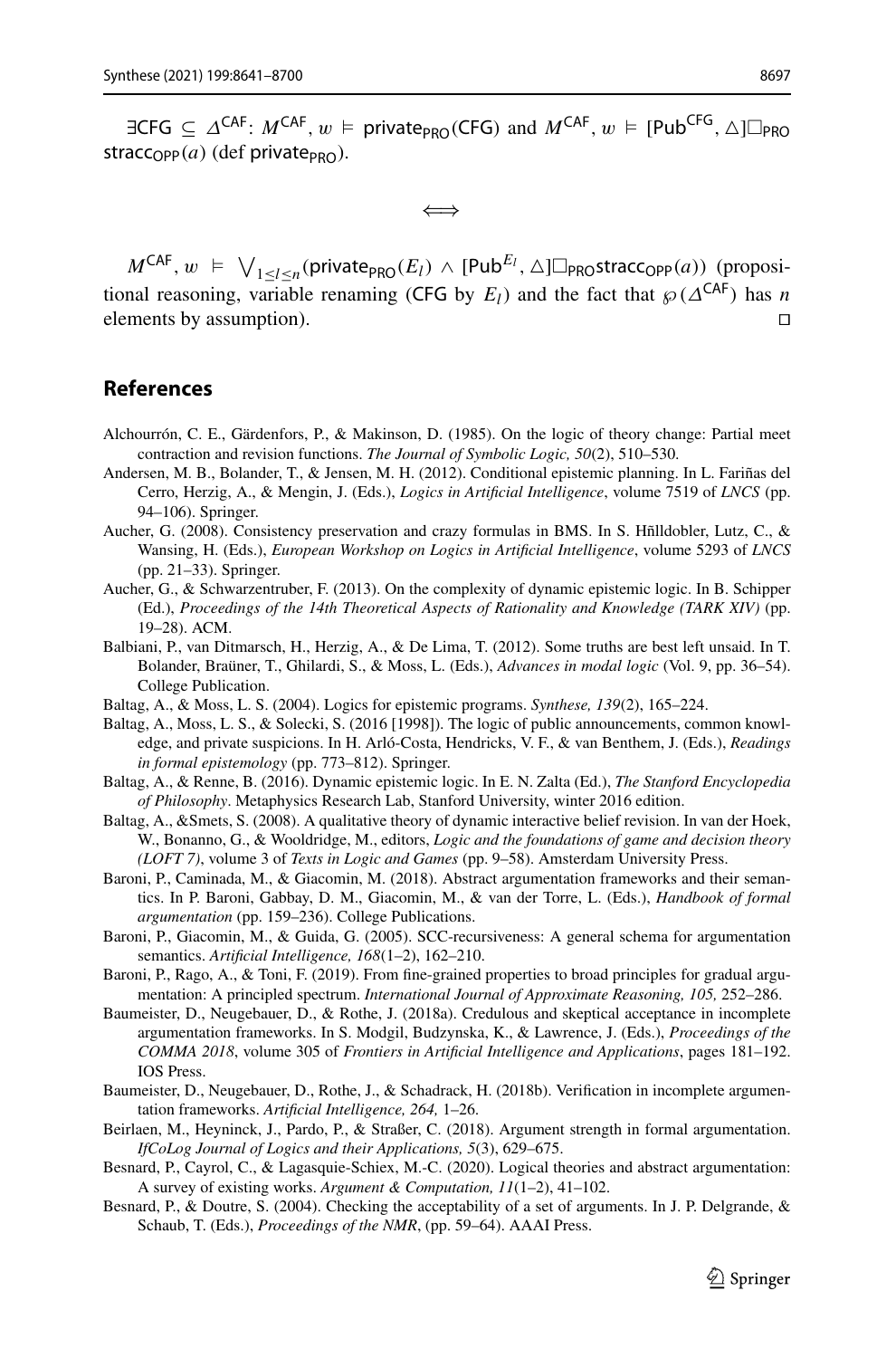$\exists \mathsf{CFG} \subseteq \Delta^{\mathsf{CAF}}$: $M^{\mathsf{CAF}}, w \models \mathsf{private}_{\mathsf{PRO}}(\mathsf{CFG})$ and $M^{\mathsf{CAF}}, w \models [\mathsf{Pub}^{\mathsf{CFG}}, \triangle]\Box_{\mathsf{PRO}} \mathsf{stracc}_{\mathsf{OPP}}(a)$ (def $\mathsf{private}_{\mathsf{PRO}}$).

$$\Longleftrightarrow$$

$M^{\mathsf{CAF}}, w \models \bigvee_{1 \leq l \leq n}(\mathsf{private}_{\mathsf{PRO}}(E_l) \wedge [\mathsf{Pub}^{E_l}, \triangle]\Box_{\mathsf{PRO}}\mathsf{stracc}_{\mathsf{OPP}}(a))$ (propositional reasoning, variable renaming ($\mathsf{CFG}$ by $E_l$) and the fact that $\wp(\Delta^{\mathsf{CAF}})$ has $n$ elements by assumption). □

## References

Alchourrón, C. E., Gärdenfors, P., & Makinson, D. (1985). On the logic of theory change: Partial meet contraction and revision functions. *The Journal of Symbolic Logic, 50*(2), 510–530.

Andersen, M. B., Bolander, T., & Jensen, M. H. (2012). Conditional epistemic planning. In L. Fariñas del Cerro, Herzig, A., & Mengin, J. (Eds.), *Logics in Artificial Intelligence*, volume 7519 of *LNCS* (pp. 94–106). Springer.

Aucher, G. (2008). Consistency preservation and crazy formulas in BMS. In S. Hñlldobler, Lutz, C., & Wansing, H. (Eds.), *European Workshop on Logics in Artificial Intelligence*, volume 5293 of *LNCS* (pp. 21–33). Springer.

Aucher, G., & Schwarzentruber, F. (2013). On the complexity of dynamic epistemic logic. In B. Schipper (Ed.), *Proceedings of the 14th Theoretical Aspects of Rationality and Knowledge (TARK XIV)* (pp. 19–28). ACM.

Balbiani, P., van Ditmarsch, H., Herzig, A., & De Lima, T. (2012). Some truths are best left unsaid. In T. Bolander, Braüner, T., Ghilardi, S., & Moss, L. (Eds.), *Advances in modal logic* (Vol. 9, pp. 36–54). College Publication.

Baltag, A., & Moss, L. S. (2004). Logics for epistemic programs. *Synthese, 139*(2), 165–224.

Baltag, A., Moss, L. S., & Solecki, S. (2016 [1998]). The logic of public announcements, common knowledge, and private suspicions. In H. Arló-Costa, Hendricks, V. F., & van Benthem, J. (Eds.), *Readings in formal epistemology* (pp. 773–812). Springer.

Baltag, A., & Renne, B. (2016). Dynamic epistemic logic. In E. N. Zalta (Ed.), *The Stanford Encyclopedia of Philosophy*. Metaphysics Research Lab, Stanford University, winter 2016 edition.

Baltag, A., &Smets, S. (2008). A qualitative theory of dynamic interactive belief revision. In van der Hoek, W., Bonanno, G., & Wooldridge, M., editors, *Logic and the foundations of game and decision theory (LOFT 7)*, volume 3 of *Texts in Logic and Games* (pp. 9–58). Amsterdam University Press.

Baroni, P., Caminada, M., & Giacomin, M. (2018). Abstract argumentation frameworks and their semantics. In P. Baroni, Gabbay, D. M., Giacomin, M., & van der Torre, L. (Eds.), *Handbook of formal argumentation* (pp. 159–236). College Publications.

Baroni, P., Giacomin, M., & Guida, G. (2005). SCC-recursiveness: A general schema for argumentation semantics. *Artificial Intelligence, 168*(1–2), 162–210.

Baroni, P., Rago, A., & Toni, F. (2019). From fine-grained properties to broad principles for gradual argumentation: A principled spectrum. *International Journal of Approximate Reasoning, 105,* 252–286.

Baumeister, D., Neugebauer, D., & Rothe, J. (2018a). Credulous and skeptical acceptance in incomplete argumentation frameworks. In S. Modgil, Budzynska, K., & Lawrence, J. (Eds.), *Proceedings of the COMMA 2018*, volume 305 of *Frontiers in Artificial Intelligence and Applications*, pages 181–192. IOS Press.

Baumeister, D., Neugebauer, D., Rothe, J., & Schadrack, H. (2018b). Verification in incomplete argumentation frameworks. *Artificial Intelligence, 264,* 1–26.

Beirlaen, M., Heyninck, J., Pardo, P., & Straßer, C. (2018). Argument strength in formal argumentation. *IfCoLog Journal of Logics and their Applications, 5*(3), 629–675.

Besnard, P., Cayrol, C., & Lagasquie-Schiex, M.-C. (2020). Logical theories and abstract argumentation: A survey of existing works. *Argument & Computation, 11*(1–2), 41–102.

Besnard, P., & Doutre, S. (2004). Checking the acceptability of a set of arguments. In J. P. Delgrande, & Schaub, T. (Eds.), *Proceedings of the NMR*, (pp. 59–64). AAAI Press.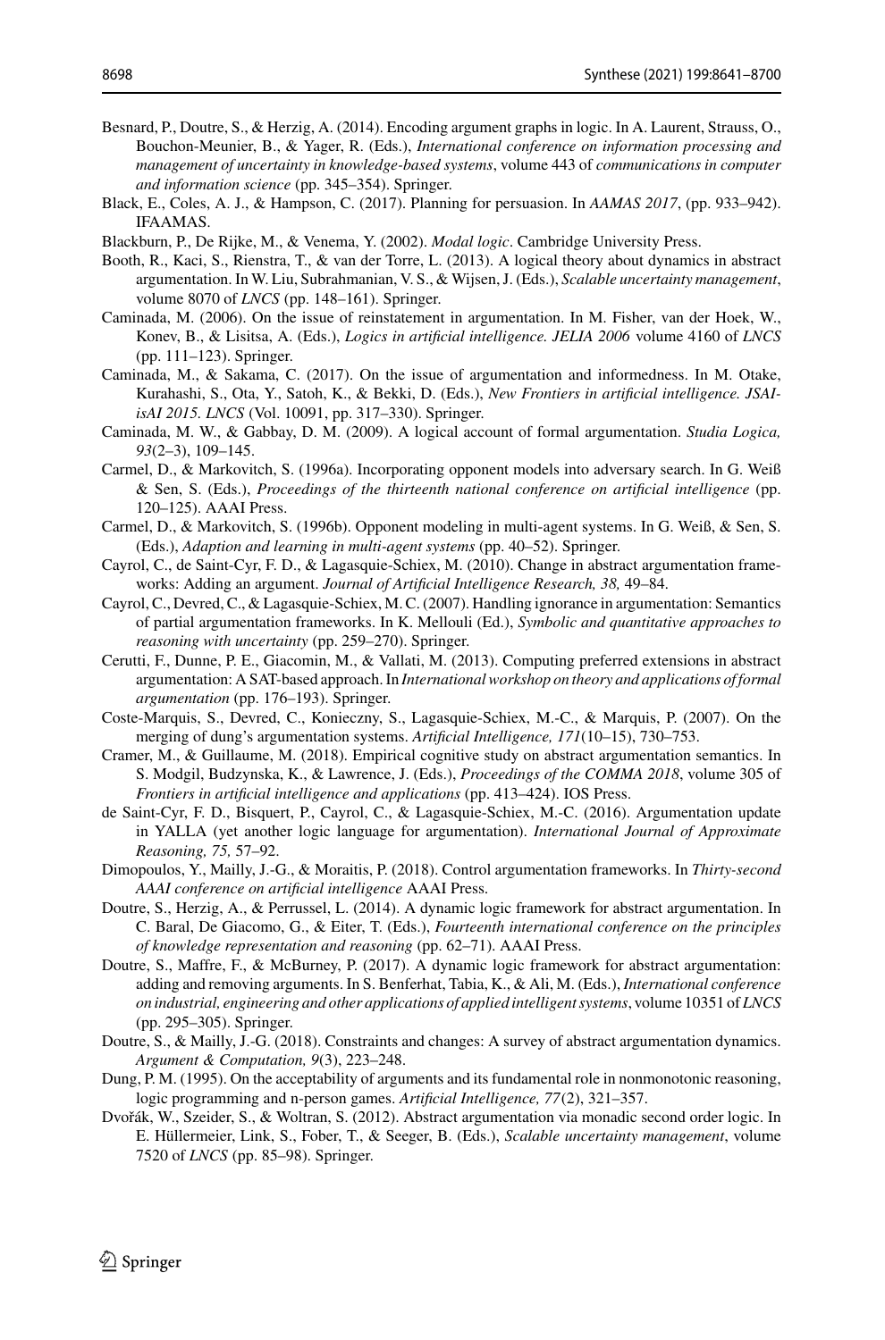Besnard, P., Doutre, S., & Herzig, A. (2014). Encoding argument graphs in logic. In A. Laurent, Strauss, O., Bouchon-Meunier, B., & Yager, R. (Eds.), *International conference on information processing and management of uncertainty in knowledge-based systems*, volume 443 of *communications in computer and information science* (pp. 345–354). Springer.

Black, E., Coles, A. J., & Hampson, C. (2017). Planning for persuasion. In *AAMAS 2017*, (pp. 933–942). IFAAMAS.

Blackburn, P., De Rijke, M., & Venema, Y. (2002). *Modal logic*. Cambridge University Press.

Booth, R., Kaci, S., Rienstra, T., & van der Torre, L. (2013). A logical theory about dynamics in abstract argumentation. In W. Liu, Subrahmanian, V. S., & Wijsen, J. (Eds.), *Scalable uncertainty management*, volume 8070 of *LNCS* (pp. 148–161). Springer.

Caminada, M. (2006). On the issue of reinstatement in argumentation. In M. Fisher, van der Hoek, W., Konev, B., & Lisitsa, A. (Eds.), *Logics in artificial intelligence. JELIA 2006* volume 4160 of *LNCS* (pp. 111–123). Springer.

Caminada, M., & Sakama, C. (2017). On the issue of argumentation and informedness. In M. Otake, Kurahashi, S., Ota, Y., Satoh, K., & Bekki, D. (Eds.), *New Frontiers in artificial intelligence. JSAI-isAI 2015. LNCS* (Vol. 10091, pp. 317–330). Springer.

Caminada, M. W., & Gabbay, D. M. (2009). A logical account of formal argumentation. *Studia Logica, 93*(2–3), 109–145.

Carmel, D., & Markovitch, S. (1996a). Incorporating opponent models into adversary search. In G. Weiß & Sen, S. (Eds.), *Proceedings of the thirteenth national conference on artificial intelligence* (pp. 120–125). AAAI Press.

Carmel, D., & Markovitch, S. (1996b). Opponent modeling in multi-agent systems. In G. Weiß, & Sen, S. (Eds.), *Adaption and learning in multi-agent systems* (pp. 40–52). Springer.

Cayrol, C., de Saint-Cyr, F. D., & Lagasquie-Schiex, M. (2010). Change in abstract argumentation frameworks: Adding an argument. *Journal of Artificial Intelligence Research, 38,* 49–84.

Cayrol, C., Devred, C., & Lagasquie-Schiex, M. C. (2007). Handling ignorance in argumentation: Semantics of partial argumentation frameworks. In K. Mellouli (Ed.), *Symbolic and quantitative approaches to reasoning with uncertainty* (pp. 259–270). Springer.

Cerutti, F., Dunne, P. E., Giacomin, M., & Vallati, M. (2013). Computing preferred extensions in abstract argumentation: A SAT-based approach. In *International workshop on theory and applications of formal argumentation* (pp. 176–193). Springer.

Coste-Marquis, S., Devred, C., Konieczny, S., Lagasquie-Schiex, M.-C., & Marquis, P. (2007). On the merging of dung's argumentation systems. *Artificial Intelligence, 171*(10–15), 730–753.

Cramer, M., & Guillaume, M. (2018). Empirical cognitive study on abstract argumentation semantics. In S. Modgil, Budzynska, K., & Lawrence, J. (Eds.), *Proceedings of the COMMA 2018*, volume 305 of *Frontiers in artificial intelligence and applications* (pp. 413–424). IOS Press.

de Saint-Cyr, F. D., Bisquert, P., Cayrol, C., & Lagasquie-Schiex, M.-C. (2016). Argumentation update in YALLA (yet another logic language for argumentation). *International Journal of Approximate Reasoning, 75,* 57–92.

Dimopoulos, Y., Mailly, J.-G., & Moraitis, P. (2018). Control argumentation frameworks. In *Thirty-second AAAI conference on artificial intelligence* AAAI Press.

Doutre, S., Herzig, A., & Perrussel, L. (2014). A dynamic logic framework for abstract argumentation. In C. Baral, De Giacomo, G., & Eiter, T. (Eds.), *Fourteenth international conference on the principles of knowledge representation and reasoning* (pp. 62–71). AAAI Press.

Doutre, S., Maffre, F., & McBurney, P. (2017). A dynamic logic framework for abstract argumentation: adding and removing arguments. In S. Benferhat, Tabia, K., & Ali, M. (Eds.), *International conference on industrial, engineering and other applications of applied intelligent systems*, volume 10351 of *LNCS* (pp. 295–305). Springer.

Doutre, S., & Mailly, J.-G. (2018). Constraints and changes: A survey of abstract argumentation dynamics. *Argument & Computation, 9*(3), 223–248.

Dung, P. M. (1995). On the acceptability of arguments and its fundamental role in nonmonotonic reasoning, logic programming and n-person games. *Artificial Intelligence, 77*(2), 321–357.

Dvořák, W., Szeider, S., & Woltran, S. (2012). Abstract argumentation via monadic second order logic. In E. Hüllermeier, Link, S., Fober, T., & Seeger, B. (Eds.), *Scalable uncertainty management*, volume 7520 of *LNCS* (pp. 85–98). Springer.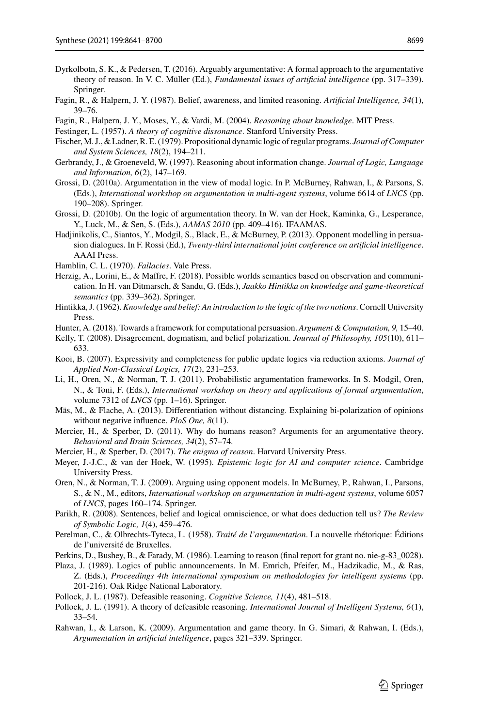Dyrkolbotn, S. K., & Pedersen, T. (2016). Arguably argumentative: A formal approach to the argumentative theory of reason. In V. C. Müller (Ed.), *Fundamental issues of artificial intelligence* (pp. 317–339). Springer.

Fagin, R., & Halpern, J. Y. (1987). Belief, awareness, and limited reasoning. *Artificial Intelligence, 34*(1), 39–76.

Fagin, R., Halpern, J. Y., Moses, Y., & Vardi, M. (2004). *Reasoning about knowledge*. MIT Press.

Festinger, L. (1957). *A theory of cognitive dissonance*. Stanford University Press.

Fischer, M. J., & Ladner, R. E. (1979). Propositional dynamic logic of regular programs. *Journal of Computer and System Sciences, 18*(2), 194–211.

Gerbrandy, J., & Groeneveld, W. (1997). Reasoning about information change. *Journal of Logic, Language and Information, 6*(2), 147–169.

Grossi, D. (2010a). Argumentation in the view of modal logic. In P. McBurney, Rahwan, I., & Parsons, S. (Eds.), *International workshop on argumentation in multi-agent systems*, volume 6614 of *LNCS* (pp. 190–208). Springer.

Grossi, D. (2010b). On the logic of argumentation theory. In W. van der Hoek, Kaminka, G., Lesperance, Y., Luck, M., & Sen, S. (Eds.), *AAMAS 2010* (pp. 409–416). IFAAMAS.

Hadjinikolis, C., Siantos, Y., Modgil, S., Black, E., & McBurney, P. (2013). Opponent modelling in persuasion dialogues. In F. Rossi (Ed.), *Twenty-third international joint conference on artificial intelligence*. AAAI Press.

Hamblin, C. L. (1970). *Fallacies*. Vale Press.

Herzig, A., Lorini, E., & Maffre, F. (2018). Possible worlds semantics based on observation and communication. In H. van Ditmarsch, & Sandu, G. (Eds.), *Jaakko Hintikka on knowledge and game-theoretical semantics* (pp. 339–362). Springer.

Hintikka, J. (1962). *Knowledge and belief: An introduction to the logic of the two notions*. Cornell University Press.

Hunter, A. (2018). Towards a framework for computational persuasion. *Argument & Computation, 9,* 15–40.

Kelly, T. (2008). Disagreement, dogmatism, and belief polarization. *Journal of Philosophy, 105*(10), 611–633.

Kooi, B. (2007). Expressivity and completeness for public update logics via reduction axioms. *Journal of Applied Non-Classical Logics, 17*(2), 231–253.

Li, H., Oren, N., & Norman, T. J. (2011). Probabilistic argumentation frameworks. In S. Modgil, Oren, N., & Toni, F. (Eds.), *International workshop on theory and applications of formal argumentation*, volume 7312 of *LNCS* (pp. 1–16). Springer.

Mäs, M., & Flache, A. (2013). Differentiation without distancing. Explaining bi-polarization of opinions without negative influence. *PloS One, 8*(11).

Mercier, H., & Sperber, D. (2011). Why do humans reason? Arguments for an argumentative theory. *Behavioral and Brain Sciences, 34*(2), 57–74.

Mercier, H., & Sperber, D. (2017). *The enigma of reason*. Harvard University Press.

Meyer, J.-J.C., & van der Hoek, W. (1995). *Epistemic logic for AI and computer science*. Cambridge University Press.

Oren, N., & Norman, T. J. (2009). Arguing using opponent models. In McBurney, P., Rahwan, I., Parsons, S., & N., M., editors, *International workshop on argumentation in multi-agent systems*, volume 6057 of *LNCS*, pages 160–174. Springer.

Parikh, R. (2008). Sentences, belief and logical omniscience, or what does deduction tell us? *The Review of Symbolic Logic, 1*(4), 459–476.

Perelman, C., & Olbrechts-Tyteca, L. (1958). *Traité de l'argumentation*. La nouvelle rhétorique: Éditions de l'université de Bruxelles.

Perkins, D., Bushey, B., & Farady, M. (1986). Learning to reason (final report for grant no. nie-g-83_0028).

Plaza, J. (1989). Logics of public announcements. In M. Emrich, Pfeifer, M., Hadzikadic, M., & Ras, Z. (Eds.), *Proceedings 4th international symposium on methodologies for intelligent systems* (pp. 201-216). Oak Ridge National Laboratory.

Pollock, J. L. (1987). Defeasible reasoning. *Cognitive Science, 11*(4), 481–518.

Pollock, J. L. (1991). A theory of defeasible reasoning. *International Journal of Intelligent Systems, 6*(1), 33–54.

Rahwan, I., & Larson, K. (2009). Argumentation and game theory. In G. Simari, & Rahwan, I. (Eds.), *Argumentation in artificial intelligence*, pages 321–339. Springer.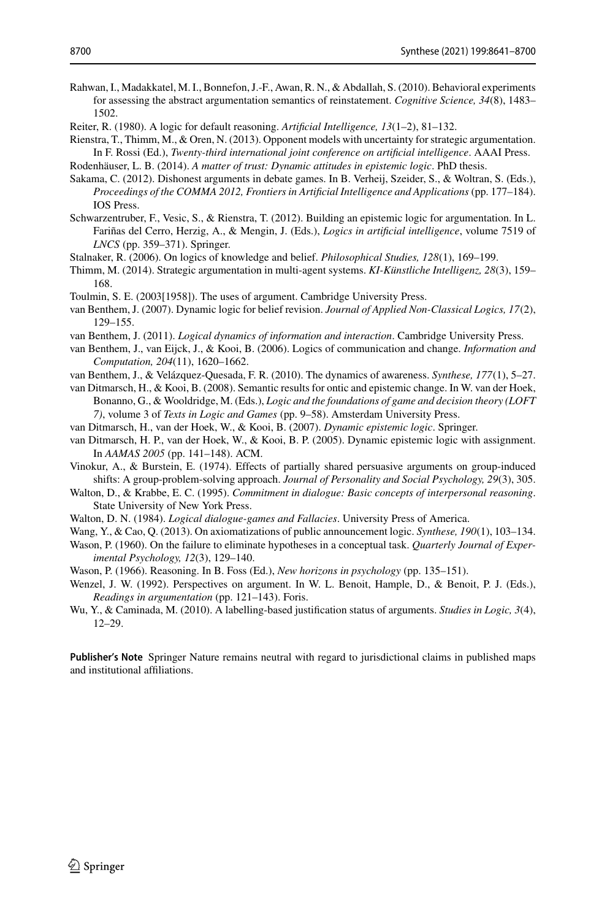Rahwan, I., Madakkatel, M. I., Bonnefon, J.-F., Awan, R. N., & Abdallah, S. (2010). Behavioral experiments for assessing the abstract argumentation semantics of reinstatement. *Cognitive Science, 34*(8), 1483–1502.

Reiter, R. (1980). A logic for default reasoning. *Artificial Intelligence, 13*(1–2), 81–132.

Rienstra, T., Thimm, M., & Oren, N. (2013). Opponent models with uncertainty for strategic argumentation. In F. Rossi (Ed.), *Twenty-third international joint conference on artificial intelligence*. AAAI Press.

Rodenhäuser, L. B. (2014). *A matter of trust: Dynamic attitudes in epistemic logic*. PhD thesis.

Sakama, C. (2012). Dishonest arguments in debate games. In B. Verheij, Szeider, S., & Woltran, S. (Eds.), *Proceedings of the COMMA 2012, Frontiers in Artificial Intelligence and Applications* (pp. 177–184). IOS Press.

Schwarzentruber, F., Vesic, S., & Rienstra, T. (2012). Building an epistemic logic for argumentation. In L. Fariñas del Cerro, Herzig, A., & Mengin, J. (Eds.), *Logics in artificial intelligence*, volume 7519 of *LNCS* (pp. 359–371). Springer.

Stalnaker, R. (2006). On logics of knowledge and belief. *Philosophical Studies, 128*(1), 169–199.

Thimm, M. (2014). Strategic argumentation in multi-agent systems. *KI-Künstliche Intelligenz, 28*(3), 159–168.

Toulmin, S. E. (2003[1958]). The uses of argument. Cambridge University Press.

van Benthem, J. (2007). Dynamic logic for belief revision. *Journal of Applied Non-Classical Logics, 17*(2), 129–155.

van Benthem, J. (2011). *Logical dynamics of information and interaction*. Cambridge University Press.

van Benthem, J., van Eijck, J., & Kooi, B. (2006). Logics of communication and change. *Information and Computation, 204*(11), 1620–1662.

van Benthem, J., & Velázquez-Quesada, F. R. (2010). The dynamics of awareness. *Synthese, 177*(1), 5–27.

van Ditmarsch, H., & Kooi, B. (2008). Semantic results for ontic and epistemic change. In W. van der Hoek, Bonanno, G., & Wooldridge, M. (Eds.), *Logic and the foundations of game and decision theory (LOFT 7)*, volume 3 of *Texts in Logic and Games* (pp. 9–58). Amsterdam University Press.

van Ditmarsch, H., van der Hoek, W., & Kooi, B. (2007). *Dynamic epistemic logic*. Springer.

van Ditmarsch, H. P., van der Hoek, W., & Kooi, B. P. (2005). Dynamic epistemic logic with assignment. In *AAMAS 2005* (pp. 141–148). ACM.

Vinokur, A., & Burstein, E. (1974). Effects of partially shared persuasive arguments on group-induced shifts: A group-problem-solving approach. *Journal of Personality and Social Psychology, 29*(3), 305.

Walton, D., & Krabbe, E. C. (1995). *Commitment in dialogue: Basic concepts of interpersonal reasoning*. State University of New York Press.

Walton, D. N. (1984). *Logical dialogue-games and Fallacies*. University Press of America.

Wang, Y., & Cao, Q. (2013). On axiomatizations of public announcement logic. *Synthese, 190*(1), 103–134.

Wason, P. (1960). On the failure to eliminate hypotheses in a conceptual task. *Quarterly Journal of Experimental Psychology, 12*(3), 129–140.

Wason, P. (1966). Reasoning. In B. Foss (Ed.), *New horizons in psychology* (pp. 135–151).

Wenzel, J. W. (1992). Perspectives on argument. In W. L. Benoit, Hample, D., & Benoit, P. J. (Eds.), *Readings in argumentation* (pp. 121–143). Foris.

Wu, Y., & Caminada, M. (2010). A labelling-based justification status of arguments. *Studies in Logic, 3*(4), 12–29.

**Publisher's Note** Springer Nature remains neutral with regard to jurisdictional claims in published maps and institutional affiliations.